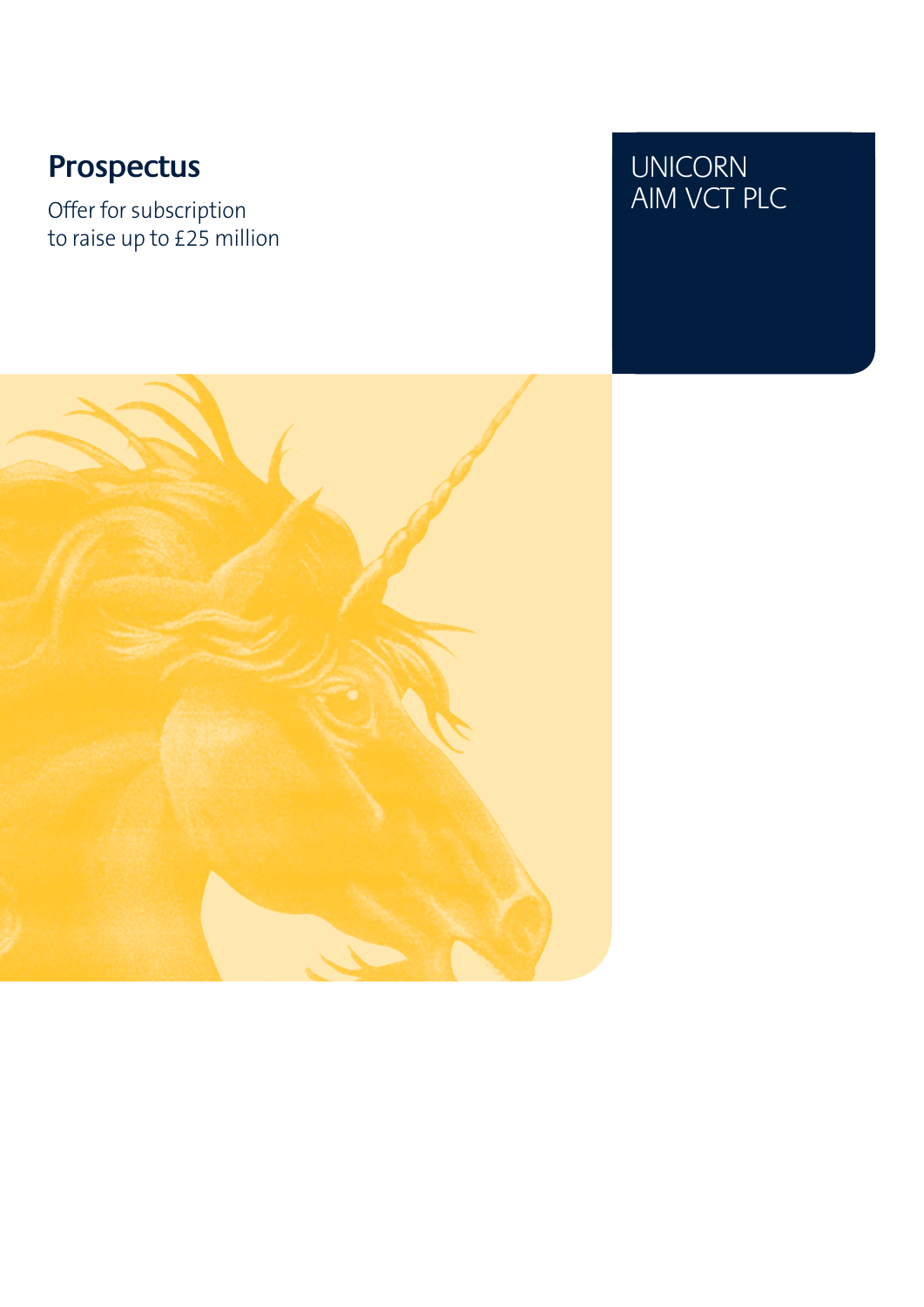# Prospectus

Offer for subscription
to raise up to £25 million

UNICORN
AIM VCT PLC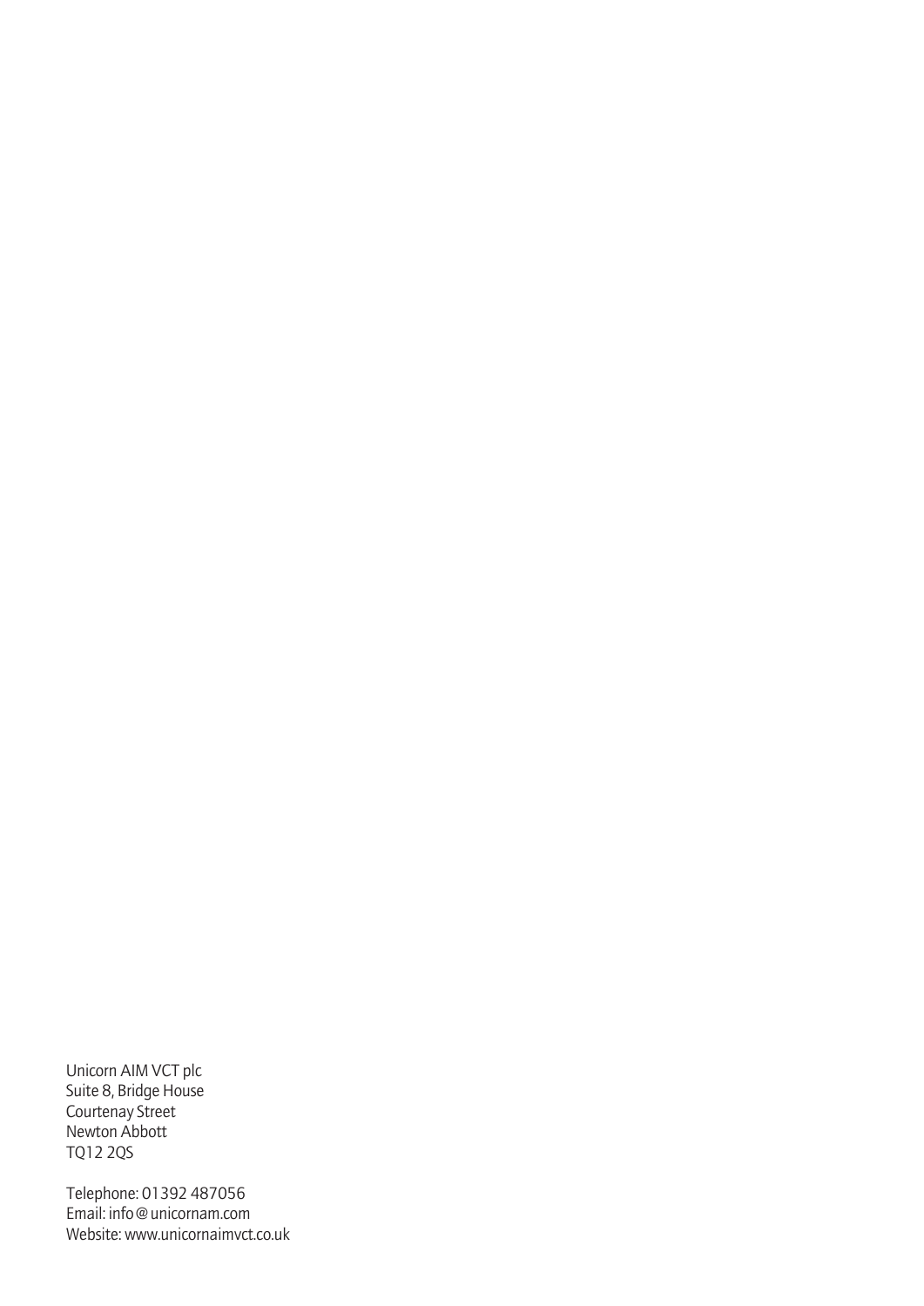Unicorn AIM VCT plc
Suite 8, Bridge House
Courtenay Street
Newton Abbott
TQ12 2QS

Telephone: 01392 487056
Email: info@unicornam.com
Website: www.unicornaimvct.co.uk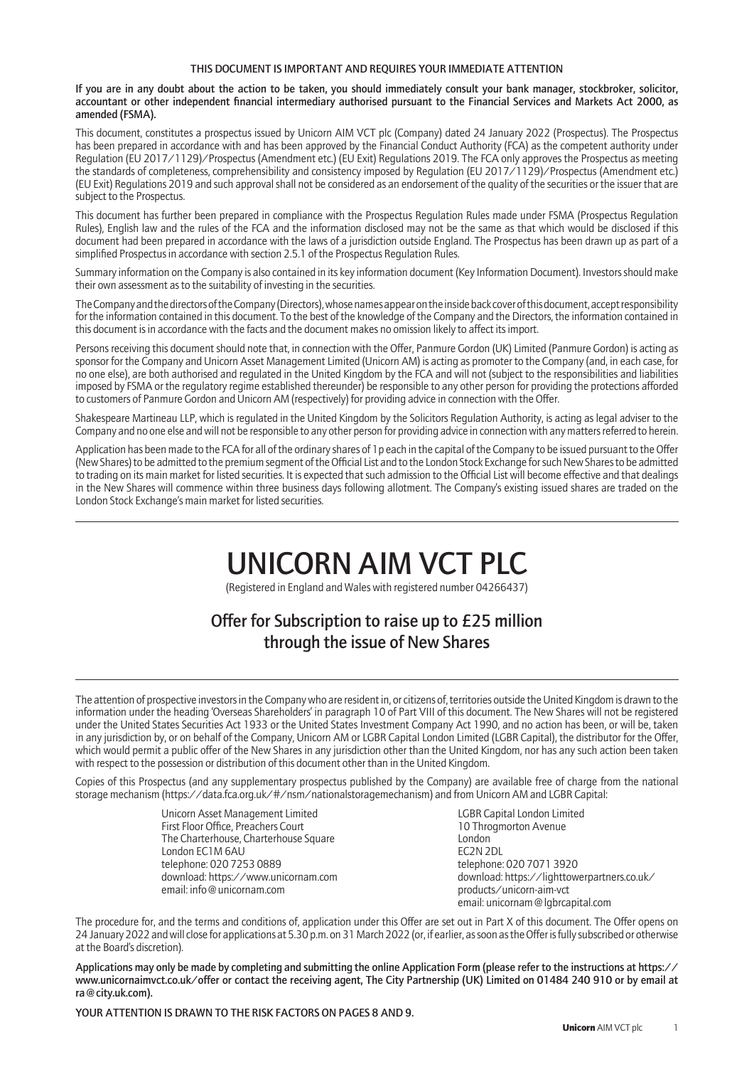**THIS DOCUMENT IS IMPORTANT AND REQUIRES YOUR IMMEDIATE ATTENTION**

**If you are in any doubt about the action to be taken, you should immediately consult your bank manager, stockbroker, solicitor, accountant or other independent financial intermediary authorised pursuant to the Financial Services and Markets Act 2000, as amended (FSMA).**

This document, constitutes a prospectus issued by Unicorn AIM VCT plc (Company) dated 24 January 2022 (Prospectus). The Prospectus has been prepared in accordance with and has been approved by the Financial Conduct Authority (FCA) as the competent authority under Regulation (EU 2017/1129)/Prospectus (Amendment etc.) (EU Exit) Regulations 2019. The FCA only approves the Prospectus as meeting the standards of completeness, comprehensibility and consistency imposed by Regulation (EU 2017/1129)/Prospectus (Amendment etc.) (EU Exit) Regulations 2019 and such approval shall not be considered as an endorsement of the quality of the securities or the issuer that are subject to the Prospectus.

This document has further been prepared in compliance with the Prospectus Regulation Rules made under FSMA (Prospectus Regulation Rules), English law and the rules of the FCA and the information disclosed may not be the same as that which would be disclosed if this document had been prepared in accordance with the laws of a jurisdiction outside England. The Prospectus has been drawn up as part of a simplified Prospectus in accordance with section 2.5.1 of the Prospectus Regulation Rules.

Summary information on the Company is also contained in its key information document (Key Information Document). Investors should make their own assessment as to the suitability of investing in the securities.

The Company and the directors of the Company (Directors), whose names appear on the inside back cover of this document, accept responsibility for the information contained in this document. To the best of the knowledge of the Company and the Directors, the information contained in this document is in accordance with the facts and the document makes no omission likely to affect its import.

Persons receiving this document should note that, in connection with the Offer, Panmure Gordon (UK) Limited (Panmure Gordon) is acting as sponsor for the Company and Unicorn Asset Management Limited (Unicorn AM) is acting as promoter to the Company (and, in each case, for no one else), are both authorised and regulated in the United Kingdom by the FCA and will not (subject to the responsibilities and liabilities imposed by FSMA or the regulatory regime established thereunder) be responsible to any other person for providing the protections afforded to customers of Panmure Gordon and Unicorn AM (respectively) for providing advice in connection with the Offer.

Shakespeare Martineau LLP, which is regulated in the United Kingdom by the Solicitors Regulation Authority, is acting as legal adviser to the Company and no one else and will not be responsible to any other person for providing advice in connection with any matters referred to herein.

Application has been made to the FCA for all of the ordinary shares of 1p each in the capital of the Company to be issued pursuant to the Offer (New Shares) to be admitted to the premium segment of the Official List and to the London Stock Exchange for such New Shares to be admitted to trading on its main market for listed securities. It is expected that such admission to the Official List will become effective and that dealings in the New Shares will commence within three business days following allotment. The Company's existing issued shares are traded on the London Stock Exchange's main market for listed securities.

---

# UNICORN AIM VCT PLC

(Registered in England and Wales with registered number 04266437)

## Offer for Subscription to raise up to £25 million through the issue of New Shares

---

The attention of prospective investors in the Company who are resident in, or citizens of, territories outside the United Kingdom is drawn to the information under the heading 'Overseas Shareholders' in paragraph 10 of Part VIII of this document. The New Shares will not be registered under the United States Securities Act 1933 or the United States Investment Company Act 1990, and no action has been, or will be, taken in any jurisdiction by, or on behalf of the Company, Unicorn AM or LGBR Capital London Limited (LGBR Capital), the distributor for the Offer, which would permit a public offer of the New Shares in any jurisdiction other than the United Kingdom, nor has any such action been taken with respect to the possession or distribution of this document other than in the United Kingdom.

Copies of this Prospectus (and any supplementary prospectus published by the Company) are available free of charge from the national storage mechanism (https://data.fca.org.uk/#/nsm/nationalstoragemechanism) and from Unicorn AM and LGBR Capital:

Unicorn Asset Management Limited
First Floor Office, Preachers Court
The Charterhouse, Charterhouse Square
London EC1M 6AU
telephone: 020 7253 0889
download: https://www.unicornam.com
email: info@unicornam.com

LGBR Capital London Limited
10 Throgmorton Avenue
London
EC2N 2DL
telephone: 020 7071 3920
download: https://lighttowerpartners.co.uk/products/unicorn-aim-vct
email: unicornam@lgbrcapital.com

The procedure for, and the terms and conditions of, application under this Offer are set out in Part X of this document. The Offer opens on 24 January 2022 and will close for applications at 5.30 p.m. on 31 March 2022 (or, if earlier, as soon as the Offer is fully subscribed or otherwise at the Board's discretion).

**Applications may only be made by completing and submitting the online Application Form (please refer to the instructions at https://www.unicornaimvct.co.uk/offer or contact the receiving agent, The City Partnership (UK) Limited on 01484 240 910 or by email at ra@city.uk.com).**

**YOUR ATTENTION IS DRAWN TO THE RISK FACTORS ON PAGES 8 AND 9.**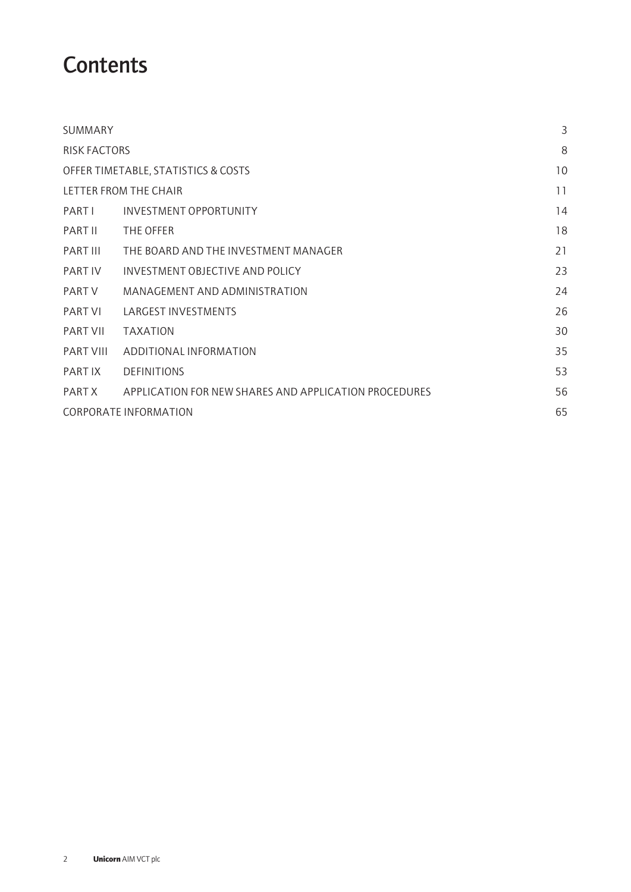# Contents

| | | |
|---|---|---|
| SUMMARY | | 3 |
| RISK FACTORS | | 8 |
| OFFER TIMETABLE, STATISTICS & COSTS | | 10 |
| LETTER FROM THE CHAIR | | 11 |
| PART I | INVESTMENT OPPORTUNITY | 14 |
| PART II | THE OFFER | 18 |
| PART III | THE BOARD AND THE INVESTMENT MANAGER | 21 |
| PART IV | INVESTMENT OBJECTIVE AND POLICY | 23 |
| PART V | MANAGEMENT AND ADMINISTRATION | 24 |
| PART VI | LARGEST INVESTMENTS | 26 |
| PART VII | TAXATION | 30 |
| PART VIII | ADDITIONAL INFORMATION | 35 |
| PART IX | DEFINITIONS | 53 |
| PART X | APPLICATION FOR NEW SHARES AND APPLICATION PROCEDURES | 56 |
| CORPORATE INFORMATION | | 65 |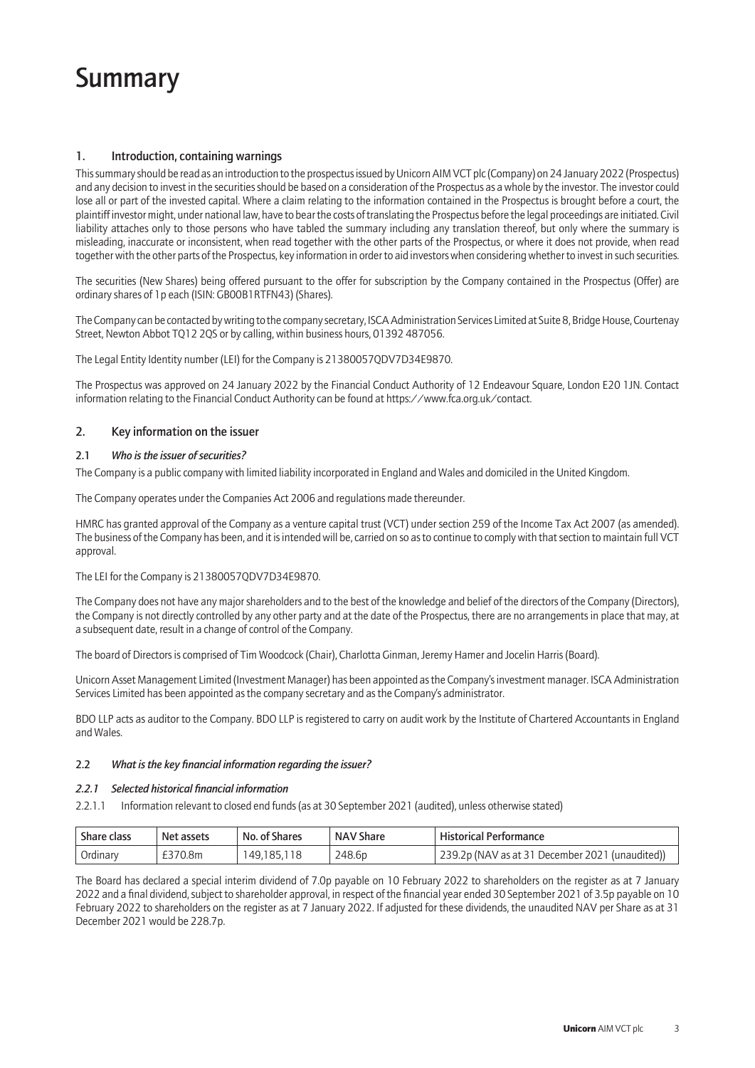# Summary

## 1. Introduction, containing warnings

This summary should be read as an introduction to the prospectus issued by Unicorn AIM VCT plc (Company) on 24 January 2022 (Prospectus) and any decision to invest in the securities should be based on a consideration of the Prospectus as a whole by the investor. The investor could lose all or part of the invested capital. Where a claim relating to the information contained in the Prospectus is brought before a court, the plaintiff investor might, under national law, have to bear the costs of translating the Prospectus before the legal proceedings are initiated. Civil liability attaches only to those persons who have tabled the summary including any translation thereof, but only where the summary is misleading, inaccurate or inconsistent, when read together with the other parts of the Prospectus, or where it does not provide, when read together with the other parts of the Prospectus, key information in order to aid investors when considering whether to invest in such securities.

The securities (New Shares) being offered pursuant to the offer for subscription by the Company contained in the Prospectus (Offer) are ordinary shares of 1p each (ISIN: GB00B1RTFN43) (Shares).

The Company can be contacted by writing to the company secretary, ISCA Administration Services Limited at Suite 8, Bridge House, Courtenay Street, Newton Abbot TQ12 2QS or by calling, within business hours, 01392 487056.

The Legal Entity Identity number (LEI) for the Company is 21380057QDV7D34E9870.

The Prospectus was approved on 24 January 2022 by the Financial Conduct Authority of 12 Endeavour Square, London E20 1JN. Contact information relating to the Financial Conduct Authority can be found at https://www.fca.org.uk/contact.

## 2. Key information on the issuer

### 2.1 *Who is the issuer of securities?*

The Company is a public company with limited liability incorporated in England and Wales and domiciled in the United Kingdom.

The Company operates under the Companies Act 2006 and regulations made thereunder.

HMRC has granted approval of the Company as a venture capital trust (VCT) under section 259 of the Income Tax Act 2007 (as amended). The business of the Company has been, and it is intended will be, carried on so as to continue to comply with that section to maintain full VCT approval.

The LEI for the Company is 21380057QDV7D34E9870.

The Company does not have any major shareholders and to the best of the knowledge and belief of the directors of the Company (Directors), the Company is not directly controlled by any other party and at the date of the Prospectus, there are no arrangements in place that may, at a subsequent date, result in a change of control of the Company.

The board of Directors is comprised of Tim Woodcock (Chair), Charlotta Ginman, Jeremy Hamer and Jocelin Harris (Board).

Unicorn Asset Management Limited (Investment Manager) has been appointed as the Company's investment manager. ISCA Administration Services Limited has been appointed as the company secretary and as the Company's administrator.

BDO LLP acts as auditor to the Company. BDO LLP is registered to carry on audit work by the Institute of Chartered Accountants in England and Wales.

### 2.2 *What is the key financial information regarding the issuer?*

#### *2.2.1 Selected historical financial information*

2.2.1.1 Information relevant to closed end funds (as at 30 September 2021 (audited), unless otherwise stated)

| Share class | Net assets | No. of Shares | NAV Share | Historical Performance |
|---|---|---|---|---|
| Ordinary | £370.8m | 149,185,118 | 248.6p | 239.2p (NAV as at 31 December 2021 (unaudited)) |

The Board has declared a special interim dividend of 7.0p payable on 10 February 2022 to shareholders on the register as at 7 January 2022 and a final dividend, subject to shareholder approval, in respect of the financial year ended 30 September 2021 of 3.5p payable on 10 February 2022 to shareholders on the register as at 7 January 2022. If adjusted for these dividends, the unaudited NAV per Share as at 31 December 2021 would be 228.7p.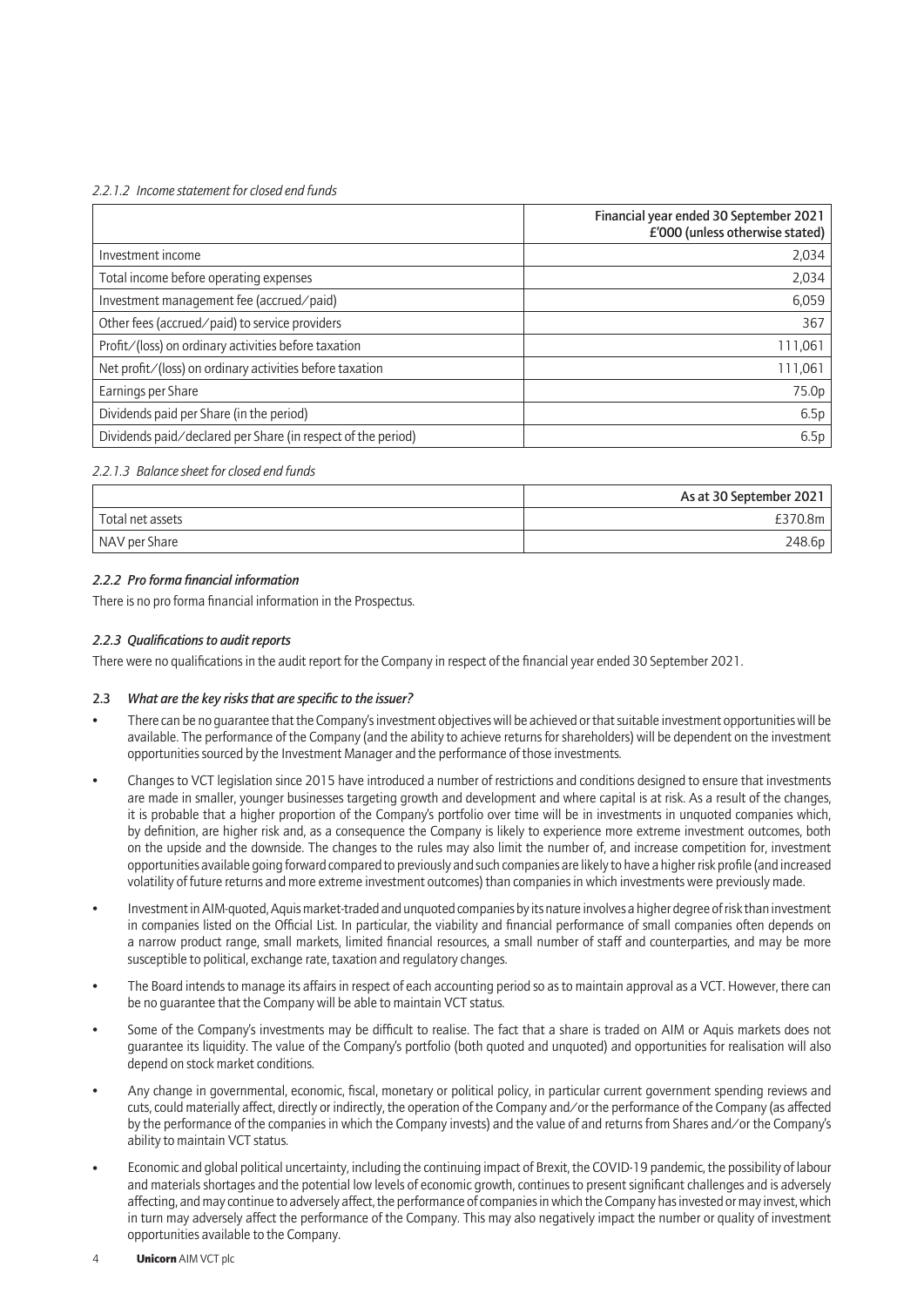*2.2.1.2 Income statement for closed end funds*

| | Financial year ended 30 September 2021 £'000 (unless otherwise stated) |
|---|---|
| Investment income | 2,034 |
| Total income before operating expenses | 2,034 |
| Investment management fee (accrued/paid) | 6,059 |
| Other fees (accrued/paid) to service providers | 367 |
| Profit/(loss) on ordinary activities before taxation | 111,061 |
| Net profit/(loss) on ordinary activities before taxation | 111,061 |
| Earnings per Share | 75.0p |
| Dividends paid per Share (in the period) | 6.5p |
| Dividends paid/declared per Share (in respect of the period) | 6.5p |

*2.2.1.3 Balance sheet for closed end funds*

| | As at 30 September 2021 |
|---|---|
| Total net assets | £370.8m |
| NAV per Share | 248.6p |

### *2.2.2 Pro forma financial information*

There is no pro forma financial information in the Prospectus.

### *2.2.3 Qualifications to audit reports*

There were no qualifications in the audit report for the Company in respect of the financial year ended 30 September 2021.

### 2.3 *What are the key risks that are specific to the issuer?*

- There can be no guarantee that the Company's investment objectives will be achieved or that suitable investment opportunities will be available. The performance of the Company (and the ability to achieve returns for shareholders) will be dependent on the investment opportunities sourced by the Investment Manager and the performance of those investments.
- Changes to VCT legislation since 2015 have introduced a number of restrictions and conditions designed to ensure that investments are made in smaller, younger businesses targeting growth and development and where capital is at risk. As a result of the changes, it is probable that a higher proportion of the Company's portfolio over time will be in investments in unquoted companies which, by definition, are higher risk and, as a consequence the Company is likely to experience more extreme investment outcomes, both on the upside and the downside. The changes to the rules may also limit the number of, and increase competition for, investment opportunities available going forward compared to previously and such companies are likely to have a higher risk profile (and increased volatility of future returns and more extreme investment outcomes) than companies in which investments were previously made.
- Investment in AIM-quoted, Aquis market-traded and unquoted companies by its nature involves a higher degree of risk than investment in companies listed on the Official List. In particular, the viability and financial performance of small companies often depends on a narrow product range, small markets, limited financial resources, a small number of staff and counterparties, and may be more susceptible to political, exchange rate, taxation and regulatory changes.
- The Board intends to manage its affairs in respect of each accounting period so as to maintain approval as a VCT. However, there can be no guarantee that the Company will be able to maintain VCT status.
- Some of the Company's investments may be difficult to realise. The fact that a share is traded on AIM or Aquis markets does not guarantee its liquidity. The value of the Company's portfolio (both quoted and unquoted) and opportunities for realisation will also depend on stock market conditions.
- Any change in governmental, economic, fiscal, monetary or political policy, in particular current government spending reviews and cuts, could materially affect, directly or indirectly, the operation of the Company and/or the performance of the Company (as affected by the performance of the companies in which the Company invests) and the value of and returns from Shares and/or the Company's ability to maintain VCT status.
- Economic and global political uncertainty, including the continuing impact of Brexit, the COVID-19 pandemic, the possibility of labour and materials shortages and the potential low levels of economic growth, continues to present significant challenges and is adversely affecting, and may continue to adversely affect, the performance of companies in which the Company has invested or may invest, which in turn may adversely affect the performance of the Company. This may also negatively impact the number or quality of investment opportunities available to the Company.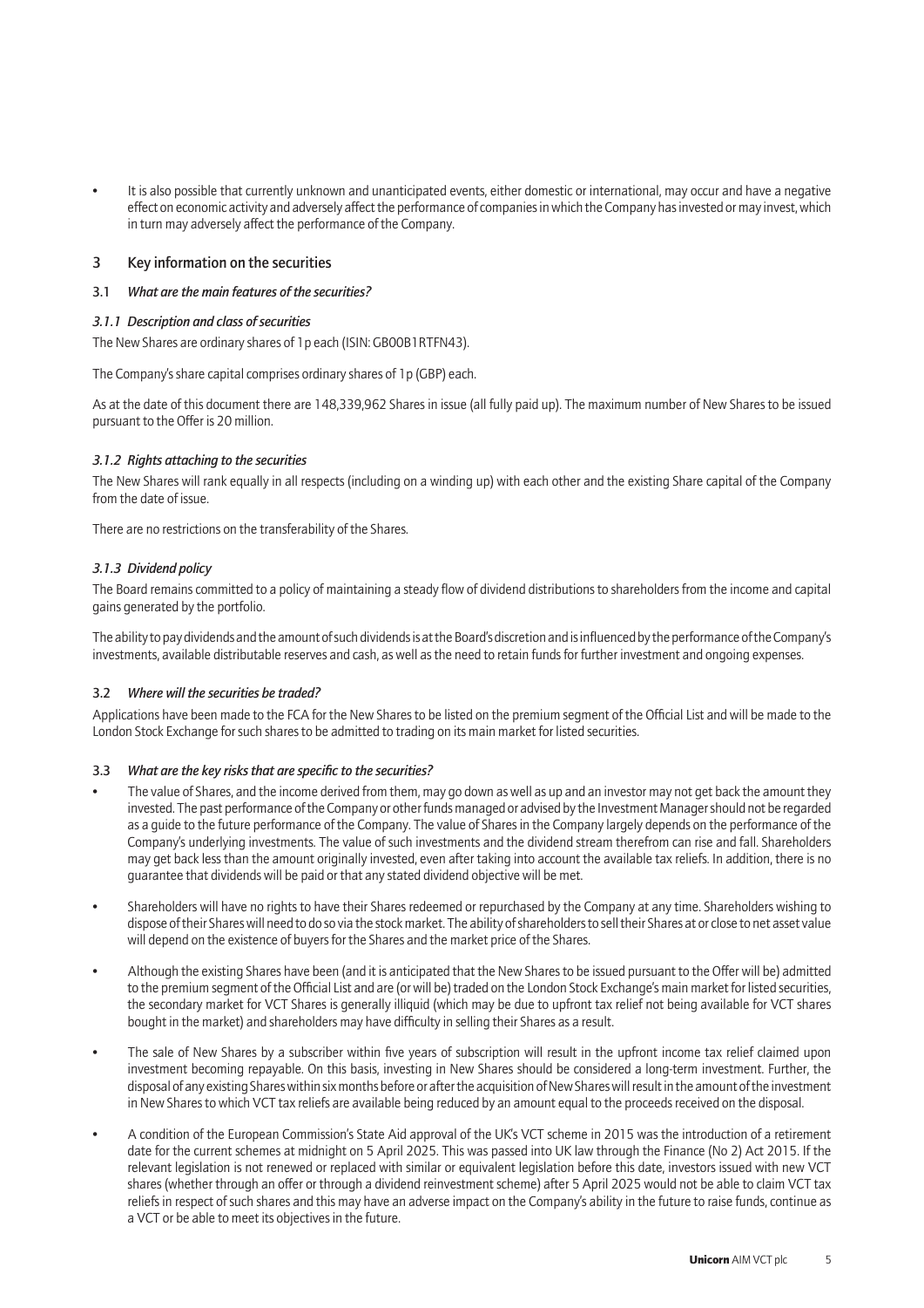- It is also possible that currently unknown and unanticipated events, either domestic or international, may occur and have a negative effect on economic activity and adversely affect the performance of companies in which the Company has invested or may invest, which in turn may adversely affect the performance of the Company.

## 3 Key information on the securities

### 3.1 *What are the main features of the securities?*

#### *3.1.1 Description and class of securities*

The New Shares are ordinary shares of 1p each (ISIN: GB00B1RTFN43).

The Company's share capital comprises ordinary shares of 1p (GBP) each.

As at the date of this document there are 148,339,962 Shares in issue (all fully paid up). The maximum number of New Shares to be issued pursuant to the Offer is 20 million.

#### *3.1.2 Rights attaching to the securities*

The New Shares will rank equally in all respects (including on a winding up) with each other and the existing Share capital of the Company from the date of issue.

There are no restrictions on the transferability of the Shares.

#### *3.1.3 Dividend policy*

The Board remains committed to a policy of maintaining a steady flow of dividend distributions to shareholders from the income and capital gains generated by the portfolio.

The ability to pay dividends and the amount of such dividends is at the Board's discretion and is influenced by the performance of the Company's investments, available distributable reserves and cash, as well as the need to retain funds for further investment and ongoing expenses.

### 3.2 *Where will the securities be traded?*

Applications have been made to the FCA for the New Shares to be listed on the premium segment of the Official List and will be made to the London Stock Exchange for such shares to be admitted to trading on its main market for listed securities.

### 3.3 *What are the key risks that are specific to the securities?*

- The value of Shares, and the income derived from them, may go down as well as up and an investor may not get back the amount they invested. The past performance of the Company or other funds managed or advised by the Investment Manager should not be regarded as a guide to the future performance of the Company. The value of Shares in the Company largely depends on the performance of the Company's underlying investments. The value of such investments and the dividend stream therefrom can rise and fall. Shareholders may get back less than the amount originally invested, even after taking into account the available tax reliefs. In addition, there is no guarantee that dividends will be paid or that any stated dividend objective will be met.
- Shareholders will have no rights to have their Shares redeemed or repurchased by the Company at any time. Shareholders wishing to dispose of their Shares will need to do so via the stock market. The ability of shareholders to sell their Shares at or close to net asset value will depend on the existence of buyers for the Shares and the market price of the Shares.
- Although the existing Shares have been (and it is anticipated that the New Shares to be issued pursuant to the Offer will be) admitted to the premium segment of the Official List and are (or will be) traded on the London Stock Exchange's main market for listed securities, the secondary market for VCT Shares is generally illiquid (which may be due to upfront tax relief not being available for VCT shares bought in the market) and shareholders may have difficulty in selling their Shares as a result.
- The sale of New Shares by a subscriber within five years of subscription will result in the upfront income tax relief claimed upon investment becoming repayable. On this basis, investing in New Shares should be considered a long-term investment. Further, the disposal of any existing Shares within six months before or after the acquisition of New Shares will result in the amount of the investment in New Shares to which VCT tax reliefs are available being reduced by an amount equal to the proceeds received on the disposal.
- A condition of the European Commission's State Aid approval of the UK's VCT scheme in 2015 was the introduction of a retirement date for the current schemes at midnight on 5 April 2025. This was passed into UK law through the Finance (No 2) Act 2015. If the relevant legislation is not renewed or replaced with similar or equivalent legislation before this date, investors issued with new VCT shares (whether through an offer or through a dividend reinvestment scheme) after 5 April 2025 would not be able to claim VCT tax reliefs in respect of such shares and this may have an adverse impact on the Company's ability in the future to raise funds, continue as a VCT or be able to meet its objectives in the future.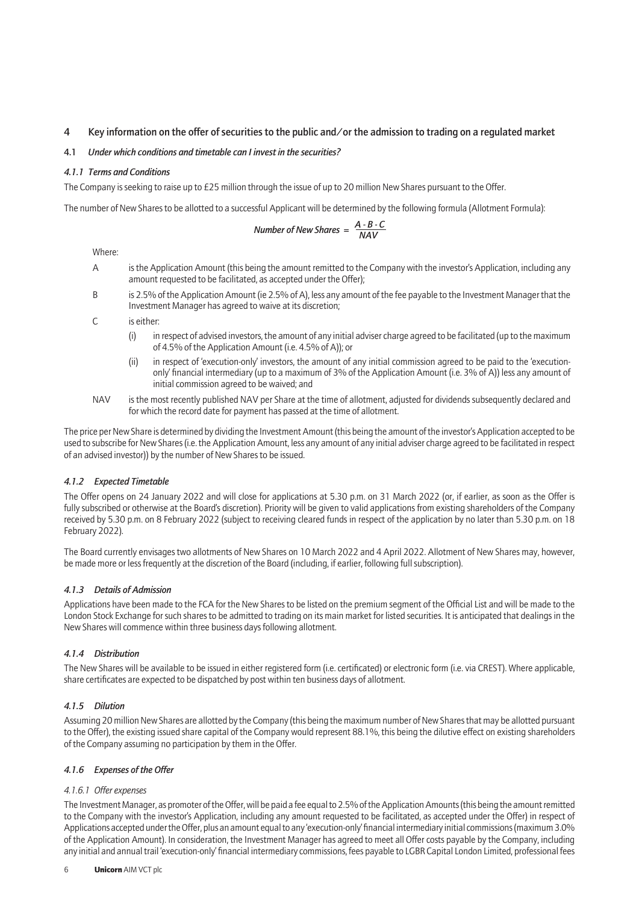## 4 Key information on the offer of securities to the public and/or the admission to trading on a regulated market

### 4.1 *Under which conditions and timetable can I invest in the securities?*

#### *4.1.1 Terms and Conditions*

The Company is seeking to raise up to £25 million through the issue of up to 20 million New Shares pursuant to the Offer.

The number of New Shares to be allotted to a successful Applicant will be determined by the following formula (Allotment Formula):

$$\textit{Number of New Shares} = \frac{A - B - C}{NAV}$$

Where:

- A is the Application Amount (this being the amount remitted to the Company with the investor's Application, including any amount requested to be facilitated, as accepted under the Offer);
- B is 2.5% of the Application Amount (ie 2.5% of A), less any amount of the fee payable to the Investment Manager that the Investment Manager has agreed to waive at its discretion;
- C is either:
  - (i) in respect of advised investors, the amount of any initial adviser charge agreed to be facilitated (up to the maximum of 4.5% of the Application Amount (i.e. 4.5% of A)); or
  - (ii) in respect of 'execution-only' investors, the amount of any initial commission agreed to be paid to the 'execution-only' financial intermediary (up to a maximum of 3% of the Application Amount (i.e. 3% of A)) less any amount of initial commission agreed to be waived; and
- NAV is the most recently published NAV per Share at the time of allotment, adjusted for dividends subsequently declared and for which the record date for payment has passed at the time of allotment.

The price per New Share is determined by dividing the Investment Amount (this being the amount of the investor's Application accepted to be used to subscribe for New Shares (i.e. the Application Amount, less any amount of any initial adviser charge agreed to be facilitated in respect of an advised investor)) by the number of New Shares to be issued.

#### *4.1.2 Expected Timetable*

The Offer opens on 24 January 2022 and will close for applications at 5.30 p.m. on 31 March 2022 (or, if earlier, as soon as the Offer is fully subscribed or otherwise at the Board's discretion). Priority will be given to valid applications from existing shareholders of the Company received by 5.30 p.m. on 8 February 2022 (subject to receiving cleared funds in respect of the application by no later than 5.30 p.m. on 18 February 2022).

The Board currently envisages two allotments of New Shares on 10 March 2022 and 4 April 2022. Allotment of New Shares may, however, be made more or less frequently at the discretion of the Board (including, if earlier, following full subscription).

#### *4.1.3 Details of Admission*

Applications have been made to the FCA for the New Shares to be listed on the premium segment of the Official List and will be made to the London Stock Exchange for such shares to be admitted to trading on its main market for listed securities. It is anticipated that dealings in the New Shares will commence within three business days following allotment.

#### *4.1.4 Distribution*

The New Shares will be available to be issued in either registered form (i.e. certificated) or electronic form (i.e. via CREST). Where applicable, share certificates are expected to be dispatched by post within ten business days of allotment.

#### *4.1.5 Dilution*

Assuming 20 million New Shares are allotted by the Company (this being the maximum number of New Shares that may be allotted pursuant to the Offer), the existing issued share capital of the Company would represent 88.1%, this being the dilutive effect on existing shareholders of the Company assuming no participation by them in the Offer.

#### *4.1.6 Expenses of the Offer*

*4.1.6.1 Offer expenses*

The Investment Manager, as promoter of the Offer, will be paid a fee equal to 2.5% of the Application Amounts (this being the amount remitted to the Company with the investor's Application, including any amount requested to be facilitated, as accepted under the Offer) in respect of Applications accepted under the Offer, plus an amount equal to any 'execution-only' financial intermediary initial commissions (maximum 3.0% of the Application Amount). In consideration, the Investment Manager has agreed to meet all Offer costs payable by the Company, including any initial and annual trail 'execution-only' financial intermediary commissions, fees payable to LGBR Capital London Limited, professional fees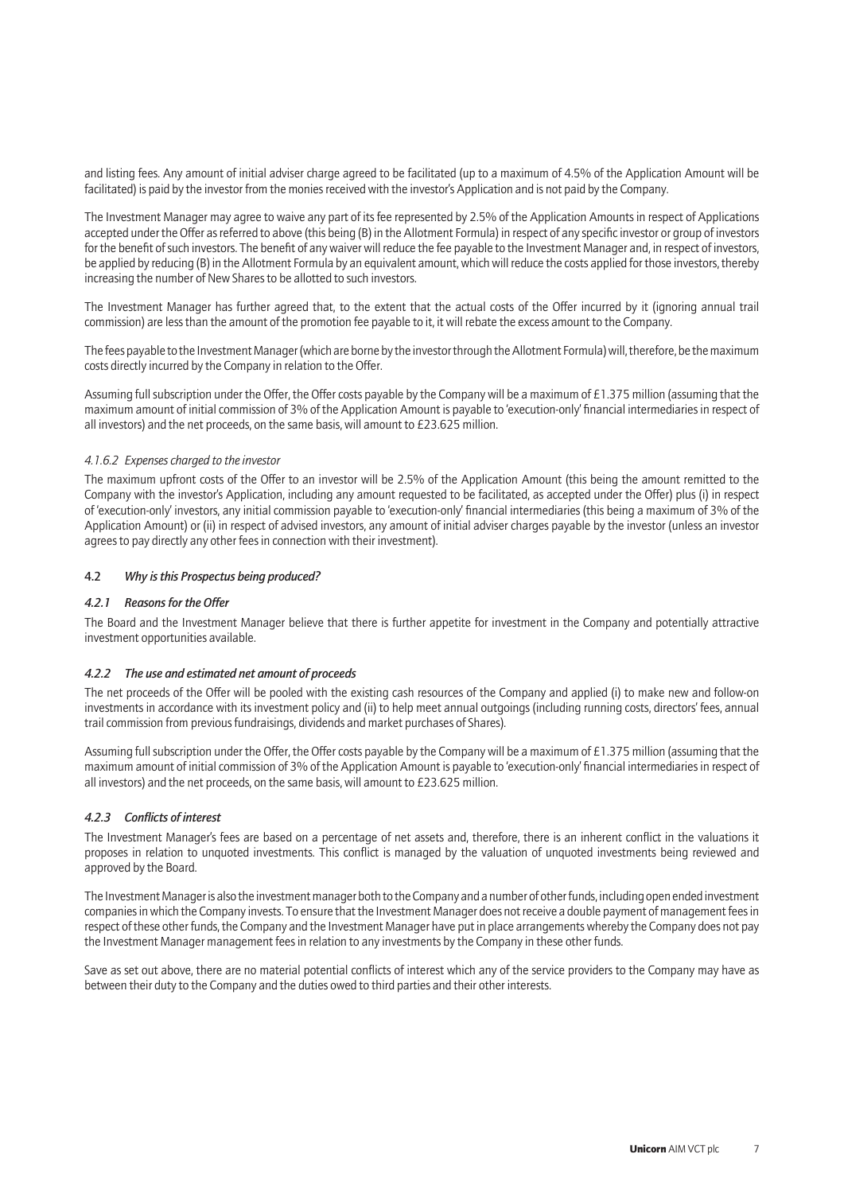and listing fees. Any amount of initial adviser charge agreed to be facilitated (up to a maximum of 4.5% of the Application Amount will be facilitated) is paid by the investor from the monies received with the investor's Application and is not paid by the Company.

The Investment Manager may agree to waive any part of its fee represented by 2.5% of the Application Amounts in respect of Applications accepted under the Offer as referred to above (this being (B) in the Allotment Formula) in respect of any specific investor or group of investors for the benefit of such investors. The benefit of any waiver will reduce the fee payable to the Investment Manager and, in respect of investors, be applied by reducing (B) in the Allotment Formula by an equivalent amount, which will reduce the costs applied for those investors, thereby increasing the number of New Shares to be allotted to such investors.

The Investment Manager has further agreed that, to the extent that the actual costs of the Offer incurred by it (ignoring annual trail commission) are less than the amount of the promotion fee payable to it, it will rebate the excess amount to the Company.

The fees payable to the Investment Manager (which are borne by the investor through the Allotment Formula) will, therefore, be the maximum costs directly incurred by the Company in relation to the Offer.

Assuming full subscription under the Offer, the Offer costs payable by the Company will be a maximum of £1.375 million (assuming that the maximum amount of initial commission of 3% of the Application Amount is payable to 'execution-only' financial intermediaries in respect of all investors) and the net proceeds, on the same basis, will amount to £23.625 million.

*4.1.6.2 Expenses charged to the investor*

The maximum upfront costs of the Offer to an investor will be 2.5% of the Application Amount (this being the amount remitted to the Company with the investor's Application, including any amount requested to be facilitated, as accepted under the Offer) plus (i) in respect of 'execution-only' investors, any initial commission payable to 'execution-only' financial intermediaries (this being a maximum of 3% of the Application Amount) or (ii) in respect of advised investors, any amount of initial adviser charges payable by the investor (unless an investor agrees to pay directly any other fees in connection with their investment).

### 4.2 *Why is this Prospectus being produced?*

#### *4.2.1 Reasons for the Offer*

The Board and the Investment Manager believe that there is further appetite for investment in the Company and potentially attractive investment opportunities available.

#### *4.2.2 The use and estimated net amount of proceeds*

The net proceeds of the Offer will be pooled with the existing cash resources of the Company and applied (i) to make new and follow-on investments in accordance with its investment policy and (ii) to help meet annual outgoings (including running costs, directors' fees, annual trail commission from previous fundraisings, dividends and market purchases of Shares).

Assuming full subscription under the Offer, the Offer costs payable by the Company will be a maximum of £1.375 million (assuming that the maximum amount of initial commission of 3% of the Application Amount is payable to 'execution-only' financial intermediaries in respect of all investors) and the net proceeds, on the same basis, will amount to £23.625 million.

#### *4.2.3 Conflicts of interest*

The Investment Manager's fees are based on a percentage of net assets and, therefore, there is an inherent conflict in the valuations it proposes in relation to unquoted investments. This conflict is managed by the valuation of unquoted investments being reviewed and approved by the Board.

The Investment Manager is also the investment manager both to the Company and a number of other funds, including open ended investment companies in which the Company invests. To ensure that the Investment Manager does not receive a double payment of management fees in respect of these other funds, the Company and the Investment Manager have put in place arrangements whereby the Company does not pay the Investment Manager management fees in relation to any investments by the Company in these other funds.

Save as set out above, there are no material potential conflicts of interest which any of the service providers to the Company may have as between their duty to the Company and the duties owed to third parties and their other interests.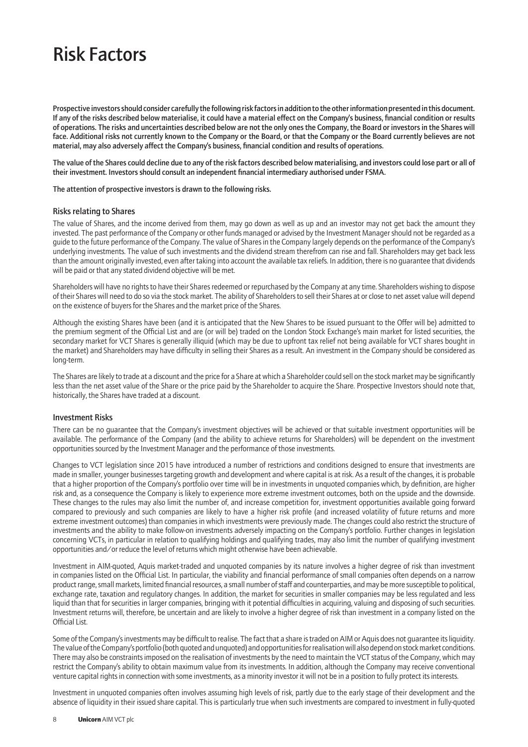# Risk Factors

**Prospective investors should consider carefully the following risk factors in addition to the other information presented in this document. If any of the risks described below materialise, it could have a material effect on the Company's business, financial condition or results of operations. The risks and uncertainties described below are not the only ones the Company, the Board or investors in the Shares will face. Additional risks not currently known to the Company or the Board, or that the Company or the Board currently believes are not material, may also adversely affect the Company's business, financial condition and results of operations.**

**The value of the Shares could decline due to any of the risk factors described below materialising, and investors could lose part or all of their investment. Investors should consult an independent financial intermediary authorised under FSMA.**

**The attention of prospective investors is drawn to the following risks.**

## Risks relating to Shares

The value of Shares, and the income derived from them, may go down as well as up and an investor may not get back the amount they invested. The past performance of the Company or other funds managed or advised by the Investment Manager should not be regarded as a guide to the future performance of the Company. The value of Shares in the Company largely depends on the performance of the Company's underlying investments. The value of such investments and the dividend stream therefrom can rise and fall. Shareholders may get back less than the amount originally invested, even after taking into account the available tax reliefs. In addition, there is no guarantee that dividends will be paid or that any stated dividend objective will be met.

Shareholders will have no rights to have their Shares redeemed or repurchased by the Company at any time. Shareholders wishing to dispose of their Shares will need to do so via the stock market. The ability of Shareholders to sell their Shares at or close to net asset value will depend on the existence of buyers for the Shares and the market price of the Shares.

Although the existing Shares have been (and it is anticipated that the New Shares to be issued pursuant to the Offer will be) admitted to the premium segment of the Official List and are (or will be) traded on the London Stock Exchange's main market for listed securities, the secondary market for VCT Shares is generally illiquid (which may be due to upfront tax relief not being available for VCT shares bought in the market) and Shareholders may have difficulty in selling their Shares as a result. An investment in the Company should be considered as long-term.

The Shares are likely to trade at a discount and the price for a Share at which a Shareholder could sell on the stock market may be significantly less than the net asset value of the Share or the price paid by the Shareholder to acquire the Share. Prospective Investors should note that, historically, the Shares have traded at a discount.

## Investment Risks

There can be no guarantee that the Company's investment objectives will be achieved or that suitable investment opportunities will be available. The performance of the Company (and the ability to achieve returns for Shareholders) will be dependent on the investment opportunities sourced by the Investment Manager and the performance of those investments.

Changes to VCT legislation since 2015 have introduced a number of restrictions and conditions designed to ensure that investments are made in smaller, younger businesses targeting growth and development and where capital is at risk. As a result of the changes, it is probable that a higher proportion of the Company's portfolio over time will be in investments in unquoted companies which, by definition, are higher risk and, as a consequence the Company is likely to experience more extreme investment outcomes, both on the upside and the downside. These changes to the rules may also limit the number of, and increase competition for, investment opportunities available going forward compared to previously and such companies are likely to have a higher risk profile (and increased volatility of future returns and more extreme investment outcomes) than companies in which investments were previously made. The changes could also restrict the structure of investments and the ability to make follow-on investments adversely impacting on the Company's portfolio. Further changes in legislation concerning VCTs, in particular in relation to qualifying holdings and qualifying trades, may also limit the number of qualifying investment opportunities and/or reduce the level of returns which might otherwise have been achievable.

Investment in AIM-quoted, Aquis market-traded and unquoted companies by its nature involves a higher degree of risk than investment in companies listed on the Official List. In particular, the viability and financial performance of small companies often depends on a narrow product range, small markets, limited financial resources, a small number of staff and counterparties, and may be more susceptible to political, exchange rate, taxation and regulatory changes. In addition, the market for securities in smaller companies may be less regulated and less liquid than that for securities in larger companies, bringing with it potential difficulties in acquiring, valuing and disposing of such securities. Investment returns will, therefore, be uncertain and are likely to involve a higher degree of risk than investment in a company listed on the Official List.

Some of the Company's investments may be difficult to realise. The fact that a share is traded on AIM or Aquis does not guarantee its liquidity. The value of the Company's portfolio (both quoted and unquoted) and opportunities for realisation will also depend on stock market conditions. There may also be constraints imposed on the realisation of investments by the need to maintain the VCT status of the Company, which may restrict the Company's ability to obtain maximum value from its investments. In addition, although the Company may receive conventional venture capital rights in connection with some investments, as a minority investor it will not be in a position to fully protect its interests.

Investment in unquoted companies often involves assuming high levels of risk, partly due to the early stage of their development and the absence of liquidity in their issued share capital. This is particularly true when such investments are compared to investment in fully-quoted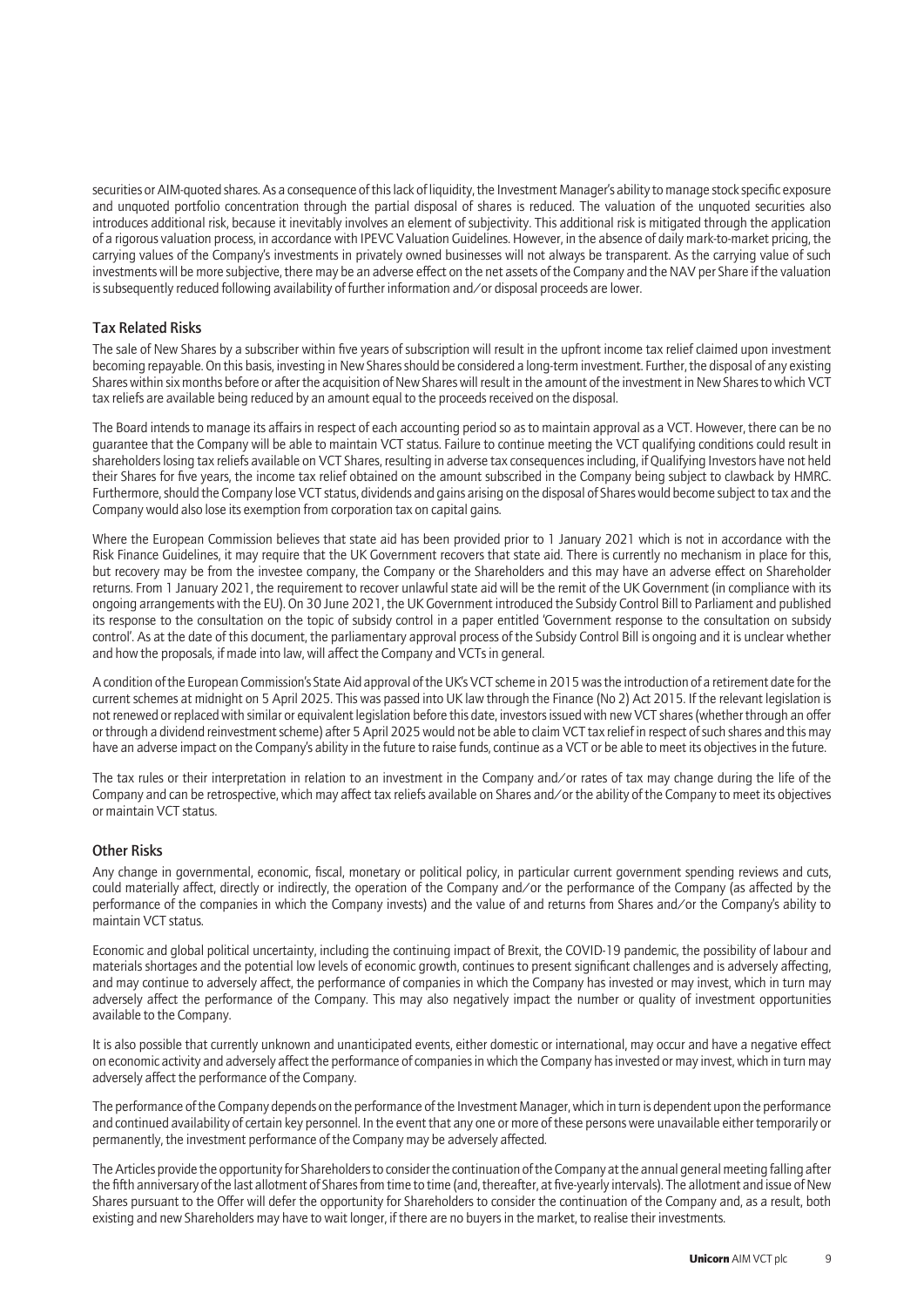securities or AIM-quoted shares. As a consequence of this lack of liquidity, the Investment Manager's ability to manage stock specific exposure and unquoted portfolio concentration through the partial disposal of shares is reduced. The valuation of the unquoted securities also introduces additional risk, because it inevitably involves an element of subjectivity. This additional risk is mitigated through the application of a rigorous valuation process, in accordance with IPEVC Valuation Guidelines. However, in the absence of daily mark-to-market pricing, the carrying values of the Company's investments in privately owned businesses will not always be transparent. As the carrying value of such investments will be more subjective, there may be an adverse effect on the net assets of the Company and the NAV per Share if the valuation is subsequently reduced following availability of further information and/or disposal proceeds are lower.

### Tax Related Risks

The sale of New Shares by a subscriber within five years of subscription will result in the upfront income tax relief claimed upon investment becoming repayable. On this basis, investing in New Shares should be considered a long-term investment. Further, the disposal of any existing Shares within six months before or after the acquisition of New Shares will result in the amount of the investment in New Shares to which VCT tax reliefs are available being reduced by an amount equal to the proceeds received on the disposal.

The Board intends to manage its affairs in respect of each accounting period so as to maintain approval as a VCT. However, there can be no guarantee that the Company will be able to maintain VCT status. Failure to continue meeting the VCT qualifying conditions could result in shareholders losing tax reliefs available on VCT Shares, resulting in adverse tax consequences including, if Qualifying Investors have not held their Shares for five years, the income tax relief obtained on the amount subscribed in the Company being subject to clawback by HMRC. Furthermore, should the Company lose VCT status, dividends and gains arising on the disposal of Shares would become subject to tax and the Company would also lose its exemption from corporation tax on capital gains.

Where the European Commission believes that state aid has been provided prior to 1 January 2021 which is not in accordance with the Risk Finance Guidelines, it may require that the UK Government recovers that state aid. There is currently no mechanism in place for this, but recovery may be from the investee company, the Company or the Shareholders and this may have an adverse effect on Shareholder returns. From 1 January 2021, the requirement to recover unlawful state aid will be the remit of the UK Government (in compliance with its ongoing arrangements with the EU). On 30 June 2021, the UK Government introduced the Subsidy Control Bill to Parliament and published its response to the consultation on the topic of subsidy control in a paper entitled 'Government response to the consultation on subsidy control'. As at the date of this document, the parliamentary approval process of the Subsidy Control Bill is ongoing and it is unclear whether and how the proposals, if made into law, will affect the Company and VCTs in general.

A condition of the European Commission's State Aid approval of the UK's VCT scheme in 2015 was the introduction of a retirement date for the current schemes at midnight on 5 April 2025. This was passed into UK law through the Finance (No 2) Act 2015. If the relevant legislation is not renewed or replaced with similar or equivalent legislation before this date, investors issued with new VCT shares (whether through an offer or through a dividend reinvestment scheme) after 5 April 2025 would not be able to claim VCT tax relief in respect of such shares and this may have an adverse impact on the Company's ability in the future to raise funds, continue as a VCT or be able to meet its objectives in the future.

The tax rules or their interpretation in relation to an investment in the Company and/or rates of tax may change during the life of the Company and can be retrospective, which may affect tax reliefs available on Shares and/or the ability of the Company to meet its objectives or maintain VCT status.

### Other Risks

Any change in governmental, economic, fiscal, monetary or political policy, in particular current government spending reviews and cuts, could materially affect, directly or indirectly, the operation of the Company and/or the performance of the Company (as affected by the performance of the companies in which the Company invests) and the value of and returns from Shares and/or the Company's ability to maintain VCT status.

Economic and global political uncertainty, including the continuing impact of Brexit, the COVID-19 pandemic, the possibility of labour and materials shortages and the potential low levels of economic growth, continues to present significant challenges and is adversely affecting, and may continue to adversely affect, the performance of companies in which the Company has invested or may invest, which in turn may adversely affect the performance of the Company. This may also negatively impact the number or quality of investment opportunities available to the Company.

It is also possible that currently unknown and unanticipated events, either domestic or international, may occur and have a negative effect on economic activity and adversely affect the performance of companies in which the Company has invested or may invest, which in turn may adversely affect the performance of the Company.

The performance of the Company depends on the performance of the Investment Manager, which in turn is dependent upon the performance and continued availability of certain key personnel. In the event that any one or more of these persons were unavailable either temporarily or permanently, the investment performance of the Company may be adversely affected.

The Articles provide the opportunity for Shareholders to consider the continuation of the Company at the annual general meeting falling after the fifth anniversary of the last allotment of Shares from time to time (and, thereafter, at five-yearly intervals). The allotment and issue of New Shares pursuant to the Offer will defer the opportunity for Shareholders to consider the continuation of the Company and, as a result, both existing and new Shareholders may have to wait longer, if there are no buyers in the market, to realise their investments.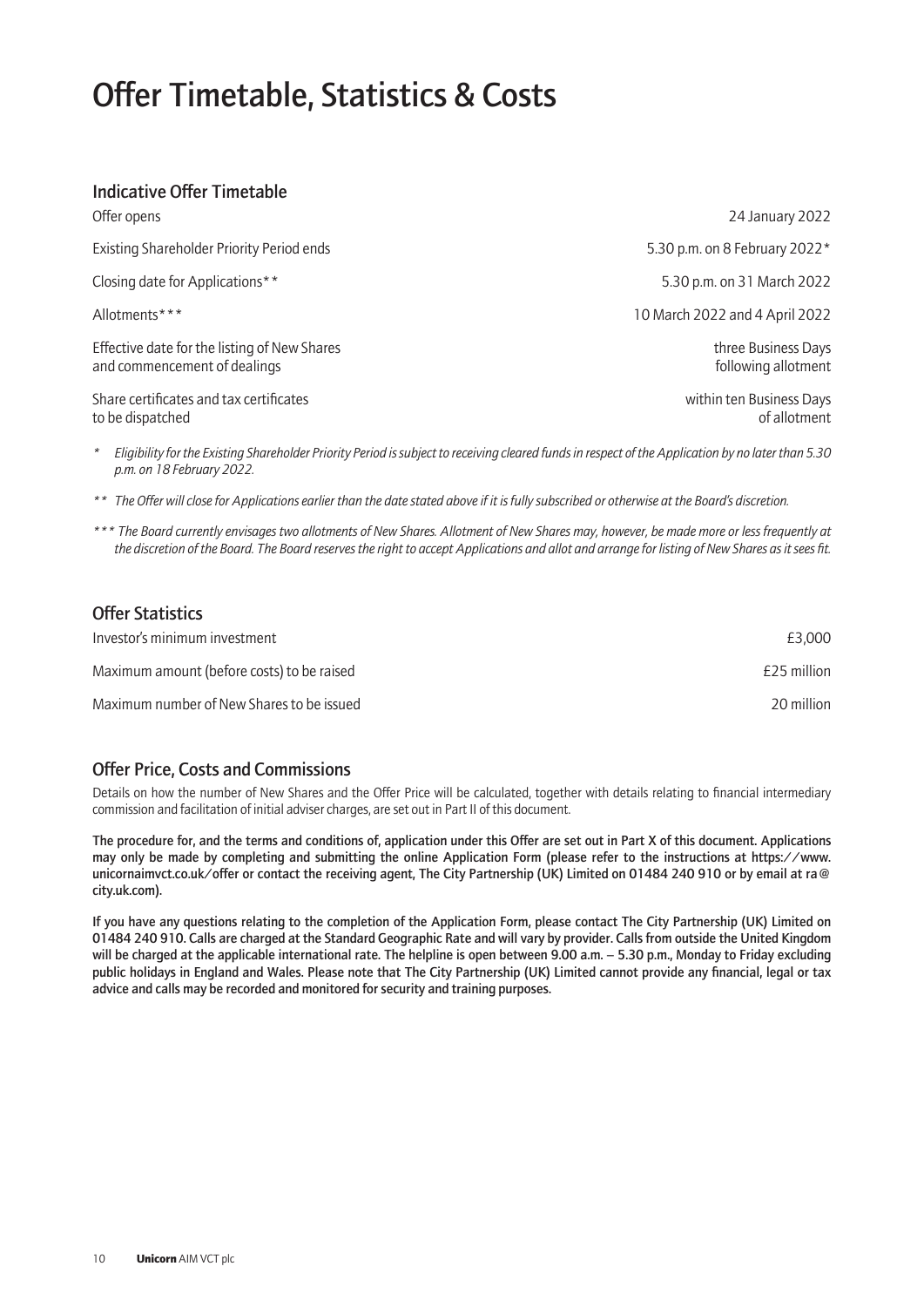# Offer Timetable, Statistics & Costs

## Indicative Offer Timetable

| | |
|---|---|
| Offer opens | 24 January 2022 |
| Existing Shareholder Priority Period ends | 5.30 p.m. on 8 February 2022* |
| Closing date for Applications** | 5.30 p.m. on 31 March 2022 |
| Allotments*** | 10 March 2022 and 4 April 2022 |
| Effective date for the listing of New Shares and commencement of dealings | three Business Days following allotment |
| Share certificates and tax certificates to be dispatched | within ten Business Days of allotment |

\* *Eligibility for the Existing Shareholder Priority Period is subject to receiving cleared funds in respect of the Application by no later than 5.30 p.m. on 18 February 2022.*

\** *The Offer will close for Applications earlier than the date stated above if it is fully subscribed or otherwise at the Board's discretion.*

\*** *The Board currently envisages two allotments of New Shares. Allotment of New Shares may, however, be made more or less frequently at the discretion of the Board. The Board reserves the right to accept Applications and allot and arrange for listing of New Shares as it sees fit.*

## Offer Statistics

| | |
|---|---|
| Investor's minimum investment | £3,000 |
| Maximum amount (before costs) to be raised | £25 million |
| Maximum number of New Shares to be issued | 20 million |

## Offer Price, Costs and Commissions

Details on how the number of New Shares and the Offer Price will be calculated, together with details relating to financial intermediary commission and facilitation of initial adviser charges, are set out in Part II of this document.

**The procedure for, and the terms and conditions of, application under this Offer are set out in Part X of this document. Applications may only be made by completing and submitting the online Application Form (please refer to the instructions at https://www.unicornaimvct.co.uk/offer or contact the receiving agent, The City Partnership (UK) Limited on 01484 240 910 or by email at ra@city.uk.com).**

**If you have any questions relating to the completion of the Application Form, please contact The City Partnership (UK) Limited on 01484 240 910. Calls are charged at the Standard Geographic Rate and will vary by provider. Calls from outside the United Kingdom will be charged at the applicable international rate. The helpline is open between 9.00 a.m. – 5.30 p.m., Monday to Friday excluding public holidays in England and Wales. Please note that The City Partnership (UK) Limited cannot provide any financial, legal or tax advice and calls may be recorded and monitored for security and training purposes.**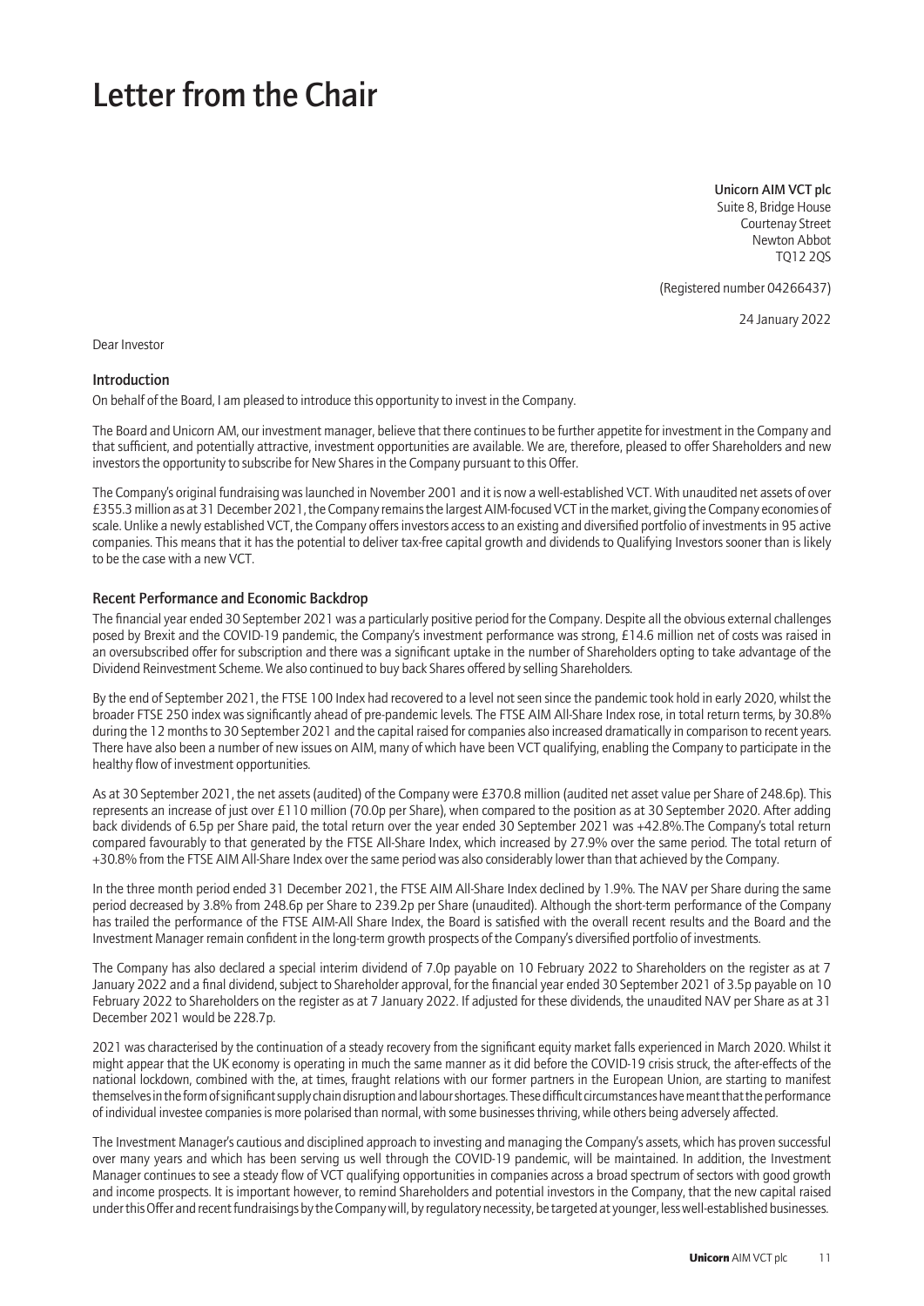# Letter from the Chair

**Unicorn AIM VCT plc**
Suite 8, Bridge House
Courtenay Street
Newton Abbot
TQ12 2QS

(Registered number 04266437)

24 January 2022

Dear Investor

## Introduction

On behalf of the Board, I am pleased to introduce this opportunity to invest in the Company.

The Board and Unicorn AM, our investment manager, believe that there continues to be further appetite for investment in the Company and that sufficient, and potentially attractive, investment opportunities are available. We are, therefore, pleased to offer Shareholders and new investors the opportunity to subscribe for New Shares in the Company pursuant to this Offer.

The Company's original fundraising was launched in November 2001 and it is now a well-established VCT. With unaudited net assets of over £355.3 million as at 31 December 2021, the Company remains the largest AIM-focused VCT in the market, giving the Company economies of scale. Unlike a newly established VCT, the Company offers investors access to an existing and diversified portfolio of investments in 95 active companies. This means that it has the potential to deliver tax-free capital growth and dividends to Qualifying Investors sooner than is likely to be the case with a new VCT.

## Recent Performance and Economic Backdrop

The financial year ended 30 September 2021 was a particularly positive period for the Company. Despite all the obvious external challenges posed by Brexit and the COVID-19 pandemic, the Company's investment performance was strong, £14.6 million net of costs was raised in an oversubscribed offer for subscription and there was a significant uptake in the number of Shareholders opting to take advantage of the Dividend Reinvestment Scheme. We also continued to buy back Shares offered by selling Shareholders.

By the end of September 2021, the FTSE 100 Index had recovered to a level not seen since the pandemic took hold in early 2020, whilst the broader FTSE 250 index was significantly ahead of pre-pandemic levels. The FTSE AIM All-Share Index rose, in total return terms, by 30.8% during the 12 months to 30 September 2021 and the capital raised for companies also increased dramatically in comparison to recent years. There have also been a number of new issues on AIM, many of which have been VCT qualifying, enabling the Company to participate in the healthy flow of investment opportunities.

As at 30 September 2021, the net assets (audited) of the Company were £370.8 million (audited net asset value per Share of 248.6p). This represents an increase of just over £110 million (70.0p per Share), when compared to the position as at 30 September 2020. After adding back dividends of 6.5p per Share paid, the total return over the year ended 30 September 2021 was +42.8%.The Company's total return compared favourably to that generated by the FTSE All-Share Index, which increased by 27.9% over the same period. The total return of +30.8% from the FTSE AIM All-Share Index over the same period was also considerably lower than that achieved by the Company.

In the three month period ended 31 December 2021, the FTSE AIM All-Share Index declined by 1.9%. The NAV per Share during the same period decreased by 3.8% from 248.6p per Share to 239.2p per Share (unaudited). Although the short-term performance of the Company has trailed the performance of the FTSE AIM-All Share Index, the Board is satisfied with the overall recent results and the Board and the Investment Manager remain confident in the long-term growth prospects of the Company's diversified portfolio of investments.

The Company has also declared a special interim dividend of 7.0p payable on 10 February 2022 to Shareholders on the register as at 7 January 2022 and a final dividend, subject to Shareholder approval, for the financial year ended 30 September 2021 of 3.5p payable on 10 February 2022 to Shareholders on the register as at 7 January 2022. If adjusted for these dividends, the unaudited NAV per Share as at 31 December 2021 would be 228.7p.

2021 was characterised by the continuation of a steady recovery from the significant equity market falls experienced in March 2020. Whilst it might appear that the UK economy is operating in much the same manner as it did before the COVID-19 crisis struck, the after-effects of the national lockdown, combined with the, at times, fraught relations with our former partners in the European Union, are starting to manifest themselves in the form of significant supply chain disruption and labour shortages. These difficult circumstances have meant that the performance of individual investee companies is more polarised than normal, with some businesses thriving, while others being adversely affected.

The Investment Manager's cautious and disciplined approach to investing and managing the Company's assets, which has proven successful over many years and which has been serving us well through the COVID-19 pandemic, will be maintained. In addition, the Investment Manager continues to see a steady flow of VCT qualifying opportunities in companies across a broad spectrum of sectors with good growth and income prospects. It is important however, to remind Shareholders and potential investors in the Company, that the new capital raised under this Offer and recent fundraisings by the Company will, by regulatory necessity, be targeted at younger, less well-established businesses.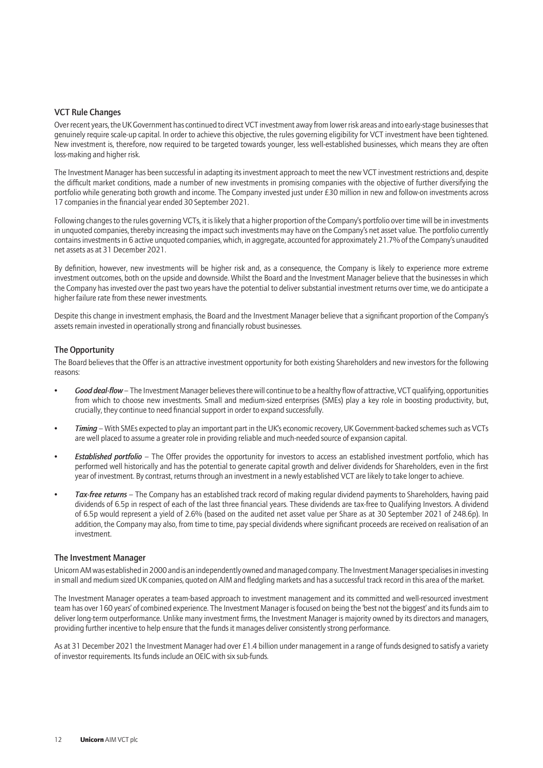## VCT Rule Changes

Over recent years, the UK Government has continued to direct VCT investment away from lower risk areas and into early-stage businesses that genuinely require scale-up capital. In order to achieve this objective, the rules governing eligibility for VCT investment have been tightened. New investment is, therefore, now required to be targeted towards younger, less well-established businesses, which means they are often loss-making and higher risk.

The Investment Manager has been successful in adapting its investment approach to meet the new VCT investment restrictions and, despite the difficult market conditions, made a number of new investments in promising companies with the objective of further diversifying the portfolio while generating both growth and income. The Company invested just under £30 million in new and follow-on investments across 17 companies in the financial year ended 30 September 2021.

Following changes to the rules governing VCTs, it is likely that a higher proportion of the Company's portfolio over time will be in investments in unquoted companies, thereby increasing the impact such investments may have on the Company's net asset value. The portfolio currently contains investments in 6 active unquoted companies, which, in aggregate, accounted for approximately 21.7% of the Company's unaudited net assets as at 31 December 2021.

By definition, however, new investments will be higher risk and, as a consequence, the Company is likely to experience more extreme investment outcomes, both on the upside and downside. Whilst the Board and the Investment Manager believe that the businesses in which the Company has invested over the past two years have the potential to deliver substantial investment returns over time, we do anticipate a higher failure rate from these newer investments.

Despite this change in investment emphasis, the Board and the Investment Manager believe that a significant proportion of the Company's assets remain invested in operationally strong and financially robust businesses.

## The Opportunity

The Board believes that the Offer is an attractive investment opportunity for both existing Shareholders and new investors for the following reasons:

- ***Good deal-flow*** – The Investment Manager believes there will continue to be a healthy flow of attractive, VCT qualifying, opportunities from which to choose new investments. Small and medium-sized enterprises (SMEs) play a key role in boosting productivity, but, crucially, they continue to need financial support in order to expand successfully.
- ***Timing*** – With SMEs expected to play an important part in the UK's economic recovery, UK Government-backed schemes such as VCTs are well placed to assume a greater role in providing reliable and much-needed source of expansion capital.
- ***Established portfolio*** – The Offer provides the opportunity for investors to access an established investment portfolio, which has performed well historically and has the potential to generate capital growth and deliver dividends for Shareholders, even in the first year of investment. By contrast, returns through an investment in a newly established VCT are likely to take longer to achieve.
- ***Tax-free returns*** – The Company has an established track record of making regular dividend payments to Shareholders, having paid dividends of 6.5p in respect of each of the last three financial years. These dividends are tax-free to Qualifying Investors. A dividend of 6.5p would represent a yield of 2.6% (based on the audited net asset value per Share as at 30 September 2021 of 248.6p). In addition, the Company may also, from time to time, pay special dividends where significant proceeds are received on realisation of an investment.

## The Investment Manager

Unicorn AM was established in 2000 and is an independently owned and managed company. The Investment Manager specialises in investing in small and medium sized UK companies, quoted on AIM and fledgling markets and has a successful track record in this area of the market.

The Investment Manager operates a team-based approach to investment management and its committed and well-resourced investment team has over 160 years' of combined experience. The Investment Manager is focused on being the 'best not the biggest' and its funds aim to deliver long-term outperformance. Unlike many investment firms, the Investment Manager is majority owned by its directors and managers, providing further incentive to help ensure that the funds it manages deliver consistently strong performance.

As at 31 December 2021 the Investment Manager had over £1.4 billion under management in a range of funds designed to satisfy a variety of investor requirements. Its funds include an OEIC with six sub-funds.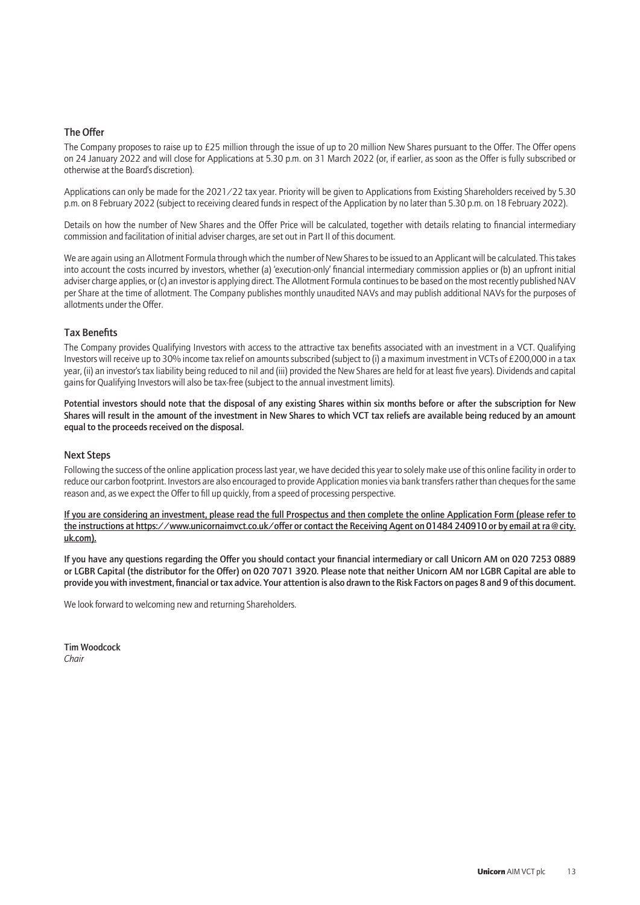## The Offer

The Company proposes to raise up to £25 million through the issue of up to 20 million New Shares pursuant to the Offer. The Offer opens on 24 January 2022 and will close for Applications at 5.30 p.m. on 31 March 2022 (or, if earlier, as soon as the Offer is fully subscribed or otherwise at the Board's discretion).

Applications can only be made for the 2021/22 tax year. Priority will be given to Applications from Existing Shareholders received by 5.30 p.m. on 8 February 2022 (subject to receiving cleared funds in respect of the Application by no later than 5.30 p.m. on 18 February 2022).

Details on how the number of New Shares and the Offer Price will be calculated, together with details relating to financial intermediary commission and facilitation of initial adviser charges, are set out in Part II of this document.

We are again using an Allotment Formula through which the number of New Shares to be issued to an Applicant will be calculated. This takes into account the costs incurred by investors, whether (a) 'execution-only' financial intermediary commission applies or (b) an upfront initial adviser charge applies, or (c) an investor is applying direct. The Allotment Formula continues to be based on the most recently published NAV per Share at the time of allotment. The Company publishes monthly unaudited NAVs and may publish additional NAVs for the purposes of allotments under the Offer.

## Tax Benefits

The Company provides Qualifying Investors with access to the attractive tax benefits associated with an investment in a VCT. Qualifying Investors will receive up to 30% income tax relief on amounts subscribed (subject to (i) a maximum investment in VCTs of £200,000 in a tax year, (ii) an investor's tax liability being reduced to nil and (iii) provided the New Shares are held for at least five years). Dividends and capital gains for Qualifying Investors will also be tax-free (subject to the annual investment limits).

**Potential investors should note that the disposal of any existing Shares within six months before or after the subscription for New Shares will result in the amount of the investment in New Shares to which VCT tax reliefs are available being reduced by an amount equal to the proceeds received on the disposal.**

## Next Steps

Following the success of the online application process last year, we have decided this year to solely make use of this online facility in order to reduce our carbon footprint. Investors are also encouraged to provide Application monies via bank transfers rather than cheques for the same reason and, as we expect the Offer to fill up quickly, from a speed of processing perspective.

If you are considering an investment, please read the full Prospectus and then complete the online Application Form (please refer to the instructions at https://www.unicornaimvct.co.uk/offer or contact the Receiving Agent on 01484 240910 or by email at ra@city.uk.com).

**If you have any questions regarding the Offer you should contact your financial intermediary or call Unicorn AM on 020 7253 0889 or LGBR Capital (the distributor for the Offer) on 020 7071 3920. Please note that neither Unicorn AM nor LGBR Capital are able to provide you with investment, financial or tax advice. Your attention is also drawn to the Risk Factors on pages 8 and 9 of this document.**

We look forward to welcoming new and returning Shareholders.

**Tim Woodcock**
*Chair*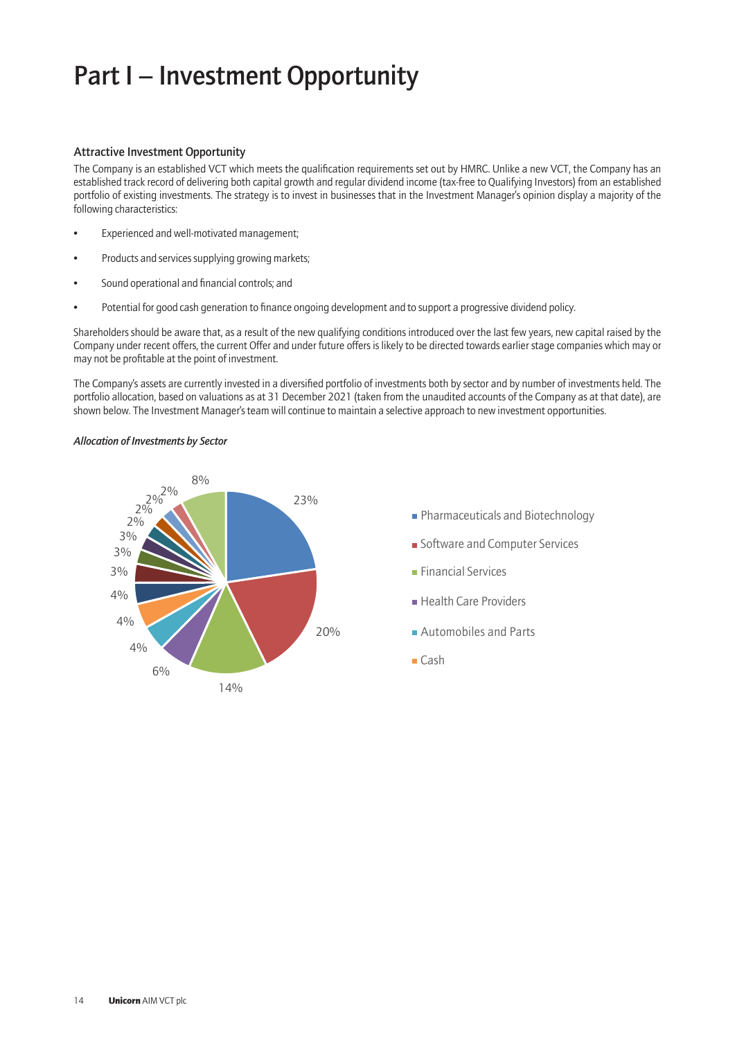# Part I – Investment Opportunity

### Attractive Investment Opportunity

The Company is an established VCT which meets the qualification requirements set out by HMRC. Unlike a new VCT, the Company has an established track record of delivering both capital growth and regular dividend income (tax-free to Qualifying Investors) from an established portfolio of existing investments. The strategy is to invest in businesses that in the Investment Manager's opinion display a majority of the following characteristics:

- Experienced and well-motivated management;
- Products and services supplying growing markets;
- Sound operational and financial controls; and
- Potential for good cash generation to finance ongoing development and to support a progressive dividend policy.

Shareholders should be aware that, as a result of the new qualifying conditions introduced over the last few years, new capital raised by the Company under recent offers, the current Offer and under future offers is likely to be directed towards earlier stage companies which may or may not be profitable at the point of investment.

The Company's assets are currently invested in a diversified portfolio of investments both by sector and by number of investments held. The portfolio allocation, based on valuations as at 31 December 2021 (taken from the unaudited accounts of the Company as at that date), are shown below. The Investment Manager's team will continue to maintain a selective approach to new investment opportunities.

*Allocation of Investments by Sector*

| Sector | Allocation |
|---|---|
| Pharmaceuticals and Biotechnology | 23% |
| Software and Computer Services | 20% |
| Financial Services | 14% |
| Health Care Providers | 6% |
| Automobiles and Parts | 4% |
| Cash | 4% |
| | 4% |
| | 3% |
| | 3% |
| | 3% |
| | 2% |
| | 2% |
| | 2% |
| | 2% |
| | 8% |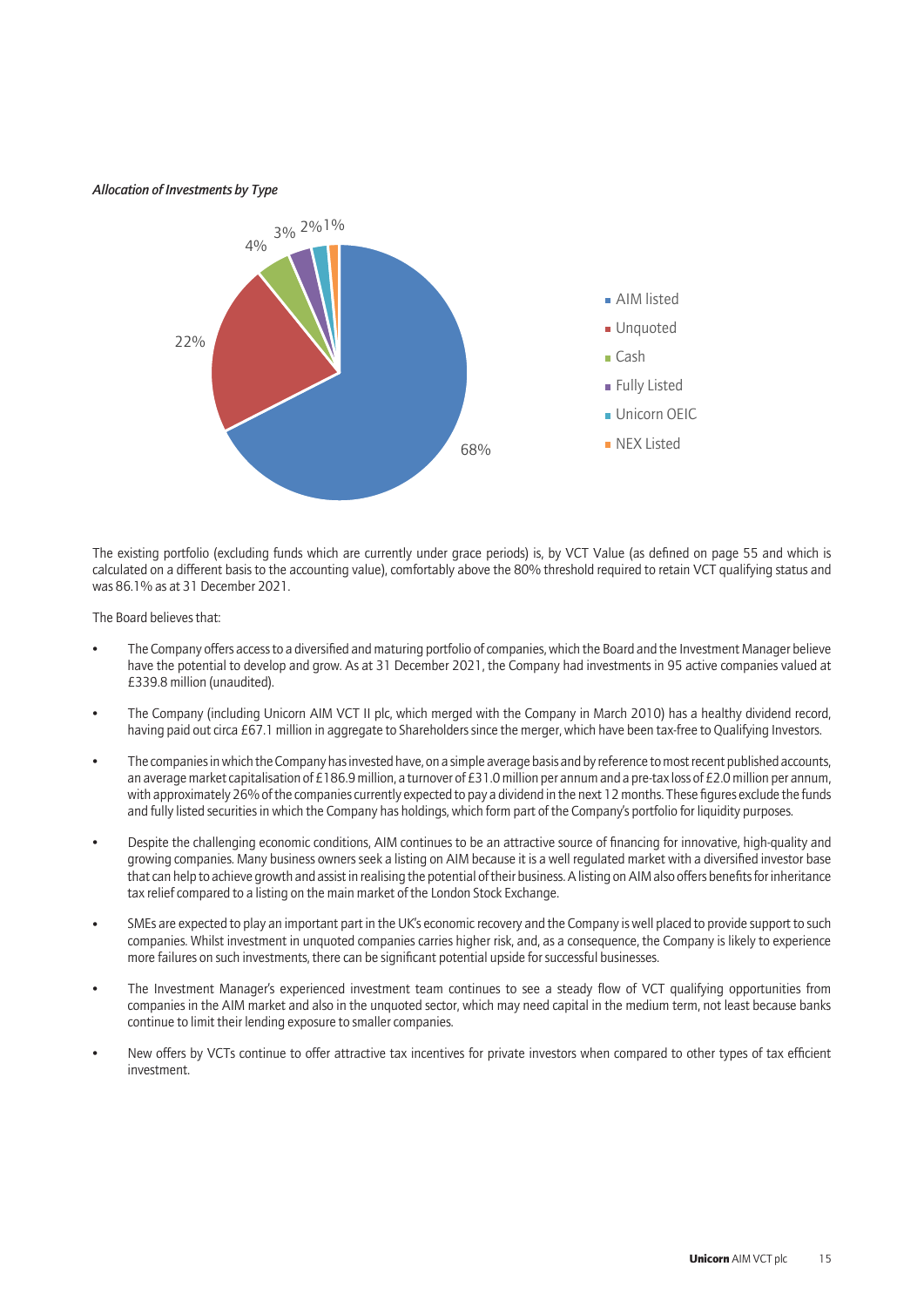*Allocation of Investments by Type*

| Type | % |
| --- | --- |
| AIM listed | 68% |
| Unquoted | 22% |
| Cash | 4% |
| Fully Listed | 3% |
| Unicorn OEIC | 2% |
| NEX Listed | 1% |

The existing portfolio (excluding funds which are currently under grace periods) is, by VCT Value (as defined on page 55 and which is calculated on a different basis to the accounting value), comfortably above the 80% threshold required to retain VCT qualifying status and was 86.1% as at 31 December 2021.

The Board believes that:

- The Company offers access to a diversified and maturing portfolio of companies, which the Board and the Investment Manager believe have the potential to develop and grow. As at 31 December 2021, the Company had investments in 95 active companies valued at £339.8 million (unaudited).
- The Company (including Unicorn AIM VCT II plc, which merged with the Company in March 2010) has a healthy dividend record, having paid out circa £67.1 million in aggregate to Shareholders since the merger, which have been tax-free to Qualifying Investors.
- The companies in which the Company has invested have, on a simple average basis and by reference to most recent published accounts, an average market capitalisation of £186.9 million, a turnover of £31.0 million per annum and a pre-tax loss of £2.0 million per annum, with approximately 26% of the companies currently expected to pay a dividend in the next 12 months. These figures exclude the funds and fully listed securities in which the Company has holdings, which form part of the Company's portfolio for liquidity purposes.
- Despite the challenging economic conditions, AIM continues to be an attractive source of financing for innovative, high-quality and growing companies. Many business owners seek a listing on AIM because it is a well regulated market with a diversified investor base that can help to achieve growth and assist in realising the potential of their business. A listing on AIM also offers benefits for inheritance tax relief compared to a listing on the main market of the London Stock Exchange.
- SMEs are expected to play an important part in the UK's economic recovery and the Company is well placed to provide support to such companies. Whilst investment in unquoted companies carries higher risk, and, as a consequence, the Company is likely to experience more failures on such investments, there can be significant potential upside for successful businesses.
- The Investment Manager's experienced investment team continues to see a steady flow of VCT qualifying opportunities from companies in the AIM market and also in the unquoted sector, which may need capital in the medium term, not least because banks continue to limit their lending exposure to smaller companies.
- New offers by VCTs continue to offer attractive tax incentives for private investors when compared to other types of tax efficient investment.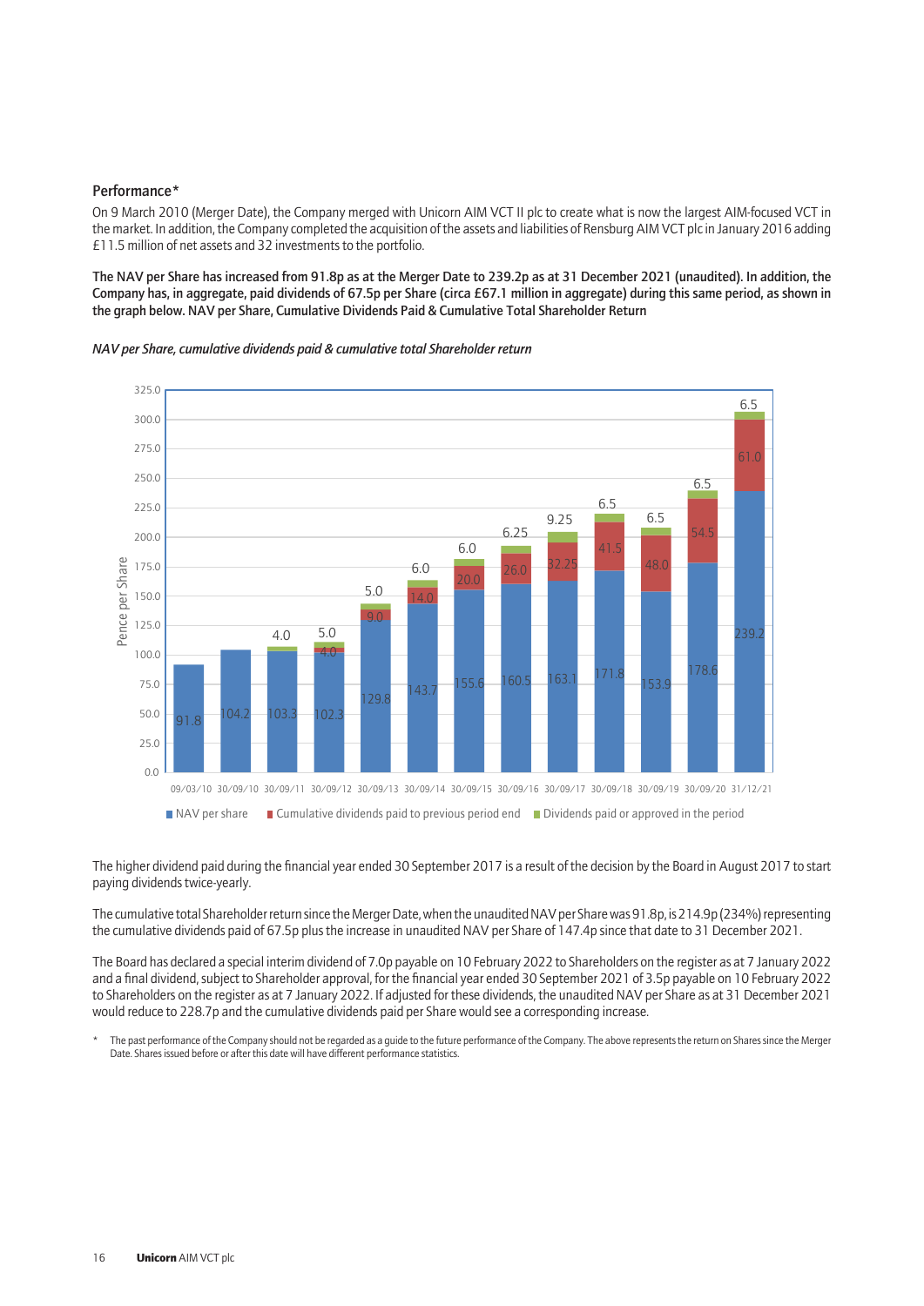## Performance*

On 9 March 2010 (Merger Date), the Company merged with Unicorn AIM VCT II plc to create what is now the largest AIM-focused VCT in the market. In addition, the Company completed the acquisition of the assets and liabilities of Rensburg AIM VCT plc in January 2016 adding £11.5 million of net assets and 32 investments to the portfolio.

**The NAV per Share has increased from 91.8p as at the Merger Date to 239.2p as at 31 December 2021 (unaudited). In addition, the Company has, in aggregate, paid dividends of 67.5p per Share (circa £67.1 million in aggregate) during this same period, as shown in the graph below. NAV per Share, Cumulative Dividends Paid & Cumulative Total Shareholder Return**

*NAV per Share, cumulative dividends paid & cumulative total Shareholder return*

| Date | NAV per share | Cumulative dividends paid to previous period end | Dividends paid or approved in the period |
|---|---|---|---|
| 09/03/10 | 91.8 | | |
| 30/09/10 | 104.2 | | |
| 30/09/11 | 103.3 | | 4.0 |
| 30/09/12 | 102.3 | 4.0 | 5.0 |
| 30/09/13 | 129.8 | 9.0 | 5.0 |
| 30/09/14 | 143.7 | 14.0 | 6.0 |
| 30/09/15 | 155.6 | 20.0 | 6.0 |
| 30/09/16 | 160.5 | 26.0 | 6.25 |
| 30/09/17 | 163.1 | 32.25 | 9.25 |
| 30/09/18 | 171.8 | 41.5 | 6.5 |
| 30/09/19 | 153.9 | 48.0 | 6.5 |
| 30/09/20 | 178.6 | 54.5 | 6.5 |
| 31/12/21 | 239.2 | 61.0 | 6.5 |

The higher dividend paid during the financial year ended 30 September 2017 is a result of the decision by the Board in August 2017 to start paying dividends twice-yearly.

The cumulative total Shareholder return since the Merger Date, when the unaudited NAV per Share was 91.8p, is 214.9p (234%) representing the cumulative dividends paid of 67.5p plus the increase in unaudited NAV per Share of 147.4p since that date to 31 December 2021.

The Board has declared a special interim dividend of 7.0p payable on 10 February 2022 to Shareholders on the register as at 7 January 2022 and a final dividend, subject to Shareholder approval, for the financial year ended 30 September 2021 of 3.5p payable on 10 February 2022 to Shareholders on the register as at 7 January 2022. If adjusted for these dividends, the unaudited NAV per Share as at 31 December 2021 would reduce to 228.7p and the cumulative dividends paid per Share would see a corresponding increase.

\* The past performance of the Company should not be regarded as a guide to the future performance of the Company. The above represents the return on Shares since the Merger Date. Shares issued before or after this date will have different performance statistics.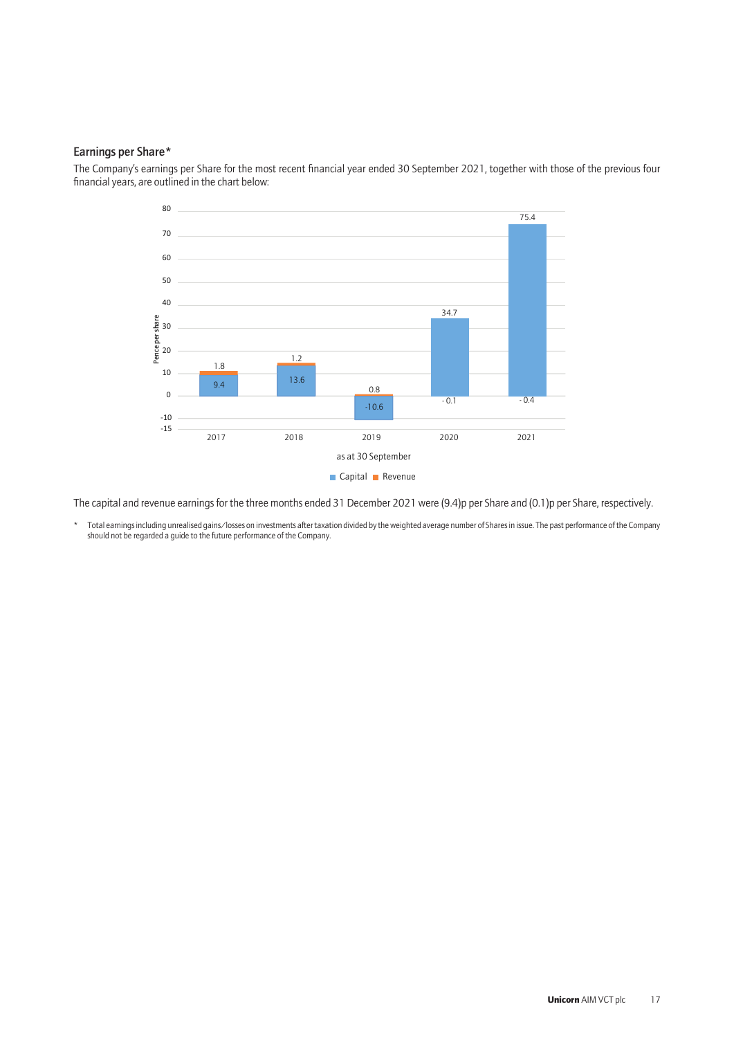### Earnings per Share*

The Company's earnings per Share for the most recent financial year ended 30 September 2021, together with those of the previous four financial years, are outlined in the chart below:

| as at 30 September | Capital | Revenue |
|---|---|---|
| 2017 | 9.4 | 1.8 |
| 2018 | 13.6 | 1.2 |
| 2019 | -10.6 | 0.8 |
| 2020 | 34.7 | - 0.1 |
| 2021 | 75.4 | - 0.4 |

The capital and revenue earnings for the three months ended 31 December 2021 were (9.4)p per Share and (0.1)p per Share, respectively.

\* Total earnings including unrealised gains/losses on investments after taxation divided by the weighted average number of Shares in issue. The past performance of the Company should not be regarded a guide to the future performance of the Company.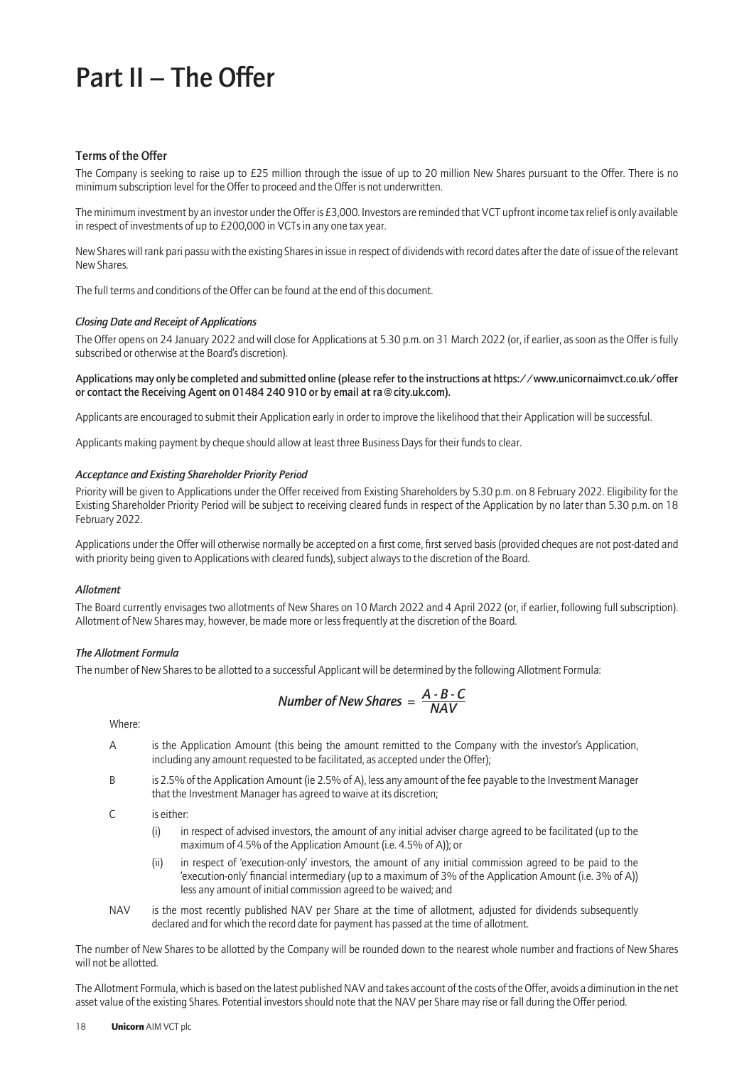# Part II – The Offer

### Terms of the Offer

The Company is seeking to raise up to £25 million through the issue of up to 20 million New Shares pursuant to the Offer. There is no minimum subscription level for the Offer to proceed and the Offer is not underwritten.

The minimum investment by an investor under the Offer is £3,000. Investors are reminded that VCT upfront income tax relief is only available in respect of investments of up to £200,000 in VCTs in any one tax year.

New Shares will rank pari passu with the existing Shares in issue in respect of dividends with record dates after the date of issue of the relevant New Shares.

The full terms and conditions of the Offer can be found at the end of this document.

#### *Closing Date and Receipt of Applications*

The Offer opens on 24 January 2022 and will close for Applications at 5.30 p.m. on 31 March 2022 (or, if earlier, as soon as the Offer is fully subscribed or otherwise at the Board's discretion).

**Applications may only be completed and submitted online (please refer to the instructions at https://www.unicornaimvct.co.uk/offer or contact the Receiving Agent on 01484 240 910 or by email at ra@city.uk.com).**

Applicants are encouraged to submit their Application early in order to improve the likelihood that their Application will be successful.

Applicants making payment by cheque should allow at least three Business Days for their funds to clear.

#### *Acceptance and Existing Shareholder Priority Period*

Priority will be given to Applications under the Offer received from Existing Shareholders by 5.30 p.m. on 8 February 2022. Eligibility for the Existing Shareholder Priority Period will be subject to receiving cleared funds in respect of the Application by no later than 5.30 p.m. on 18 February 2022.

Applications under the Offer will otherwise normally be accepted on a first come, first served basis (provided cheques are not post-dated and with priority being given to Applications with cleared funds), subject always to the discretion of the Board.

#### *Allotment*

The Board currently envisages two allotments of New Shares on 10 March 2022 and 4 April 2022 (or, if earlier, following full subscription). Allotment of New Shares may, however, be made more or less frequently at the discretion of the Board.

#### *The Allotment Formula*

The number of New Shares to be allotted to a successful Applicant will be determined by the following Allotment Formula:

$$\textit{Number of New Shares} = \frac{A - B - C}{NAV}$$

Where:

- A is the Application Amount (this being the amount remitted to the Company with the investor's Application, including any amount requested to be facilitated, as accepted under the Offer);
- B is 2.5% of the Application Amount (ie 2.5% of A), less any amount of the fee payable to the Investment Manager that the Investment Manager has agreed to waive at its discretion;
- C is either:
  - (i) in respect of advised investors, the amount of any initial adviser charge agreed to be facilitated (up to the maximum of 4.5% of the Application Amount (i.e. 4.5% of A)); or
  - (ii) in respect of 'execution-only' investors, the amount of any initial commission agreed to be paid to the 'execution-only' financial intermediary (up to a maximum of 3% of the Application Amount (i.e. 3% of A)) less any amount of initial commission agreed to be waived; and
- NAV is the most recently published NAV per Share at the time of allotment, adjusted for dividends subsequently declared and for which the record date for payment has passed at the time of allotment.

The number of New Shares to be allotted by the Company will be rounded down to the nearest whole number and fractions of New Shares will not be allotted.

The Allotment Formula, which is based on the latest published NAV and takes account of the costs of the Offer, avoids a diminution in the net asset value of the existing Shares. Potential investors should note that the NAV per Share may rise or fall during the Offer period.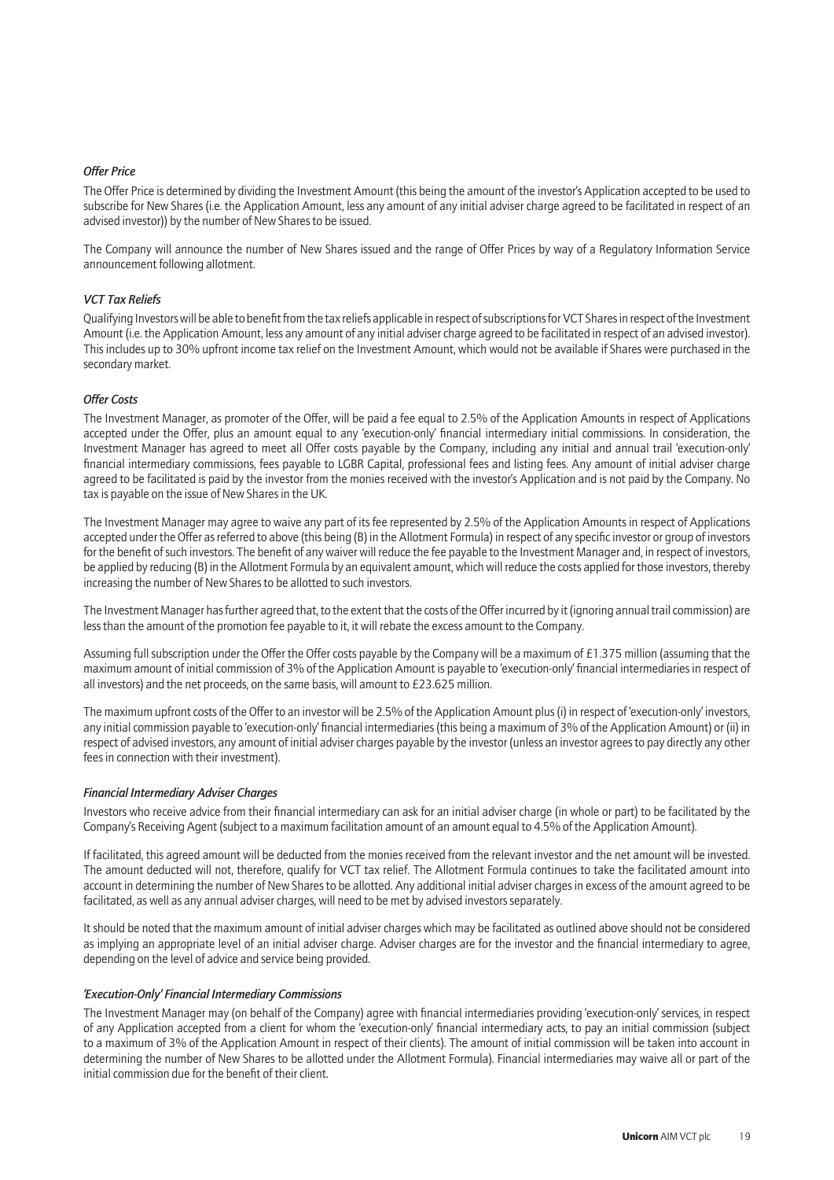### *Offer Price*

The Offer Price is determined by dividing the Investment Amount (this being the amount of the investor's Application accepted to be used to subscribe for New Shares (i.e. the Application Amount, less any amount of any initial adviser charge agreed to be facilitated in respect of an advised investor)) by the number of New Shares to be issued.

The Company will announce the number of New Shares issued and the range of Offer Prices by way of a Regulatory Information Service announcement following allotment.

### *VCT Tax Reliefs*

Qualifying Investors will be able to benefit from the tax reliefs applicable in respect of subscriptions for VCT Shares in respect of the Investment Amount (i.e. the Application Amount, less any amount of any initial adviser charge agreed to be facilitated in respect of an advised investor). This includes up to 30% upfront income tax relief on the Investment Amount, which would not be available if Shares were purchased in the secondary market.

### *Offer Costs*

The Investment Manager, as promoter of the Offer, will be paid a fee equal to 2.5% of the Application Amounts in respect of Applications accepted under the Offer, plus an amount equal to any 'execution-only' financial intermediary initial commissions. In consideration, the Investment Manager has agreed to meet all Offer costs payable by the Company, including any initial and annual trail 'execution-only' financial intermediary commissions, fees payable to LGBR Capital, professional fees and listing fees. Any amount of initial adviser charge agreed to be facilitated is paid by the investor from the monies received with the investor's Application and is not paid by the Company. No tax is payable on the issue of New Shares in the UK.

The Investment Manager may agree to waive any part of its fee represented by 2.5% of the Application Amounts in respect of Applications accepted under the Offer as referred to above (this being (B) in the Allotment Formula) in respect of any specific investor or group of investors for the benefit of such investors. The benefit of any waiver will reduce the fee payable to the Investment Manager and, in respect of investors, be applied by reducing (B) in the Allotment Formula by an equivalent amount, which will reduce the costs applied for those investors, thereby increasing the number of New Shares to be allotted to such investors.

The Investment Manager has further agreed that, to the extent that the costs of the Offer incurred by it (ignoring annual trail commission) are less than the amount of the promotion fee payable to it, it will rebate the excess amount to the Company.

Assuming full subscription under the Offer the Offer costs payable by the Company will be a maximum of £1.375 million (assuming that the maximum amount of initial commission of 3% of the Application Amount is payable to 'execution-only' financial intermediaries in respect of all investors) and the net proceeds, on the same basis, will amount to £23.625 million.

The maximum upfront costs of the Offer to an investor will be 2.5% of the Application Amount plus (i) in respect of 'execution-only' investors, any initial commission payable to 'execution-only' financial intermediaries (this being a maximum of 3% of the Application Amount) or (ii) in respect of advised investors, any amount of initial adviser charges payable by the investor (unless an investor agrees to pay directly any other fees in connection with their investment).

### *Financial Intermediary Adviser Charges*

Investors who receive advice from their financial intermediary can ask for an initial adviser charge (in whole or part) to be facilitated by the Company's Receiving Agent (subject to a maximum facilitation amount of an amount equal to 4.5% of the Application Amount).

If facilitated, this agreed amount will be deducted from the monies received from the relevant investor and the net amount will be invested. The amount deducted will not, therefore, qualify for VCT tax relief. The Allotment Formula continues to take the facilitated amount into account in determining the number of New Shares to be allotted. Any additional initial adviser charges in excess of the amount agreed to be facilitated, as well as any annual adviser charges, will need to be met by advised investors separately.

It should be noted that the maximum amount of initial adviser charges which may be facilitated as outlined above should not be considered as implying an appropriate level of an initial adviser charge. Adviser charges are for the investor and the financial intermediary to agree, depending on the level of advice and service being provided.

### *'Execution-Only' Financial Intermediary Commissions*

The Investment Manager may (on behalf of the Company) agree with financial intermediaries providing 'execution-only' services, in respect of any Application accepted from a client for whom the 'execution-only' financial intermediary acts, to pay an initial commission (subject to a maximum of 3% of the Application Amount in respect of their clients). The amount of initial commission will be taken into account in determining the number of New Shares to be allotted under the Allotment Formula). Financial intermediaries may waive all or part of the initial commission due for the benefit of their client.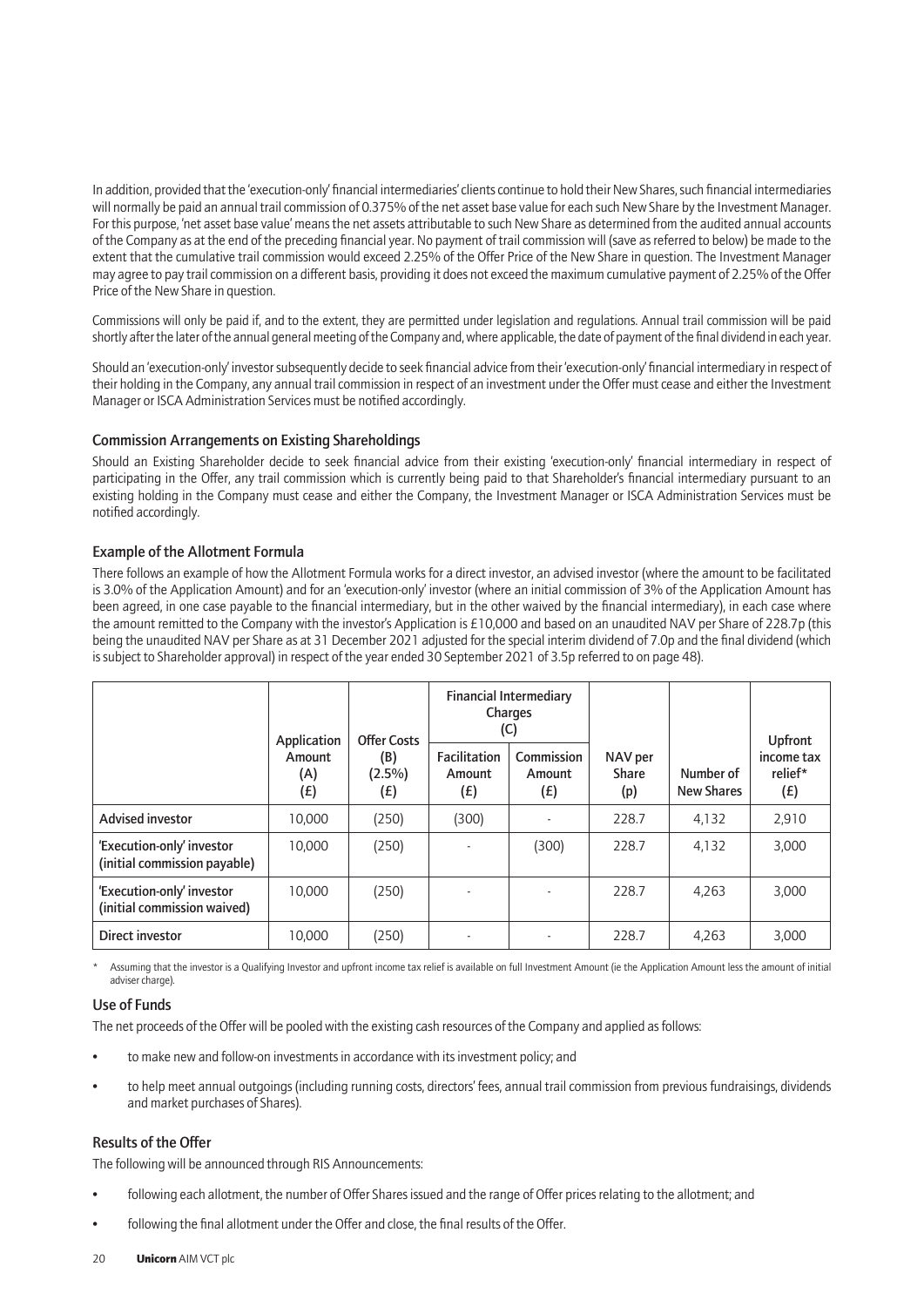In addition, provided that the 'execution-only' financial intermediaries' clients continue to hold their New Shares, such financial intermediaries will normally be paid an annual trail commission of 0.375% of the net asset base value for each such New Share by the Investment Manager. For this purpose, 'net asset base value' means the net assets attributable to such New Share as determined from the audited annual accounts of the Company as at the end of the preceding financial year. No payment of trail commission will (save as referred to below) be made to the extent that the cumulative trail commission would exceed 2.25% of the Offer Price of the New Share in question. The Investment Manager may agree to pay trail commission on a different basis, providing it does not exceed the maximum cumulative payment of 2.25% of the Offer Price of the New Share in question.

Commissions will only be paid if, and to the extent, they are permitted under legislation and regulations. Annual trail commission will be paid shortly after the later of the annual general meeting of the Company and, where applicable, the date of payment of the final dividend in each year.

Should an 'execution-only' investor subsequently decide to seek financial advice from their 'execution-only' financial intermediary in respect of their holding in the Company, any annual trail commission in respect of an investment under the Offer must cease and either the Investment Manager or ISCA Administration Services must be notified accordingly.

### Commission Arrangements on Existing Shareholdings

Should an Existing Shareholder decide to seek financial advice from their existing 'execution-only' financial intermediary in respect of participating in the Offer, any trail commission which is currently being paid to that Shareholder's financial intermediary pursuant to an existing holding in the Company must cease and either the Company, the Investment Manager or ISCA Administration Services must be notified accordingly.

### Example of the Allotment Formula

There follows an example of how the Allotment Formula works for a direct investor, an advised investor (where the amount to be facilitated is 3.0% of the Application Amount) and for an 'execution-only' investor (where an initial commission of 3% of the Application Amount has been agreed, in one case payable to the financial intermediary, but in the other waived by the financial intermediary), in each case where the amount remitted to the Company with the investor's Application is £10,000 and based on an unaudited NAV per Share of 228.7p (this being the unaudited NAV per Share as at 31 December 2021 adjusted for the special interim dividend of 7.0p and the final dividend (which is subject to Shareholder approval) in respect of the year ended 30 September 2021 of 3.5p referred to on page 48).

| | Application Amount (A) (£) | Offer Costs (B) (2.5%) (£) | Financial Intermediary Charges (C) | | NAV per Share (p) | Number of New Shares | Upfront income tax relief* (£) |
|---|---|---|---|---|---|---|---|
| | | | Facilitation Amount (£) | Commission Amount (£) | | | |
| Advised investor | 10,000 | (250) | (300) | - | 228.7 | 4,132 | 2,910 |
| 'Execution-only' investor (initial commission payable) | 10,000 | (250) | - | (300) | 228.7 | 4,132 | 3,000 |
| 'Execution-only' investor (initial commission waived) | 10,000 | (250) | - | - | 228.7 | 4,263 | 3,000 |
| Direct investor | 10,000 | (250) | - | - | 228.7 | 4,263 | 3,000 |

\* Assuming that the investor is a Qualifying Investor and upfront income tax relief is available on full Investment Amount (ie the Application Amount less the amount of initial adviser charge).

### Use of Funds

The net proceeds of the Offer will be pooled with the existing cash resources of the Company and applied as follows:

- to make new and follow-on investments in accordance with its investment policy; and
- to help meet annual outgoings (including running costs, directors' fees, annual trail commission from previous fundraisings, dividends and market purchases of Shares).

### Results of the Offer

The following will be announced through RIS Announcements:

- following each allotment, the number of Offer Shares issued and the range of Offer prices relating to the allotment; and
- following the final allotment under the Offer and close, the final results of the Offer.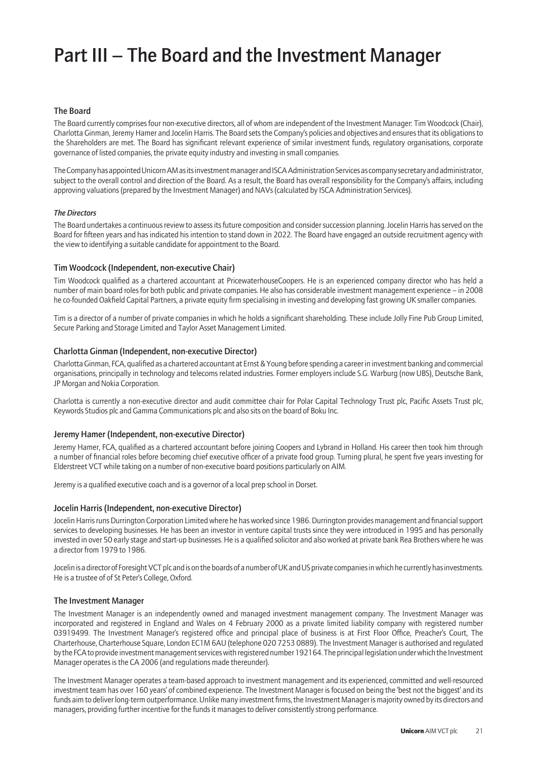# Part III – The Board and the Investment Manager

## The Board

The Board currently comprises four non-executive directors, all of whom are independent of the Investment Manager: Tim Woodcock (Chair), Charlotta Ginman, Jeremy Hamer and Jocelin Harris. The Board sets the Company's policies and objectives and ensures that its obligations to the Shareholders are met. The Board has significant relevant experience of similar investment funds, regulatory organisations, corporate governance of listed companies, the private equity industry and investing in small companies.

The Company has appointed Unicorn AM as its investment manager and ISCA Administration Services as company secretary and administrator, subject to the overall control and direction of the Board. As a result, the Board has overall responsibility for the Company's affairs, including approving valuations (prepared by the Investment Manager) and NAVs (calculated by ISCA Administration Services).

### *The Directors*

The Board undertakes a continuous review to assess its future composition and consider succession planning. Jocelin Harris has served on the Board for fifteen years and has indicated his intention to stand down in 2022. The Board have engaged an outside recruitment agency with the view to identifying a suitable candidate for appointment to the Board.

### Tim Woodcock (Independent, non-executive Chair)

Tim Woodcock qualified as a chartered accountant at PricewaterhouseCoopers. He is an experienced company director who has held a number of main board roles for both public and private companies. He also has considerable investment management experience – in 2008 he co-founded Oakfield Capital Partners, a private equity firm specialising in investing and developing fast growing UK smaller companies.

Tim is a director of a number of private companies in which he holds a significant shareholding. These include Jolly Fine Pub Group Limited, Secure Parking and Storage Limited and Taylor Asset Management Limited.

### Charlotta Ginman (Independent, non-executive Director)

Charlotta Ginman, FCA, qualified as a chartered accountant at Ernst & Young before spending a career in investment banking and commercial organisations, principally in technology and telecoms related industries. Former employers include S.G. Warburg (now UBS), Deutsche Bank, JP Morgan and Nokia Corporation.

Charlotta is currently a non-executive director and audit committee chair for Polar Capital Technology Trust plc, Pacific Assets Trust plc, Keywords Studios plc and Gamma Communications plc and also sits on the board of Boku Inc.

### Jeremy Hamer (Independent, non-executive Director)

Jeremy Hamer, FCA, qualified as a chartered accountant before joining Coopers and Lybrand in Holland. His career then took him through a number of financial roles before becoming chief executive officer of a private food group. Turning plural, he spent five years investing for Elderstreet VCT while taking on a number of non-executive board positions particularly on AIM.

Jeremy is a qualified executive coach and is a governor of a local prep school in Dorset.

### Jocelin Harris (Independent, non-executive Director)

Jocelin Harris runs Durrington Corporation Limited where he has worked since 1986. Durrington provides management and financial support services to developing businesses. He has been an investor in venture capital trusts since they were introduced in 1995 and has personally invested in over 50 early stage and start-up businesses. He is a qualified solicitor and also worked at private bank Rea Brothers where he was a director from 1979 to 1986.

Jocelin is a director of Foresight VCT plc and is on the boards of a number of UK and US private companies in which he currently has investments. He is a trustee of of St Peter's College, Oxford.

## The Investment Manager

The Investment Manager is an independently owned and managed investment management company. The Investment Manager was incorporated and registered in England and Wales on 4 February 2000 as a private limited liability company with registered number 03919499. The Investment Manager's registered office and principal place of business is at First Floor Office, Preacher's Court, The Charterhouse, Charterhouse Square, London EC1M 6AU (telephone 020 7253 0889). The Investment Manager is authorised and regulated by the FCA to provide investment management services with registered number 192164. The principal legislation under which the Investment Manager operates is the CA 2006 (and regulations made thereunder).

The Investment Manager operates a team-based approach to investment management and its experienced, committed and well-resourced investment team has over 160 years' of combined experience. The Investment Manager is focused on being the 'best not the biggest' and its funds aim to deliver long-term outperformance. Unlike many investment firms, the Investment Manager is majority owned by its directors and managers, providing further incentive for the funds it manages to deliver consistently strong performance.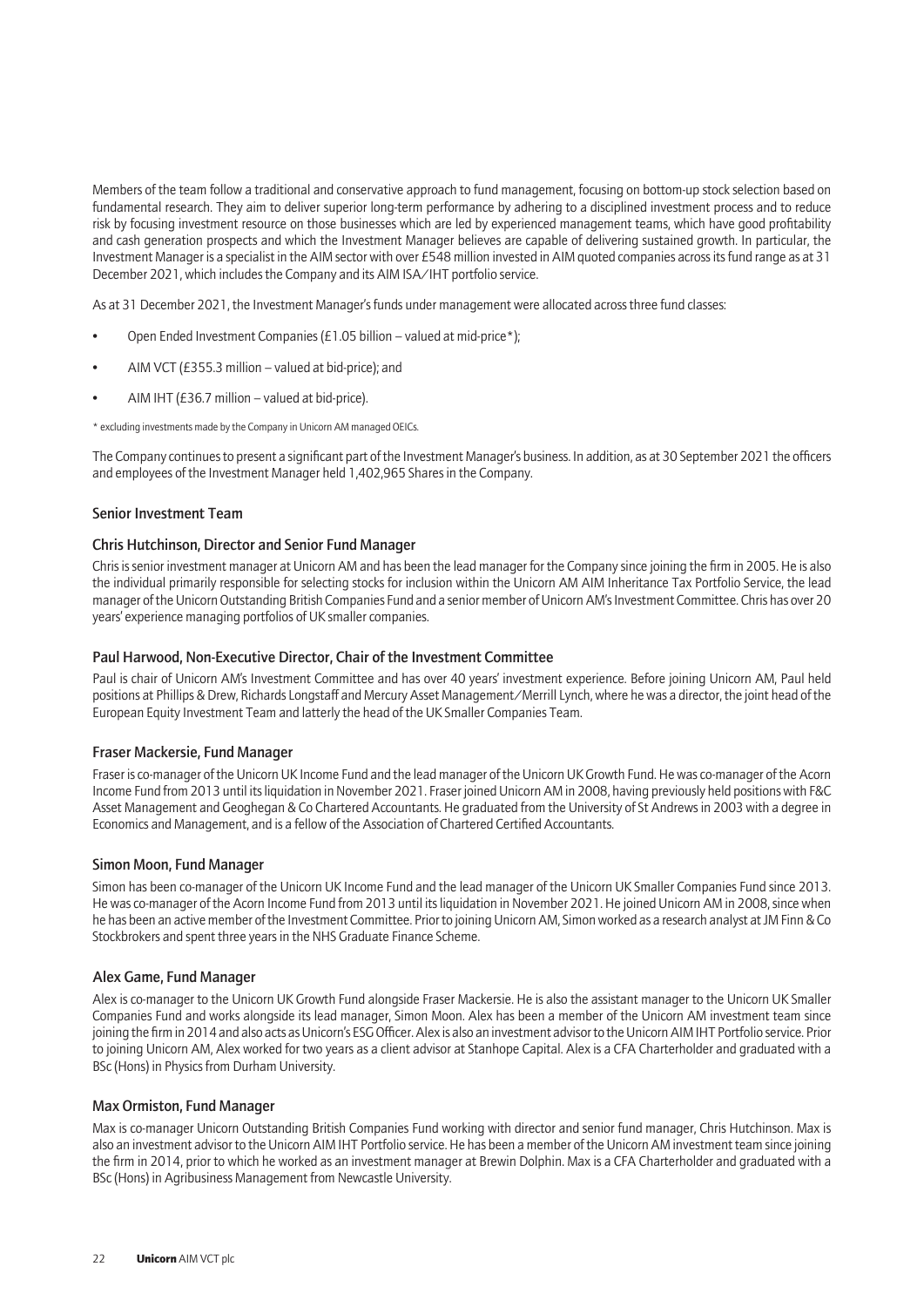Members of the team follow a traditional and conservative approach to fund management, focusing on bottom-up stock selection based on fundamental research. They aim to deliver superior long-term performance by adhering to a disciplined investment process and to reduce risk by focusing investment resource on those businesses which are led by experienced management teams, which have good profitability and cash generation prospects and which the Investment Manager believes are capable of delivering sustained growth. In particular, the Investment Manager is a specialist in the AIM sector with over £548 million invested in AIM quoted companies across its fund range as at 31 December 2021, which includes the Company and its AIM ISA/IHT portfolio service.

As at 31 December 2021, the Investment Manager's funds under management were allocated across three fund classes:

- Open Ended Investment Companies (£1.05 billion – valued at mid-price*);
- AIM VCT (£355.3 million – valued at bid-price); and
- AIM IHT (£36.7 million – valued at bid-price).

* excluding investments made by the Company in Unicorn AM managed OEICs.

The Company continues to present a significant part of the Investment Manager's business. In addition, as at 30 September 2021 the officers and employees of the Investment Manager held 1,402,965 Shares in the Company.

## Senior Investment Team

### Chris Hutchinson, Director and Senior Fund Manager

Chris is senior investment manager at Unicorn AM and has been the lead manager for the Company since joining the firm in 2005. He is also the individual primarily responsible for selecting stocks for inclusion within the Unicorn AM AIM Inheritance Tax Portfolio Service, the lead manager of the Unicorn Outstanding British Companies Fund and a senior member of Unicorn AM's Investment Committee. Chris has over 20 years' experience managing portfolios of UK smaller companies.

### Paul Harwood, Non-Executive Director, Chair of the Investment Committee

Paul is chair of Unicorn AM's Investment Committee and has over 40 years' investment experience. Before joining Unicorn AM, Paul held positions at Phillips & Drew, Richards Longstaff and Mercury Asset Management/Merrill Lynch, where he was a director, the joint head of the European Equity Investment Team and latterly the head of the UK Smaller Companies Team.

### Fraser Mackersie, Fund Manager

Fraser is co-manager of the Unicorn UK Income Fund and the lead manager of the Unicorn UK Growth Fund. He was co-manager of the Acorn Income Fund from 2013 until its liquidation in November 2021. Fraser joined Unicorn AM in 2008, having previously held positions with F&C Asset Management and Geoghegan & Co Chartered Accountants. He graduated from the University of St Andrews in 2003 with a degree in Economics and Management, and is a fellow of the Association of Chartered Certified Accountants.

### Simon Moon, Fund Manager

Simon has been co-manager of the Unicorn UK Income Fund and the lead manager of the Unicorn UK Smaller Companies Fund since 2013. He was co-manager of the Acorn Income Fund from 2013 until its liquidation in November 2021. He joined Unicorn AM in 2008, since when he has been an active member of the Investment Committee. Prior to joining Unicorn AM, Simon worked as a research analyst at JM Finn & Co Stockbrokers and spent three years in the NHS Graduate Finance Scheme.

### Alex Game, Fund Manager

Alex is co-manager to the Unicorn UK Growth Fund alongside Fraser Mackersie. He is also the assistant manager to the Unicorn UK Smaller Companies Fund and works alongside its lead manager, Simon Moon. Alex has been a member of the Unicorn AM investment team since joining the firm in 2014 and also acts as Unicorn's ESG Officer. Alex is also an investment advisor to the Unicorn AIM IHT Portfolio service. Prior to joining Unicorn AM, Alex worked for two years as a client advisor at Stanhope Capital. Alex is a CFA Charterholder and graduated with a BSc (Hons) in Physics from Durham University.

### Max Ormiston, Fund Manager

Max is co-manager Unicorn Outstanding British Companies Fund working with director and senior fund manager, Chris Hutchinson. Max is also an investment advisor to the Unicorn AIM IHT Portfolio service. He has been a member of the Unicorn AM investment team since joining the firm in 2014, prior to which he worked as an investment manager at Brewin Dolphin. Max is a CFA Charterholder and graduated with a BSc (Hons) in Agribusiness Management from Newcastle University.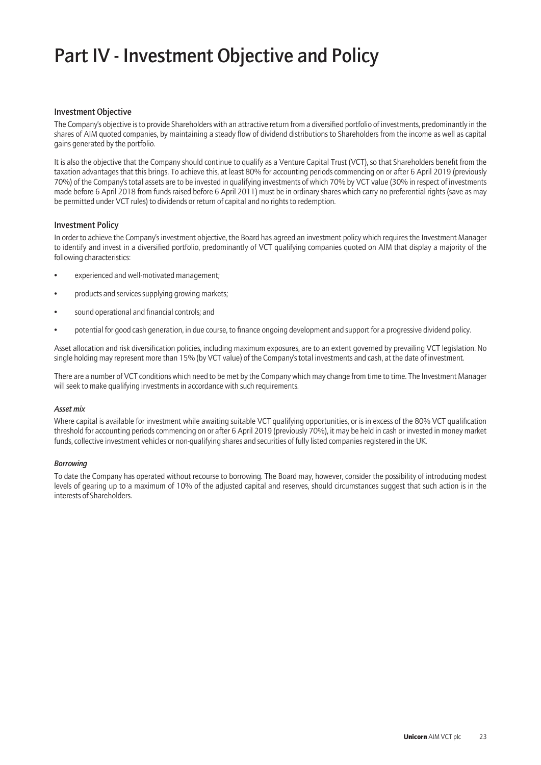# Part IV - Investment Objective and Policy

## Investment Objective

The Company's objective is to provide Shareholders with an attractive return from a diversified portfolio of investments, predominantly in the shares of AIM quoted companies, by maintaining a steady flow of dividend distributions to Shareholders from the income as well as capital gains generated by the portfolio.

It is also the objective that the Company should continue to qualify as a Venture Capital Trust (VCT), so that Shareholders benefit from the taxation advantages that this brings. To achieve this, at least 80% for accounting periods commencing on or after 6 April 2019 (previously 70%) of the Company's total assets are to be invested in qualifying investments of which 70% by VCT value (30% in respect of investments made before 6 April 2018 from funds raised before 6 April 2011) must be in ordinary shares which carry no preferential rights (save as may be permitted under VCT rules) to dividends or return of capital and no rights to redemption.

## Investment Policy

In order to achieve the Company's investment objective, the Board has agreed an investment policy which requires the Investment Manager to identify and invest in a diversified portfolio, predominantly of VCT qualifying companies quoted on AIM that display a majority of the following characteristics:

- experienced and well-motivated management;
- products and services supplying growing markets;
- sound operational and financial controls; and
- potential for good cash generation, in due course, to finance ongoing development and support for a progressive dividend policy.

Asset allocation and risk diversification policies, including maximum exposures, are to an extent governed by prevailing VCT legislation. No single holding may represent more than 15% (by VCT value) of the Company's total investments and cash, at the date of investment.

There are a number of VCT conditions which need to be met by the Company which may change from time to time. The Investment Manager will seek to make qualifying investments in accordance with such requirements.

### *Asset mix*

Where capital is available for investment while awaiting suitable VCT qualifying opportunities, or is in excess of the 80% VCT qualification threshold for accounting periods commencing on or after 6 April 2019 (previously 70%), it may be held in cash or invested in money market funds, collective investment vehicles or non-qualifying shares and securities of fully listed companies registered in the UK.

### *Borrowing*

To date the Company has operated without recourse to borrowing. The Board may, however, consider the possibility of introducing modest levels of gearing up to a maximum of 10% of the adjusted capital and reserves, should circumstances suggest that such action is in the interests of Shareholders.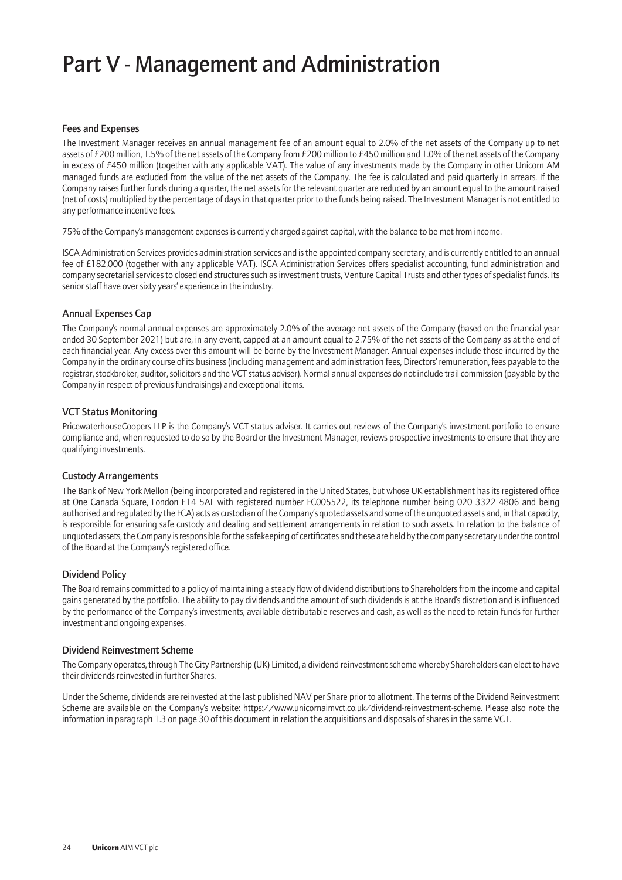# Part V - Management and Administration

### Fees and Expenses

The Investment Manager receives an annual management fee of an amount equal to 2.0% of the net assets of the Company up to net assets of £200 million, 1.5% of the net assets of the Company from £200 million to £450 million and 1.0% of the net assets of the Company in excess of £450 million (together with any applicable VAT). The value of any investments made by the Company in other Unicorn AM managed funds are excluded from the value of the net assets of the Company. The fee is calculated and paid quarterly in arrears. If the Company raises further funds during a quarter, the net assets for the relevant quarter are reduced by an amount equal to the amount raised (net of costs) multiplied by the percentage of days in that quarter prior to the funds being raised. The Investment Manager is not entitled to any performance incentive fees.

75% of the Company's management expenses is currently charged against capital, with the balance to be met from income.

ISCA Administration Services provides administration services and is the appointed company secretary, and is currently entitled to an annual fee of £182,000 (together with any applicable VAT). ISCA Administration Services offers specialist accounting, fund administration and company secretarial services to closed end structures such as investment trusts, Venture Capital Trusts and other types of specialist funds. Its senior staff have over sixty years' experience in the industry.

### Annual Expenses Cap

The Company's normal annual expenses are approximately 2.0% of the average net assets of the Company (based on the financial year ended 30 September 2021) but are, in any event, capped at an amount equal to 2.75% of the net assets of the Company as at the end of each financial year. Any excess over this amount will be borne by the Investment Manager. Annual expenses include those incurred by the Company in the ordinary course of its business (including management and administration fees, Directors' remuneration, fees payable to the registrar, stockbroker, auditor, solicitors and the VCT status adviser). Normal annual expenses do not include trail commission (payable by the Company in respect of previous fundraisings) and exceptional items.

### VCT Status Monitoring

PricewaterhouseCoopers LLP is the Company's VCT status adviser. It carries out reviews of the Company's investment portfolio to ensure compliance and, when requested to do so by the Board or the Investment Manager, reviews prospective investments to ensure that they are qualifying investments.

### Custody Arrangements

The Bank of New York Mellon (being incorporated and registered in the United States, but whose UK establishment has its registered office at One Canada Square, London E14 5AL with registered number FC005522, its telephone number being 020 3322 4806 and being authorised and regulated by the FCA) acts as custodian of the Company's quoted assets and some of the unquoted assets and, in that capacity, is responsible for ensuring safe custody and dealing and settlement arrangements in relation to such assets. In relation to the balance of unquoted assets, the Company is responsible for the safekeeping of certificates and these are held by the company secretary under the control of the Board at the Company's registered office.

### Dividend Policy

The Board remains committed to a policy of maintaining a steady flow of dividend distributions to Shareholders from the income and capital gains generated by the portfolio. The ability to pay dividends and the amount of such dividends is at the Board's discretion and is influenced by the performance of the Company's investments, available distributable reserves and cash, as well as the need to retain funds for further investment and ongoing expenses.

### Dividend Reinvestment Scheme

The Company operates, through The City Partnership (UK) Limited, a dividend reinvestment scheme whereby Shareholders can elect to have their dividends reinvested in further Shares.

Under the Scheme, dividends are reinvested at the last published NAV per Share prior to allotment. The terms of the Dividend Reinvestment Scheme are available on the Company's website: https://www.unicornaimvct.co.uk/dividend-reinvestment-scheme. Please also note the information in paragraph 1.3 on page 30 of this document in relation the acquisitions and disposals of shares in the same VCT.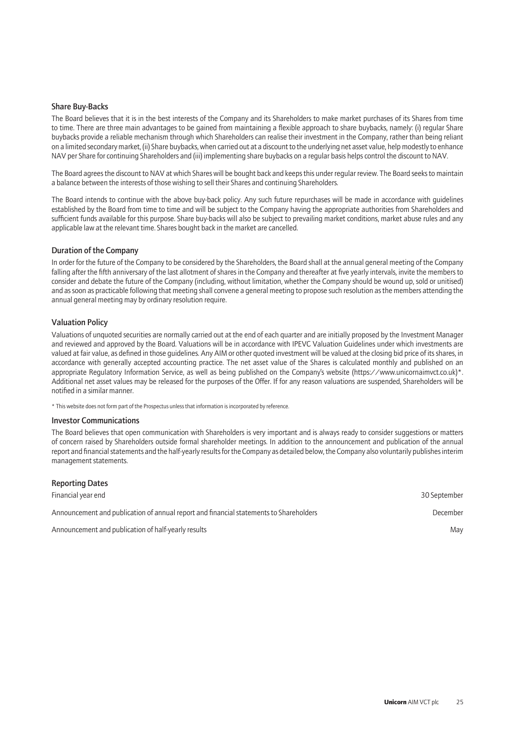## Share Buy-Backs

The Board believes that it is in the best interests of the Company and its Shareholders to make market purchases of its Shares from time to time. There are three main advantages to be gained from maintaining a flexible approach to share buybacks, namely: (i) regular Share buybacks provide a reliable mechanism through which Shareholders can realise their investment in the Company, rather than being reliant on a limited secondary market, (ii) Share buybacks, when carried out at a discount to the underlying net asset value, help modestly to enhance NAV per Share for continuing Shareholders and (iii) implementing share buybacks on a regular basis helps control the discount to NAV.

The Board agrees the discount to NAV at which Shares will be bought back and keeps this under regular review. The Board seeks to maintain a balance between the interests of those wishing to sell their Shares and continuing Shareholders.

The Board intends to continue with the above buy-back policy. Any such future repurchases will be made in accordance with guidelines established by the Board from time to time and will be subject to the Company having the appropriate authorities from Shareholders and sufficient funds available for this purpose. Share buy-backs will also be subject to prevailing market conditions, market abuse rules and any applicable law at the relevant time. Shares bought back in the market are cancelled.

## Duration of the Company

In order for the future of the Company to be considered by the Shareholders, the Board shall at the annual general meeting of the Company falling after the fifth anniversary of the last allotment of shares in the Company and thereafter at five yearly intervals, invite the members to consider and debate the future of the Company (including, without limitation, whether the Company should be wound up, sold or unitised) and as soon as practicable following that meeting shall convene a general meeting to propose such resolution as the members attending the annual general meeting may by ordinary resolution require.

## Valuation Policy

Valuations of unquoted securities are normally carried out at the end of each quarter and are initially proposed by the Investment Manager and reviewed and approved by the Board. Valuations will be in accordance with IPEVC Valuation Guidelines under which investments are valued at fair value, as defined in those guidelines. Any AIM or other quoted investment will be valued at the closing bid price of its shares, in accordance with generally accepted accounting practice. The net asset value of the Shares is calculated monthly and published on an appropriate Regulatory Information Service, as well as being published on the Company's website (https://www.unicornaimvct.co.uk)*. Additional net asset values may be released for the purposes of the Offer. If for any reason valuations are suspended, Shareholders will be notified in a similar manner.

\* This website does not form part of the Prospectus unless that information is incorporated by reference.

## Investor Communications

The Board believes that open communication with Shareholders is very important and is always ready to consider suggestions or matters of concern raised by Shareholders outside formal shareholder meetings. In addition to the announcement and publication of the annual report and financial statements and the half-yearly results for the Company as detailed below, the Company also voluntarily publishes interim management statements.

## Reporting Dates

| | |
|---|---|
| Financial year end | 30 September |
| Announcement and publication of annual report and financial statements to Shareholders | December |
| Announcement and publication of half-yearly results | May |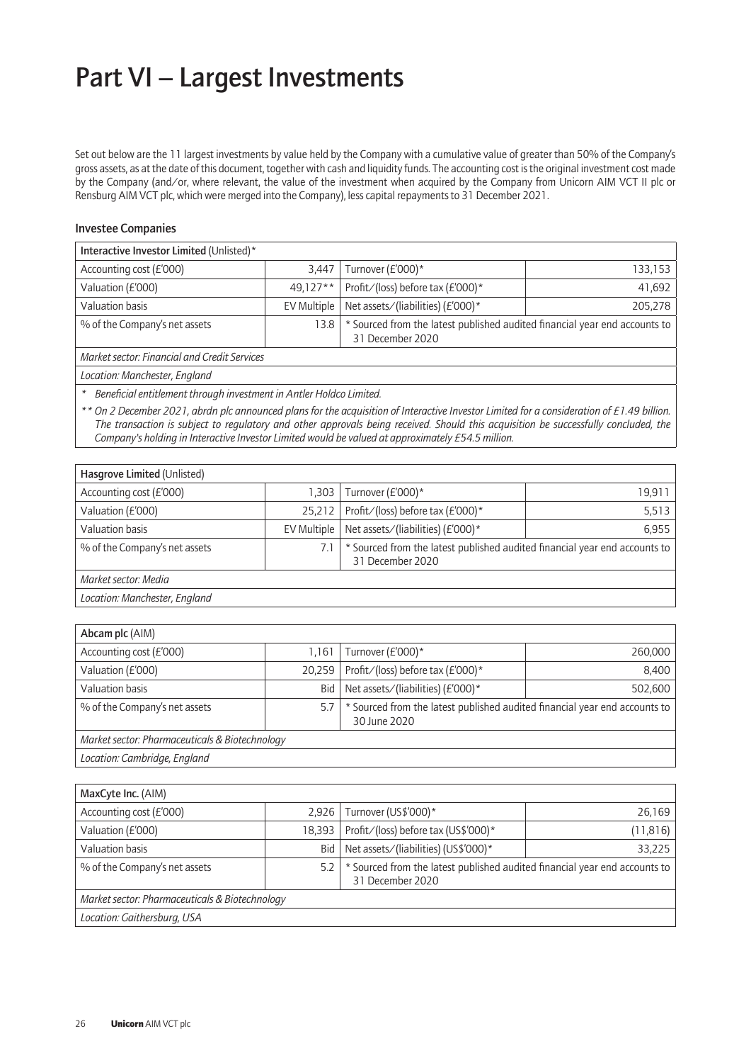# Part VI – Largest Investments

Set out below are the 11 largest investments by value held by the Company with a cumulative value of greater than 50% of the Company's gross assets, as at the date of this document, together with cash and liquidity funds. The accounting cost is the original investment cost made by the Company (and/or, where relevant, the value of the investment when acquired by the Company from Unicorn AIM VCT II plc or Rensburg AIM VCT plc, which were merged into the Company), less capital repayments to 31 December 2021.

### Investee Companies

| **Interactive Investor Limited** (Unlisted)* | | | |
|---|---|---|---|
| Accounting cost (£'000) | 3,447 | Turnover (£'000)* | 133,153 |
| Valuation (£'000) | 49,127** | Profit/(loss) before tax (£'000)* | 41,692 |
| Valuation basis | EV Multiple | Net assets/(liabilities) (£'000)* | 205,278 |
| % of the Company's net assets | 13.8 | * Sourced from the latest published audited financial year end accounts to 31 December 2020 | |
| *Market sector: Financial and Credit Services* | | | |
| *Location: Manchester, England* | | | |

\* *Beneficial entitlement through investment in Antler Holdco Limited.*

\*\* *On 2 December 2021, abrdn plc announced plans for the acquisition of Interactive Investor Limited for a consideration of £1.49 billion. The transaction is subject to regulatory and other approvals being received. Should this acquisition be successfully concluded, the Company's holding in Interactive Investor Limited would be valued at approximately £54.5 million.*

| **Hasgrove Limited** (Unlisted) | | | |
|---|---|---|---|
| Accounting cost (£'000) | 1,303 | Turnover (£'000)* | 19,911 |
| Valuation (£'000) | 25,212 | Profit/(loss) before tax (£'000)* | 5,513 |
| Valuation basis | EV Multiple | Net assets/(liabilities) (£'000)* | 6,955 |
| % of the Company's net assets | 7.1 | * Sourced from the latest published audited financial year end accounts to 31 December 2020 | |
| *Market sector: Media* | | | |
| *Location: Manchester, England* | | | |

| **Abcam plc** (AIM) | | | |
|---|---|---|---|
| Accounting cost (£'000) | 1,161 | Turnover (£'000)* | 260,000 |
| Valuation (£'000) | 20,259 | Profit/(loss) before tax (£'000)* | 8,400 |
| Valuation basis | Bid | Net assets/(liabilities) (£'000)* | 502,600 |
| % of the Company's net assets | 5.7 | * Sourced from the latest published audited financial year end accounts to 30 June 2020 | |
| *Market sector: Pharmaceuticals & Biotechnology* | | | |
| *Location: Cambridge, England* | | | |

| **MaxCyte Inc.** (AIM) | | | |
|---|---|---|---|
| Accounting cost (£'000) | 2,926 | Turnover (US$'000)* | 26,169 |
| Valuation (£'000) | 18,393 | Profit/(loss) before tax (US$'000)* | (11,816) |
| Valuation basis | Bid | Net assets/(liabilities) (US$'000)* | 33,225 |
| % of the Company's net assets | 5.2 | * Sourced from the latest published audited financial year end accounts to 31 December 2020 | |
| *Market sector: Pharmaceuticals & Biotechnology* | | | |
| *Location: Gaithersburg, USA* | | | |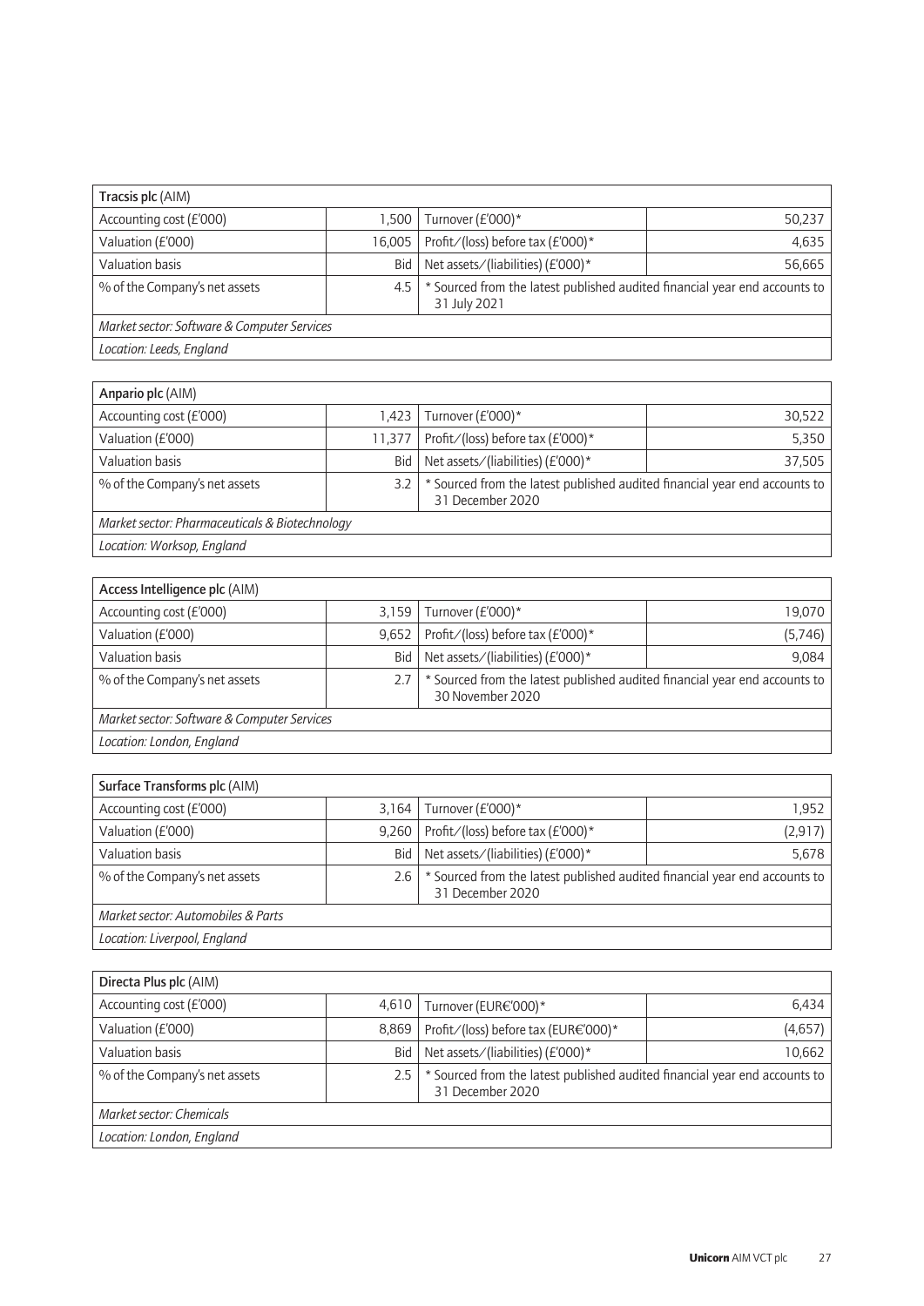| **Tracsis plc** (AIM) | | | |
|---|---|---|---|
| Accounting cost (£'000) | 1,500 | Turnover (£'000)* | 50,237 |
| Valuation (£'000) | 16,005 | Profit/(loss) before tax (£'000)* | 4,635 |
| Valuation basis | Bid | Net assets/(liabilities) (£'000)* | 56,665 |
| % of the Company's net assets | 4.5 | * Sourced from the latest published audited financial year end accounts to 31 July 2021 | |
| *Market sector: Software & Computer Services* | | | |
| *Location: Leeds, England* | | | |

| **Anpario plc** (AIM) | | | |
|---|---|---|---|
| Accounting cost (£'000) | 1,423 | Turnover (£'000)* | 30,522 |
| Valuation (£'000) | 11,377 | Profit/(loss) before tax (£'000)* | 5,350 |
| Valuation basis | Bid | Net assets/(liabilities) (£'000)* | 37,505 |
| % of the Company's net assets | 3.2 | * Sourced from the latest published audited financial year end accounts to 31 December 2020 | |
| *Market sector: Pharmaceuticals & Biotechnology* | | | |
| *Location: Worksop, England* | | | |

| **Access Intelligence plc** (AIM) | | | |
|---|---|---|---|
| Accounting cost (£'000) | 3,159 | Turnover (£'000)* | 19,070 |
| Valuation (£'000) | 9,652 | Profit/(loss) before tax (£'000)* | (5,746) |
| Valuation basis | Bid | Net assets/(liabilities) (£'000)* | 9,084 |
| % of the Company's net assets | 2.7 | * Sourced from the latest published audited financial year end accounts to 30 November 2020 | |
| *Market sector: Software & Computer Services* | | | |
| *Location: London, England* | | | |

| **Surface Transforms plc** (AIM) | | | |
|---|---|---|---|
| Accounting cost (£'000) | 3,164 | Turnover (£'000)* | 1,952 |
| Valuation (£'000) | 9,260 | Profit/(loss) before tax (£'000)* | (2,917) |
| Valuation basis | Bid | Net assets/(liabilities) (£'000)* | 5,678 |
| % of the Company's net assets | 2.6 | * Sourced from the latest published audited financial year end accounts to 31 December 2020 | |
| *Market sector: Automobiles & Parts* | | | |
| *Location: Liverpool, England* | | | |

| **Directa Plus plc** (AIM) | | | |
|---|---|---|---|
| Accounting cost (£'000) | 4,610 | Turnover (EUR€'000)* | 6,434 |
| Valuation (£'000) | 8,869 | Profit/(loss) before tax (EUR€'000)* | (4,657) |
| Valuation basis | Bid | Net assets/(liabilities) (£'000)* | 10,662 |
| % of the Company's net assets | 2.5 | * Sourced from the latest published audited financial year end accounts to 31 December 2020 | |
| *Market sector: Chemicals* | | | |
| *Location: London, England* | | | |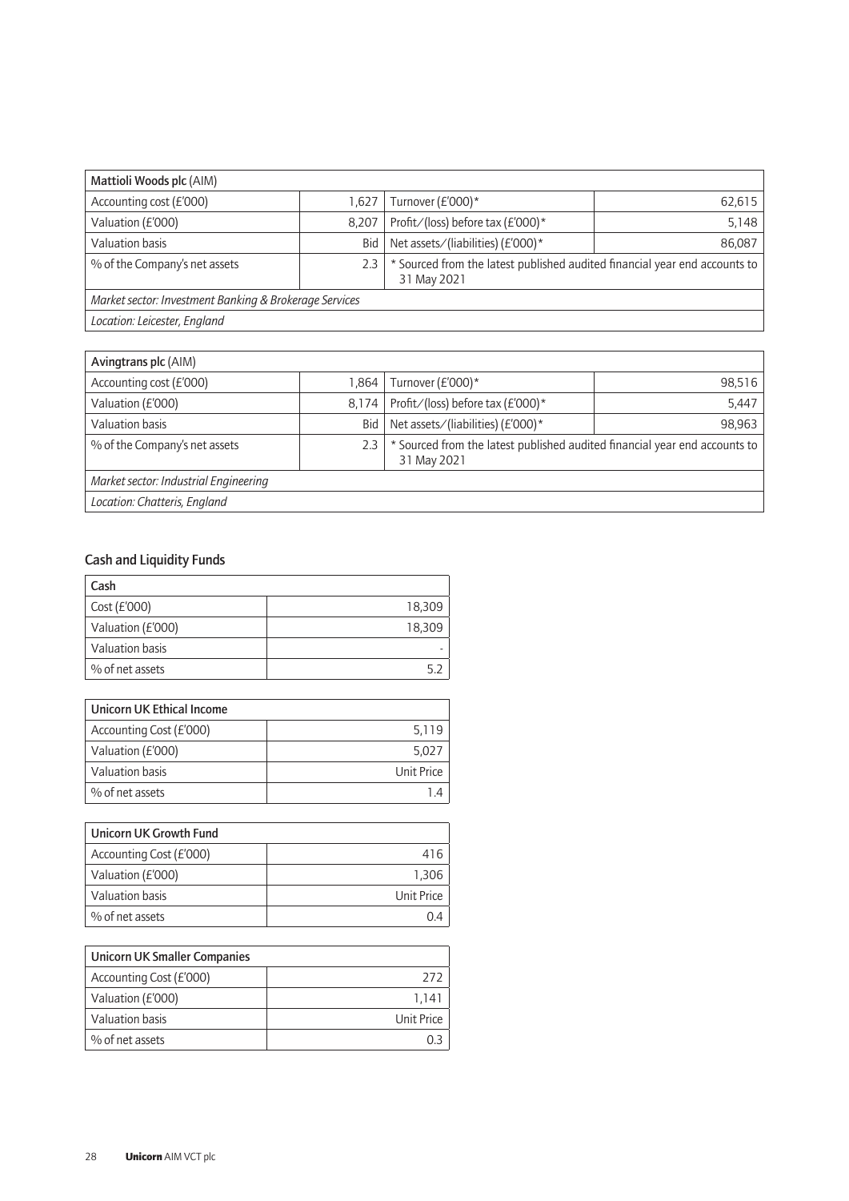| Mattioli Woods plc (AIM) | | | |
|---|---|---|---|
| Accounting cost (£'000) | 1,627 | Turnover (£'000)* | 62,615 |
| Valuation (£'000) | 8,207 | Profit/(loss) before tax (£'000)* | 5,148 |
| Valuation basis | Bid | Net assets/(liabilities) (£'000)* | 86,087 |
| % of the Company's net assets | 2.3 | * Sourced from the latest published audited financial year end accounts to 31 May 2021 | |
| *Market sector: Investment Banking & Brokerage Services* | | | |
| *Location: Leicester, England* | | | |

| Avingtrans plc (AIM) | | | |
|---|---|---|---|
| Accounting cost (£'000) | 1,864 | Turnover (£'000)* | 98,516 |
| Valuation (£'000) | 8,174 | Profit/(loss) before tax (£'000)* | 5,447 |
| Valuation basis | Bid | Net assets/(liabilities) (£'000)* | 98,963 |
| % of the Company's net assets | 2.3 | * Sourced from the latest published audited financial year end accounts to 31 May 2021 | |
| *Market sector: Industrial Engineering* | | | |
| *Location: Chatteris, England* | | | |

## Cash and Liquidity Funds

| Cash | |
|---|---|
| Cost (£'000) | 18,309 |
| Valuation (£'000) | 18,309 |
| Valuation basis | - |
| % of net assets | 5.2 |

| Unicorn UK Ethical Income | |
|---|---|
| Accounting Cost (£'000) | 5,119 |
| Valuation (£'000) | 5,027 |
| Valuation basis | Unit Price |
| % of net assets | 1.4 |

| Unicorn UK Growth Fund | |
|---|---|
| Accounting Cost (£'000) | 416 |
| Valuation (£'000) | 1,306 |
| Valuation basis | Unit Price |
| % of net assets | 0.4 |

| Unicorn UK Smaller Companies | |
|---|---|
| Accounting Cost (£'000) | 272 |
| Valuation (£'000) | 1,141 |
| Valuation basis | Unit Price |
| % of net assets | 0.3 |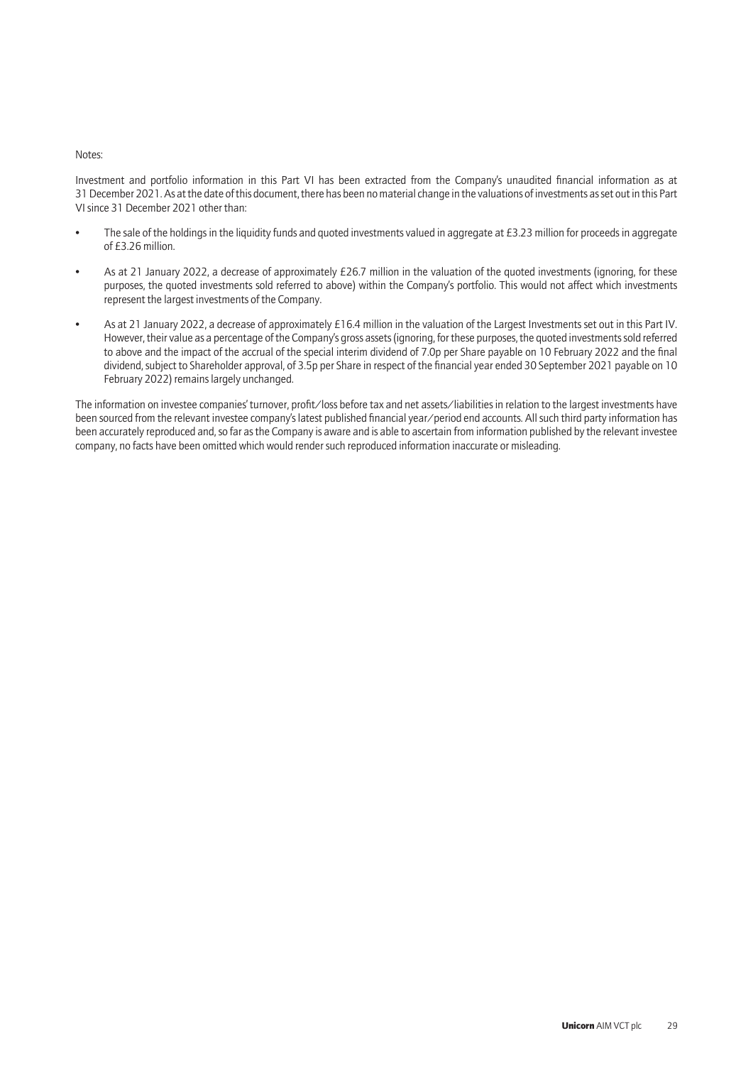Notes:

Investment and portfolio information in this Part VI has been extracted from the Company's unaudited financial information as at 31 December 2021. As at the date of this document, there has been no material change in the valuations of investments as set out in this Part VI since 31 December 2021 other than:

- The sale of the holdings in the liquidity funds and quoted investments valued in aggregate at £3.23 million for proceeds in aggregate of £3.26 million.
- As at 21 January 2022, a decrease of approximately £26.7 million in the valuation of the quoted investments (ignoring, for these purposes, the quoted investments sold referred to above) within the Company's portfolio. This would not affect which investments represent the largest investments of the Company.
- As at 21 January 2022, a decrease of approximately £16.4 million in the valuation of the Largest Investments set out in this Part IV. However, their value as a percentage of the Company's gross assets (ignoring, for these purposes, the quoted investments sold referred to above and the impact of the accrual of the special interim dividend of 7.0p per Share payable on 10 February 2022 and the final dividend, subject to Shareholder approval, of 3.5p per Share in respect of the financial year ended 30 September 2021 payable on 10 February 2022) remains largely unchanged.

The information on investee companies' turnover, profit/loss before tax and net assets/liabilities in relation to the largest investments have been sourced from the relevant investee company's latest published financial year/period end accounts. All such third party information has been accurately reproduced and, so far as the Company is aware and is able to ascertain from information published by the relevant investee company, no facts have been omitted which would render such reproduced information inaccurate or misleading.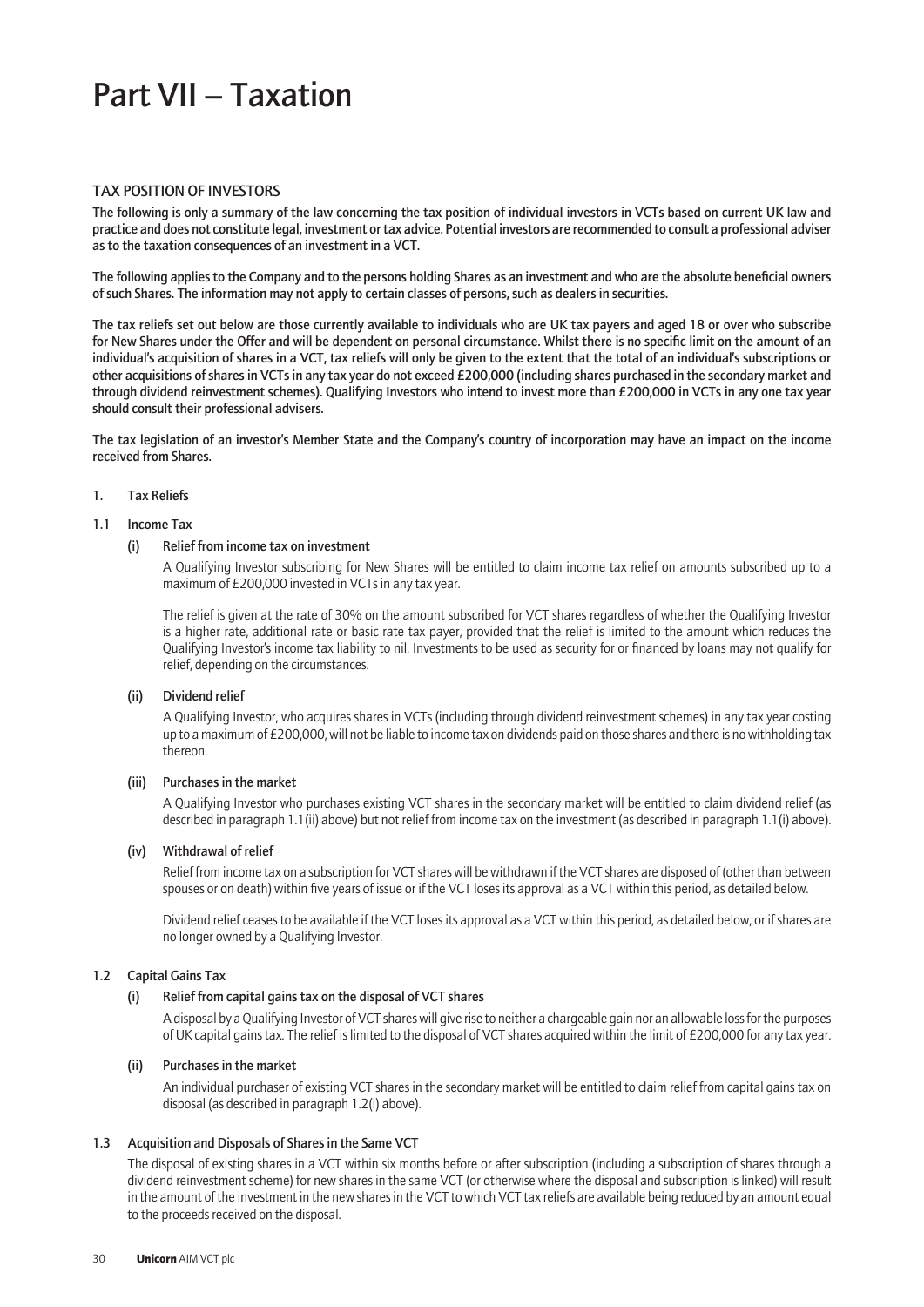# Part VII – Taxation

## TAX POSITION OF INVESTORS

**The following is only a summary of the law concerning the tax position of individual investors in VCTs based on current UK law and practice and does not constitute legal, investment or tax advice. Potential investors are recommended to consult a professional adviser as to the taxation consequences of an investment in a VCT.**

**The following applies to the Company and to the persons holding Shares as an investment and who are the absolute beneficial owners of such Shares. The information may not apply to certain classes of persons, such as dealers in securities.**

**The tax reliefs set out below are those currently available to individuals who are UK tax payers and aged 18 or over who subscribe for New Shares under the Offer and will be dependent on personal circumstance. Whilst there is no specific limit on the amount of an individual's acquisition of shares in a VCT, tax reliefs will only be given to the extent that the total of an individual's subscriptions or other acquisitions of shares in VCTs in any tax year do not exceed £200,000 (including shares purchased in the secondary market and through dividend reinvestment schemes). Qualifying Investors who intend to invest more than £200,000 in VCTs in any one tax year should consult their professional advisers.**

**The tax legislation of an investor's Member State and the Company's country of incorporation may have an impact on the income received from Shares.**

### 1. Tax Reliefs

#### 1.1 Income Tax

**(i) Relief from income tax on investment**

A Qualifying Investor subscribing for New Shares will be entitled to claim income tax relief on amounts subscribed up to a maximum of £200,000 invested in VCTs in any tax year.

The relief is given at the rate of 30% on the amount subscribed for VCT shares regardless of whether the Qualifying Investor is a higher rate, additional rate or basic rate tax payer, provided that the relief is limited to the amount which reduces the Qualifying Investor's income tax liability to nil. Investments to be used as security for or financed by loans may not qualify for relief, depending on the circumstances.

**(ii) Dividend relief**

A Qualifying Investor, who acquires shares in VCTs (including through dividend reinvestment schemes) in any tax year costing up to a maximum of £200,000, will not be liable to income tax on dividends paid on those shares and there is no withholding tax thereon.

**(iii) Purchases in the market**

A Qualifying Investor who purchases existing VCT shares in the secondary market will be entitled to claim dividend relief (as described in paragraph 1.1(ii) above) but not relief from income tax on the investment (as described in paragraph 1.1(i) above).

**(iv) Withdrawal of relief**

Relief from income tax on a subscription for VCT shares will be withdrawn if the VCT shares are disposed of (other than between spouses or on death) within five years of issue or if the VCT loses its approval as a VCT within this period, as detailed below.

Dividend relief ceases to be available if the VCT loses its approval as a VCT within this period, as detailed below, or if shares are no longer owned by a Qualifying Investor.

#### 1.2 Capital Gains Tax

**(i) Relief from capital gains tax on the disposal of VCT shares**

A disposal by a Qualifying Investor of VCT shares will give rise to neither a chargeable gain nor an allowable loss for the purposes of UK capital gains tax. The relief is limited to the disposal of VCT shares acquired within the limit of £200,000 for any tax year.

**(ii) Purchases in the market**

An individual purchaser of existing VCT shares in the secondary market will be entitled to claim relief from capital gains tax on disposal (as described in paragraph 1.2(i) above).

#### 1.3 Acquisition and Disposals of Shares in the Same VCT

The disposal of existing shares in a VCT within six months before or after subscription (including a subscription of shares through a dividend reinvestment scheme) for new shares in the same VCT (or otherwise where the disposal and subscription is linked) will result in the amount of the investment in the new shares in the VCT to which VCT tax reliefs are available being reduced by an amount equal to the proceeds received on the disposal.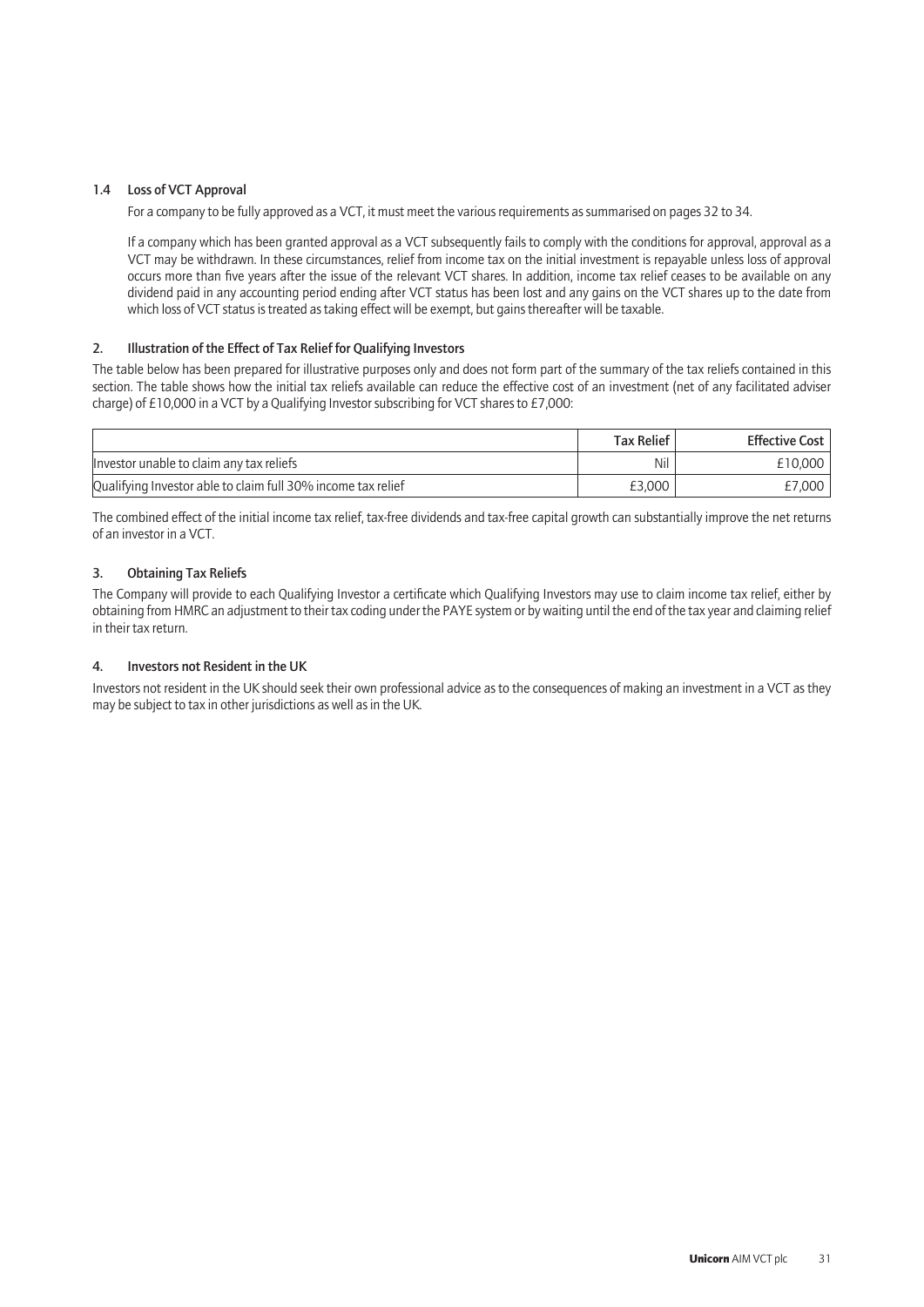### 1.4 Loss of VCT Approval

For a company to be fully approved as a VCT, it must meet the various requirements as summarised on pages 32 to 34.

If a company which has been granted approval as a VCT subsequently fails to comply with the conditions for approval, approval as a VCT may be withdrawn. In these circumstances, relief from income tax on the initial investment is repayable unless loss of approval occurs more than five years after the issue of the relevant VCT shares. In addition, income tax relief ceases to be available on any dividend paid in any accounting period ending after VCT status has been lost and any gains on the VCT shares up to the date from which loss of VCT status is treated as taking effect will be exempt, but gains thereafter will be taxable.

## 2. Illustration of the Effect of Tax Relief for Qualifying Investors

The table below has been prepared for illustrative purposes only and does not form part of the summary of the tax reliefs contained in this section. The table shows how the initial tax reliefs available can reduce the effective cost of an investment (net of any facilitated adviser charge) of £10,000 in a VCT by a Qualifying Investor subscribing for VCT shares to £7,000:

| | Tax Relief | Effective Cost |
|---|---|---|
| Investor unable to claim any tax reliefs | Nil | £10,000 |
| Qualifying Investor able to claim full 30% income tax relief | £3,000 | £7,000 |

The combined effect of the initial income tax relief, tax-free dividends and tax-free capital growth can substantially improve the net returns of an investor in a VCT.

## 3. Obtaining Tax Reliefs

The Company will provide to each Qualifying Investor a certificate which Qualifying Investors may use to claim income tax relief, either by obtaining from HMRC an adjustment to their tax coding under the PAYE system or by waiting until the end of the tax year and claiming relief in their tax return.

## 4. Investors not Resident in the UK

Investors not resident in the UK should seek their own professional advice as to the consequences of making an investment in a VCT as they may be subject to tax in other jurisdictions as well as in the UK.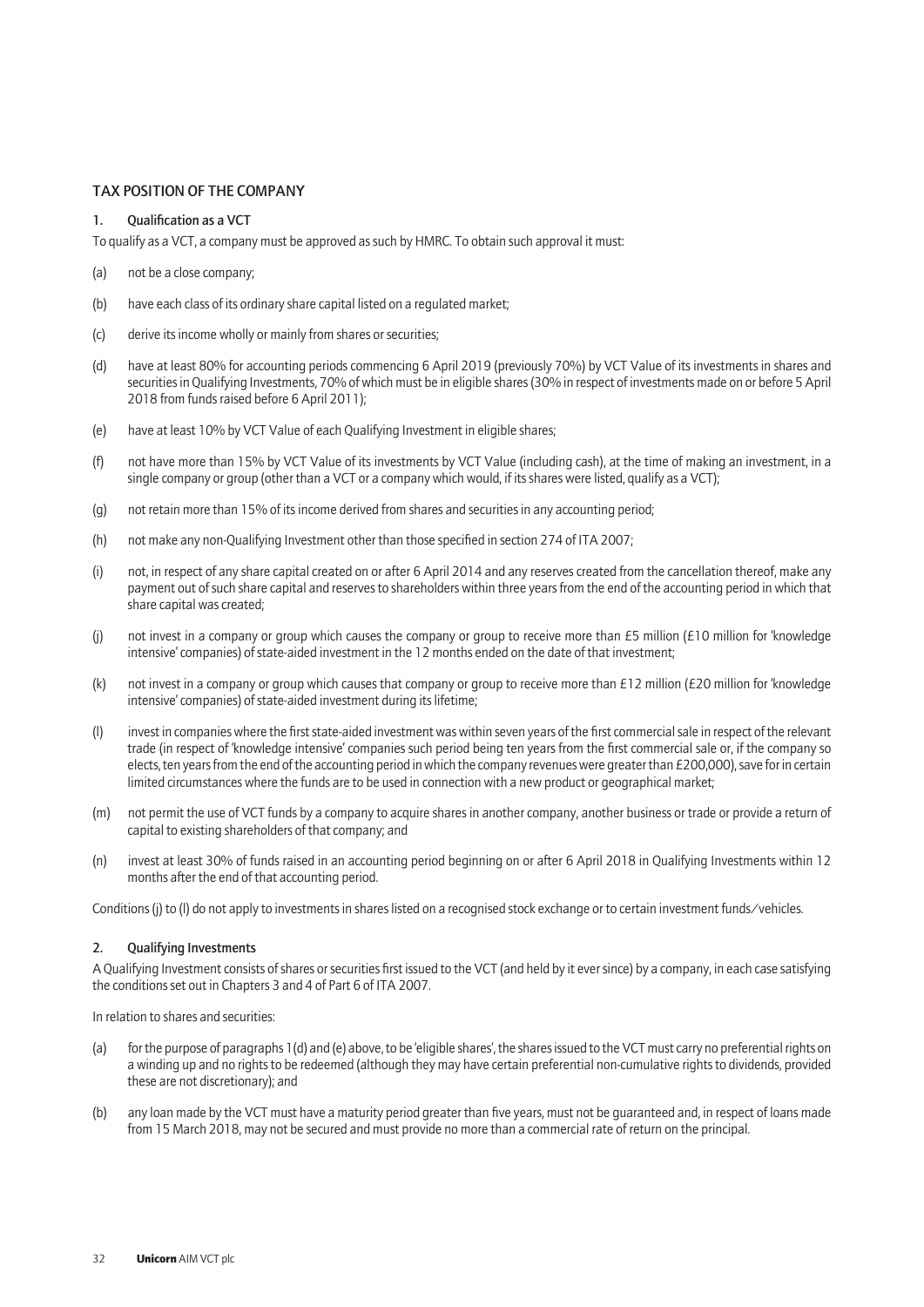## TAX POSITION OF THE COMPANY

### 1. Qualification as a VCT

To qualify as a VCT, a company must be approved as such by HMRC. To obtain such approval it must:

(a) not be a close company;

(b) have each class of its ordinary share capital listed on a regulated market;

(c) derive its income wholly or mainly from shares or securities;

(d) have at least 80% for accounting periods commencing 6 April 2019 (previously 70%) by VCT Value of its investments in shares and securities in Qualifying Investments, 70% of which must be in eligible shares (30% in respect of investments made on or before 5 April 2018 from funds raised before 6 April 2011);

(e) have at least 10% by VCT Value of each Qualifying Investment in eligible shares;

(f) not have more than 15% by VCT Value of its investments by VCT Value (including cash), at the time of making an investment, in a single company or group (other than a VCT or a company which would, if its shares were listed, qualify as a VCT);

(g) not retain more than 15% of its income derived from shares and securities in any accounting period;

(h) not make any non-Qualifying Investment other than those specified in section 274 of ITA 2007;

(i) not, in respect of any share capital created on or after 6 April 2014 and any reserves created from the cancellation thereof, make any payment out of such share capital and reserves to shareholders within three years from the end of the accounting period in which that share capital was created;

(j) not invest in a company or group which causes the company or group to receive more than £5 million (£10 million for 'knowledge intensive' companies) of state-aided investment in the 12 months ended on the date of that investment;

(k) not invest in a company or group which causes that company or group to receive more than £12 million (£20 million for 'knowledge intensive' companies) of state-aided investment during its lifetime;

(l) invest in companies where the first state-aided investment was within seven years of the first commercial sale in respect of the relevant trade (in respect of 'knowledge intensive' companies such period being ten years from the first commercial sale or, if the company so elects, ten years from the end of the accounting period in which the company revenues were greater than £200,000), save for in certain limited circumstances where the funds are to be used in connection with a new product or geographical market;

(m) not permit the use of VCT funds by a company to acquire shares in another company, another business or trade or provide a return of capital to existing shareholders of that company; and

(n) invest at least 30% of funds raised in an accounting period beginning on or after 6 April 2018 in Qualifying Investments within 12 months after the end of that accounting period.

Conditions (j) to (l) do not apply to investments in shares listed on a recognised stock exchange or to certain investment funds/vehicles.

### 2. Qualifying Investments

A Qualifying Investment consists of shares or securities first issued to the VCT (and held by it ever since) by a company, in each case satisfying the conditions set out in Chapters 3 and 4 of Part 6 of ITA 2007.

In relation to shares and securities:

(a) for the purpose of paragraphs 1(d) and (e) above, to be 'eligible shares', the shares issued to the VCT must carry no preferential rights on a winding up and no rights to be redeemed (although they may have certain preferential non-cumulative rights to dividends, provided these are not discretionary); and

(b) any loan made by the VCT must have a maturity period greater than five years, must not be guaranteed and, in respect of loans made from 15 March 2018, may not be secured and must provide no more than a commercial rate of return on the principal.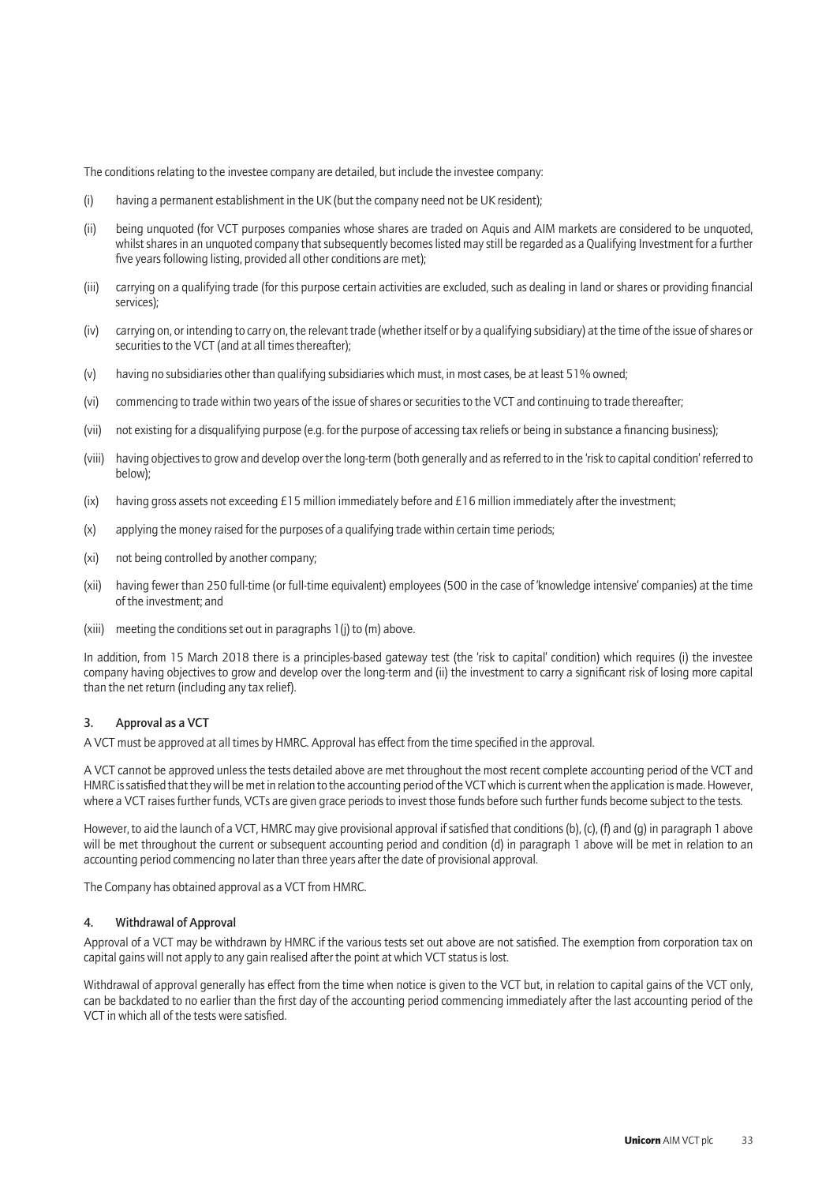The conditions relating to the investee company are detailed, but include the investee company:

(i) having a permanent establishment in the UK (but the company need not be UK resident);

(ii) being unquoted (for VCT purposes companies whose shares are traded on Aquis and AIM markets are considered to be unquoted, whilst shares in an unquoted company that subsequently becomes listed may still be regarded as a Qualifying Investment for a further five years following listing, provided all other conditions are met);

(iii) carrying on a qualifying trade (for this purpose certain activities are excluded, such as dealing in land or shares or providing financial services);

(iv) carrying on, or intending to carry on, the relevant trade (whether itself or by a qualifying subsidiary) at the time of the issue of shares or securities to the VCT (and at all times thereafter);

(v) having no subsidiaries other than qualifying subsidiaries which must, in most cases, be at least 51% owned;

(vi) commencing to trade within two years of the issue of shares or securities to the VCT and continuing to trade thereafter;

(vii) not existing for a disqualifying purpose (e.g. for the purpose of accessing tax reliefs or being in substance a financing business);

(viii) having objectives to grow and develop over the long-term (both generally and as referred to in the 'risk to capital condition' referred to below);

(ix) having gross assets not exceeding £15 million immediately before and £16 million immediately after the investment;

(x) applying the money raised for the purposes of a qualifying trade within certain time periods;

(xi) not being controlled by another company;

(xii) having fewer than 250 full-time (or full-time equivalent) employees (500 in the case of 'knowledge intensive' companies) at the time of the investment; and

(xiii) meeting the conditions set out in paragraphs 1(j) to (m) above.

In addition, from 15 March 2018 there is a principles-based gateway test (the 'risk to capital' condition) which requires (i) the investee company having objectives to grow and develop over the long-term and (ii) the investment to carry a significant risk of losing more capital than the net return (including any tax relief).

### 3. Approval as a VCT

A VCT must be approved at all times by HMRC. Approval has effect from the time specified in the approval.

A VCT cannot be approved unless the tests detailed above are met throughout the most recent complete accounting period of the VCT and HMRC is satisfied that they will be met in relation to the accounting period of the VCT which is current when the application is made. However, where a VCT raises further funds, VCTs are given grace periods to invest those funds before such further funds become subject to the tests.

However, to aid the launch of a VCT, HMRC may give provisional approval if satisfied that conditions (b), (c), (f) and (g) in paragraph 1 above will be met throughout the current or subsequent accounting period and condition (d) in paragraph 1 above will be met in relation to an accounting period commencing no later than three years after the date of provisional approval.

The Company has obtained approval as a VCT from HMRC.

### 4. Withdrawal of Approval

Approval of a VCT may be withdrawn by HMRC if the various tests set out above are not satisfied. The exemption from corporation tax on capital gains will not apply to any gain realised after the point at which VCT status is lost.

Withdrawal of approval generally has effect from the time when notice is given to the VCT but, in relation to capital gains of the VCT only, can be backdated to no earlier than the first day of the accounting period commencing immediately after the last accounting period of the VCT in which all of the tests were satisfied.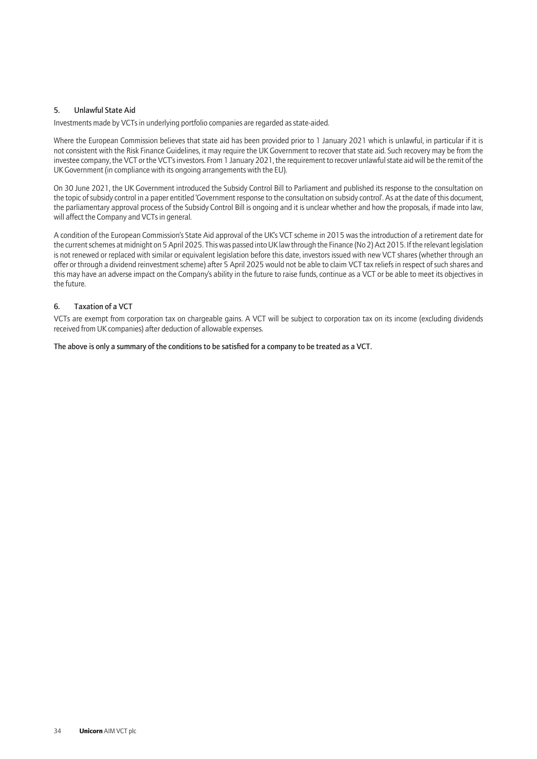### 5. Unlawful State Aid

Investments made by VCTs in underlying portfolio companies are regarded as state-aided.

Where the European Commission believes that state aid has been provided prior to 1 January 2021 which is unlawful, in particular if it is not consistent with the Risk Finance Guidelines, it may require the UK Government to recover that state aid. Such recovery may be from the investee company, the VCT or the VCT's investors. From 1 January 2021, the requirement to recover unlawful state aid will be the remit of the UK Government (in compliance with its ongoing arrangements with the EU).

On 30 June 2021, the UK Government introduced the Subsidy Control Bill to Parliament and published its response to the consultation on the topic of subsidy control in a paper entitled 'Government response to the consultation on subsidy control'. As at the date of this document, the parliamentary approval process of the Subsidy Control Bill is ongoing and it is unclear whether and how the proposals, if made into law, will affect the Company and VCTs in general.

A condition of the European Commission's State Aid approval of the UK's VCT scheme in 2015 was the introduction of a retirement date for the current schemes at midnight on 5 April 2025. This was passed into UK law through the Finance (No 2) Act 2015. If the relevant legislation is not renewed or replaced with similar or equivalent legislation before this date, investors issued with new VCT shares (whether through an offer or through a dividend reinvestment scheme) after 5 April 2025 would not be able to claim VCT tax reliefs in respect of such shares and this may have an adverse impact on the Company's ability in the future to raise funds, continue as a VCT or be able to meet its objectives in the future.

### 6. Taxation of a VCT

VCTs are exempt from corporation tax on chargeable gains. A VCT will be subject to corporation tax on its income (excluding dividends received from UK companies) after deduction of allowable expenses.

**The above is only a summary of the conditions to be satisfied for a company to be treated as a VCT.**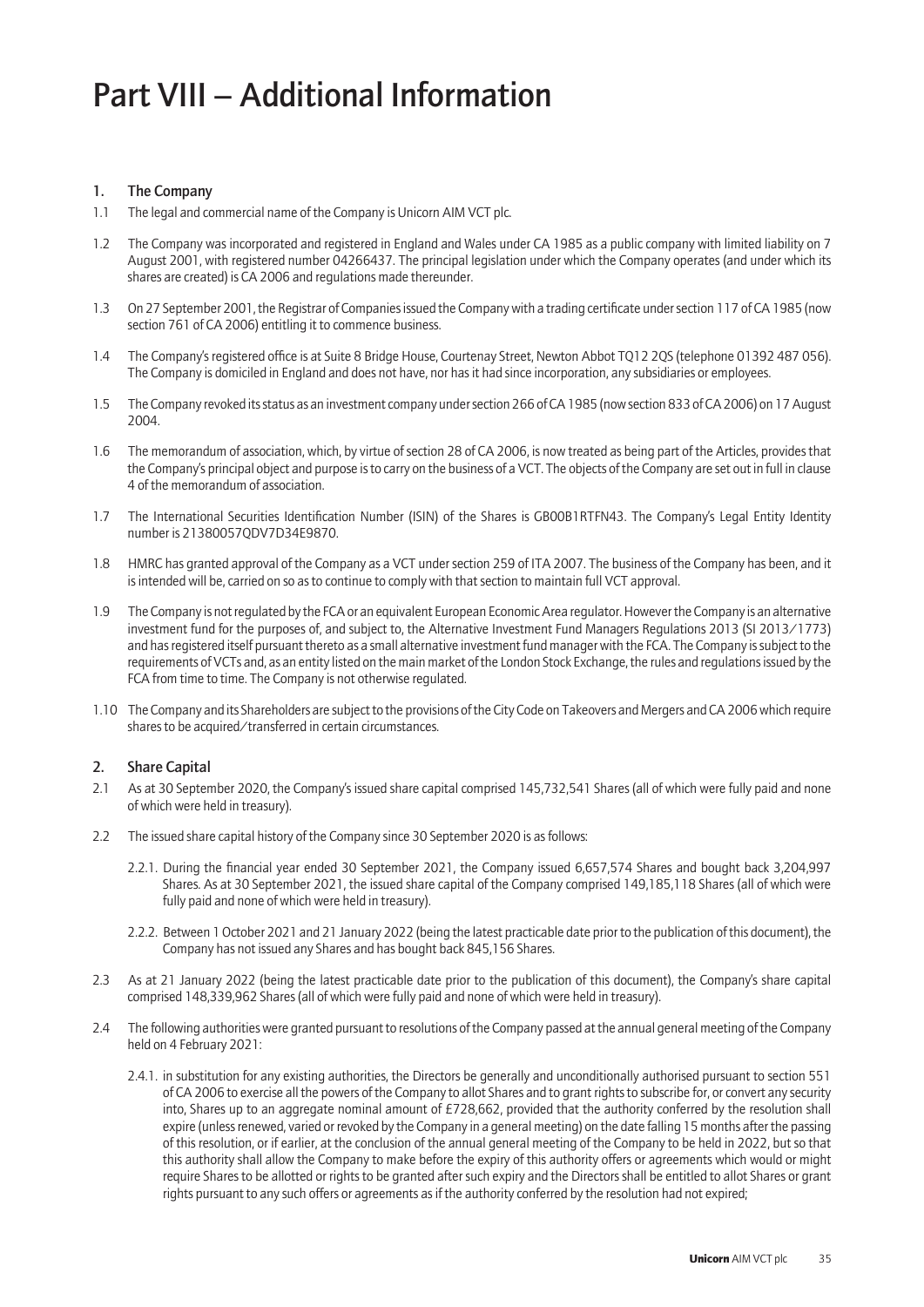# Part VIII – Additional Information

## 1. The Company

1.1 The legal and commercial name of the Company is Unicorn AIM VCT plc.

1.2 The Company was incorporated and registered in England and Wales under CA 1985 as a public company with limited liability on 7 August 2001, with registered number 04266437. The principal legislation under which the Company operates (and under which its shares are created) is CA 2006 and regulations made thereunder.

1.3 On 27 September 2001, the Registrar of Companies issued the Company with a trading certificate under section 117 of CA 1985 (now section 761 of CA 2006) entitling it to commence business.

1.4 The Company's registered office is at Suite 8 Bridge House, Courtenay Street, Newton Abbot TQ12 2QS (telephone 01392 487 056). The Company is domiciled in England and does not have, nor has it had since incorporation, any subsidiaries or employees.

1.5 The Company revoked its status as an investment company under section 266 of CA 1985 (now section 833 of CA 2006) on 17 August 2004.

1.6 The memorandum of association, which, by virtue of section 28 of CA 2006, is now treated as being part of the Articles, provides that the Company's principal object and purpose is to carry on the business of a VCT. The objects of the Company are set out in full in clause 4 of the memorandum of association.

1.7 The International Securities Identification Number (ISIN) of the Shares is GB00B1RTFN43. The Company's Legal Entity Identity number is 21380057QDV7D34E9870.

1.8 HMRC has granted approval of the Company as a VCT under section 259 of ITA 2007. The business of the Company has been, and it is intended will be, carried on so as to continue to comply with that section to maintain full VCT approval.

1.9 The Company is not regulated by the FCA or an equivalent European Economic Area regulator. However the Company is an alternative investment fund for the purposes of, and subject to, the Alternative Investment Fund Managers Regulations 2013 (SI 2013/1773) and has registered itself pursuant thereto as a small alternative investment fund manager with the FCA. The Company is subject to the requirements of VCTs and, as an entity listed on the main market of the London Stock Exchange, the rules and regulations issued by the FCA from time to time. The Company is not otherwise regulated.

1.10 The Company and its Shareholders are subject to the provisions of the City Code on Takeovers and Mergers and CA 2006 which require shares to be acquired/transferred in certain circumstances.

## 2. Share Capital

2.1 As at 30 September 2020, the Company's issued share capital comprised 145,732,541 Shares (all of which were fully paid and none of which were held in treasury).

2.2 The issued share capital history of the Company since 30 September 2020 is as follows:

2.2.1. During the financial year ended 30 September 2021, the Company issued 6,657,574 Shares and bought back 3,204,997 Shares. As at 30 September 2021, the issued share capital of the Company comprised 149,185,118 Shares (all of which were fully paid and none of which were held in treasury).

2.2.2. Between 1 October 2021 and 21 January 2022 (being the latest practicable date prior to the publication of this document), the Company has not issued any Shares and has bought back 845,156 Shares.

2.3 As at 21 January 2022 (being the latest practicable date prior to the publication of this document), the Company's share capital comprised 148,339,962 Shares (all of which were fully paid and none of which were held in treasury).

2.4 The following authorities were granted pursuant to resolutions of the Company passed at the annual general meeting of the Company held on 4 February 2021:

2.4.1. in substitution for any existing authorities, the Directors be generally and unconditionally authorised pursuant to section 551 of CA 2006 to exercise all the powers of the Company to allot Shares and to grant rights to subscribe for, or convert any security into, Shares up to an aggregate nominal amount of £728,662, provided that the authority conferred by the resolution shall expire (unless renewed, varied or revoked by the Company in a general meeting) on the date falling 15 months after the passing of this resolution, or if earlier, at the conclusion of the annual general meeting of the Company to be held in 2022, but so that this authority shall allow the Company to make before the expiry of this authority offers or agreements which would or might require Shares to be allotted or rights to be granted after such expiry and the Directors shall be entitled to allot Shares or grant rights pursuant to any such offers or agreements as if the authority conferred by the resolution had not expired;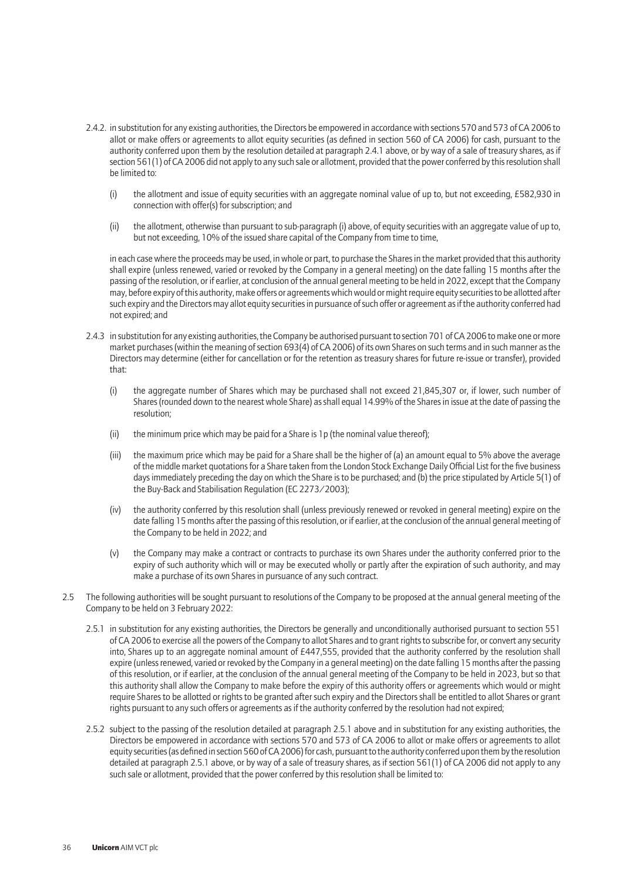2.4.2. in substitution for any existing authorities, the Directors be empowered in accordance with sections 570 and 573 of CA 2006 to allot or make offers or agreements to allot equity securities (as defined in section 560 of CA 2006) for cash, pursuant to the authority conferred upon them by the resolution detailed at paragraph 2.4.1 above, or by way of a sale of treasury shares, as if section 561(1) of CA 2006 did not apply to any such sale or allotment, provided that the power conferred by this resolution shall be limited to:

(i) the allotment and issue of equity securities with an aggregate nominal value of up to, but not exceeding, £582,930 in connection with offer(s) for subscription; and

(ii) the allotment, otherwise than pursuant to sub-paragraph (i) above, of equity securities with an aggregate value of up to, but not exceeding, 10% of the issued share capital of the Company from time to time,

in each case where the proceeds may be used, in whole or part, to purchase the Shares in the market provided that this authority shall expire (unless renewed, varied or revoked by the Company in a general meeting) on the date falling 15 months after the passing of the resolution, or if earlier, at conclusion of the annual general meeting to be held in 2022, except that the Company may, before expiry of this authority, make offers or agreements which would or might require equity securities to be allotted after such expiry and the Directors may allot equity securities in pursuance of such offer or agreement as if the authority conferred had not expired; and

2.4.3 in substitution for any existing authorities, the Company be authorised pursuant to section 701 of CA 2006 to make one or more market purchases (within the meaning of section 693(4) of CA 2006) of its own Shares on such terms and in such manner as the Directors may determine (either for cancellation or for the retention as treasury shares for future re-issue or transfer), provided that:

(i) the aggregate number of Shares which may be purchased shall not exceed 21,845,307 or, if lower, such number of Shares (rounded down to the nearest whole Share) as shall equal 14.99% of the Shares in issue at the date of passing the resolution;

(ii) the minimum price which may be paid for a Share is 1p (the nominal value thereof);

(iii) the maximum price which may be paid for a Share shall be the higher of (a) an amount equal to 5% above the average of the middle market quotations for a Share taken from the London Stock Exchange Daily Official List for the five business days immediately preceding the day on which the Share is to be purchased; and (b) the price stipulated by Article 5(1) of the Buy-Back and Stabilisation Regulation (EC 2273/2003);

(iv) the authority conferred by this resolution shall (unless previously renewed or revoked in general meeting) expire on the date falling 15 months after the passing of this resolution, or if earlier, at the conclusion of the annual general meeting of the Company to be held in 2022; and

(v) the Company may make a contract or contracts to purchase its own Shares under the authority conferred prior to the expiry of such authority which will or may be executed wholly or partly after the expiration of such authority, and may make a purchase of its own Shares in pursuance of any such contract.

2.5 The following authorities will be sought pursuant to resolutions of the Company to be proposed at the annual general meeting of the Company to be held on 3 February 2022:

2.5.1 in substitution for any existing authorities, the Directors be generally and unconditionally authorised pursuant to section 551 of CA 2006 to exercise all the powers of the Company to allot Shares and to grant rights to subscribe for, or convert any security into, Shares up to an aggregate nominal amount of £447,555, provided that the authority conferred by the resolution shall expire (unless renewed, varied or revoked by the Company in a general meeting) on the date falling 15 months after the passing of this resolution, or if earlier, at the conclusion of the annual general meeting of the Company to be held in 2023, but so that this authority shall allow the Company to make before the expiry of this authority offers or agreements which would or might require Shares to be allotted or rights to be granted after such expiry and the Directors shall be entitled to allot Shares or grant rights pursuant to any such offers or agreements as if the authority conferred by the resolution had not expired;

2.5.2 subject to the passing of the resolution detailed at paragraph 2.5.1 above and in substitution for any existing authorities, the Directors be empowered in accordance with sections 570 and 573 of CA 2006 to allot or make offers or agreements to allot equity securities (as defined in section 560 of CA 2006) for cash, pursuant to the authority conferred upon them by the resolution detailed at paragraph 2.5.1 above, or by way of a sale of treasury shares, as if section 561(1) of CA 2006 did not apply to any such sale or allotment, provided that the power conferred by this resolution shall be limited to: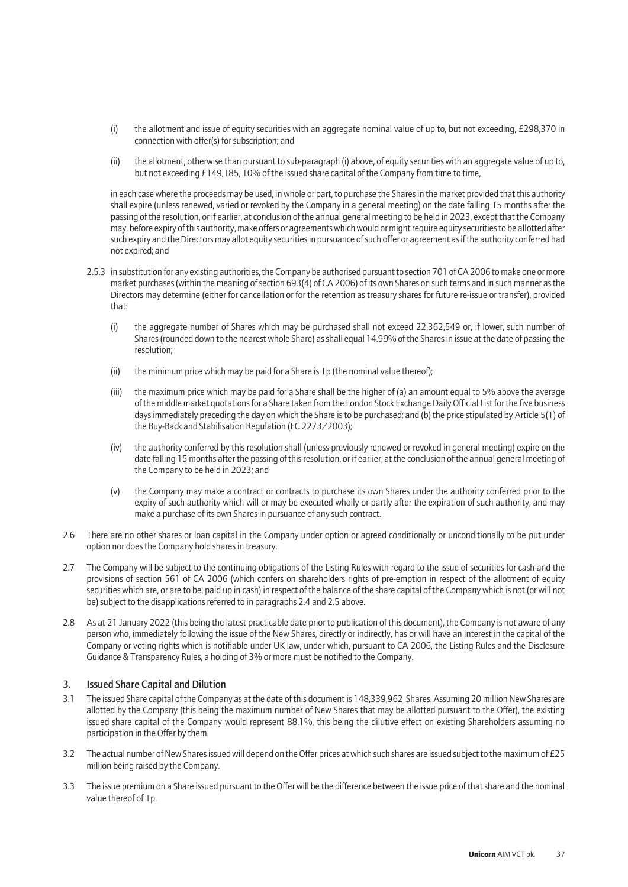(i) the allotment and issue of equity securities with an aggregate nominal value of up to, but not exceeding, £298,370 in connection with offer(s) for subscription; and

(ii) the allotment, otherwise than pursuant to sub-paragraph (i) above, of equity securities with an aggregate value of up to, but not exceeding £149,185, 10% of the issued share capital of the Company from time to time,

in each case where the proceeds may be used, in whole or part, to purchase the Shares in the market provided that this authority shall expire (unless renewed, varied or revoked by the Company in a general meeting) on the date falling 15 months after the passing of the resolution, or if earlier, at conclusion of the annual general meeting to be held in 2023, except that the Company may, before expiry of this authority, make offers or agreements which would or might require equity securities to be allotted after such expiry and the Directors may allot equity securities in pursuance of such offer or agreement as if the authority conferred had not expired; and

2.5.3 in substitution for any existing authorities, the Company be authorised pursuant to section 701 of CA 2006 to make one or more market purchases (within the meaning of section 693(4) of CA 2006) of its own Shares on such terms and in such manner as the Directors may determine (either for cancellation or for the retention as treasury shares for future re-issue or transfer), provided that:

(i) the aggregate number of Shares which may be purchased shall not exceed 22,362,549 or, if lower, such number of Shares (rounded down to the nearest whole Share) as shall equal 14.99% of the Shares in issue at the date of passing the resolution;

(ii) the minimum price which may be paid for a Share is 1p (the nominal value thereof);

(iii) the maximum price which may be paid for a Share shall be the higher of (a) an amount equal to 5% above the average of the middle market quotations for a Share taken from the London Stock Exchange Daily Official List for the five business days immediately preceding the day on which the Share is to be purchased; and (b) the price stipulated by Article 5(1) of the Buy-Back and Stabilisation Regulation (EC 2273/2003);

(iv) the authority conferred by this resolution shall (unless previously renewed or revoked in general meeting) expire on the date falling 15 months after the passing of this resolution, or if earlier, at the conclusion of the annual general meeting of the Company to be held in 2023; and

(v) the Company may make a contract or contracts to purchase its own Shares under the authority conferred prior to the expiry of such authority which will or may be executed wholly or partly after the expiration of such authority, and may make a purchase of its own Shares in pursuance of any such contract.

2.6 There are no other shares or loan capital in the Company under option or agreed conditionally or unconditionally to be put under option nor does the Company hold shares in treasury.

2.7 The Company will be subject to the continuing obligations of the Listing Rules with regard to the issue of securities for cash and the provisions of section 561 of CA 2006 (which confers on shareholders rights of pre-emption in respect of the allotment of equity securities which are, or are to be, paid up in cash) in respect of the balance of the share capital of the Company which is not (or will not be) subject to the disapplications referred to in paragraphs 2.4 and 2.5 above.

2.8 As at 21 January 2022 (this being the latest practicable date prior to publication of this document), the Company is not aware of any person who, immediately following the issue of the New Shares, directly or indirectly, has or will have an interest in the capital of the Company or voting rights which is notifiable under UK law, under which, pursuant to CA 2006, the Listing Rules and the Disclosure Guidance & Transparency Rules, a holding of 3% or more must be notified to the Company.

## 3. Issued Share Capital and Dilution

3.1 The issued Share capital of the Company as at the date of this document is 148,339,962 Shares. Assuming 20 million New Shares are allotted by the Company (this being the maximum number of New Shares that may be allotted pursuant to the Offer), the existing issued share capital of the Company would represent 88.1%, this being the dilutive effect on existing Shareholders assuming no participation in the Offer by them.

3.2 The actual number of New Shares issued will depend on the Offer prices at which such shares are issued subject to the maximum of £25 million being raised by the Company.

3.3 The issue premium on a Share issued pursuant to the Offer will be the difference between the issue price of that share and the nominal value thereof of 1p.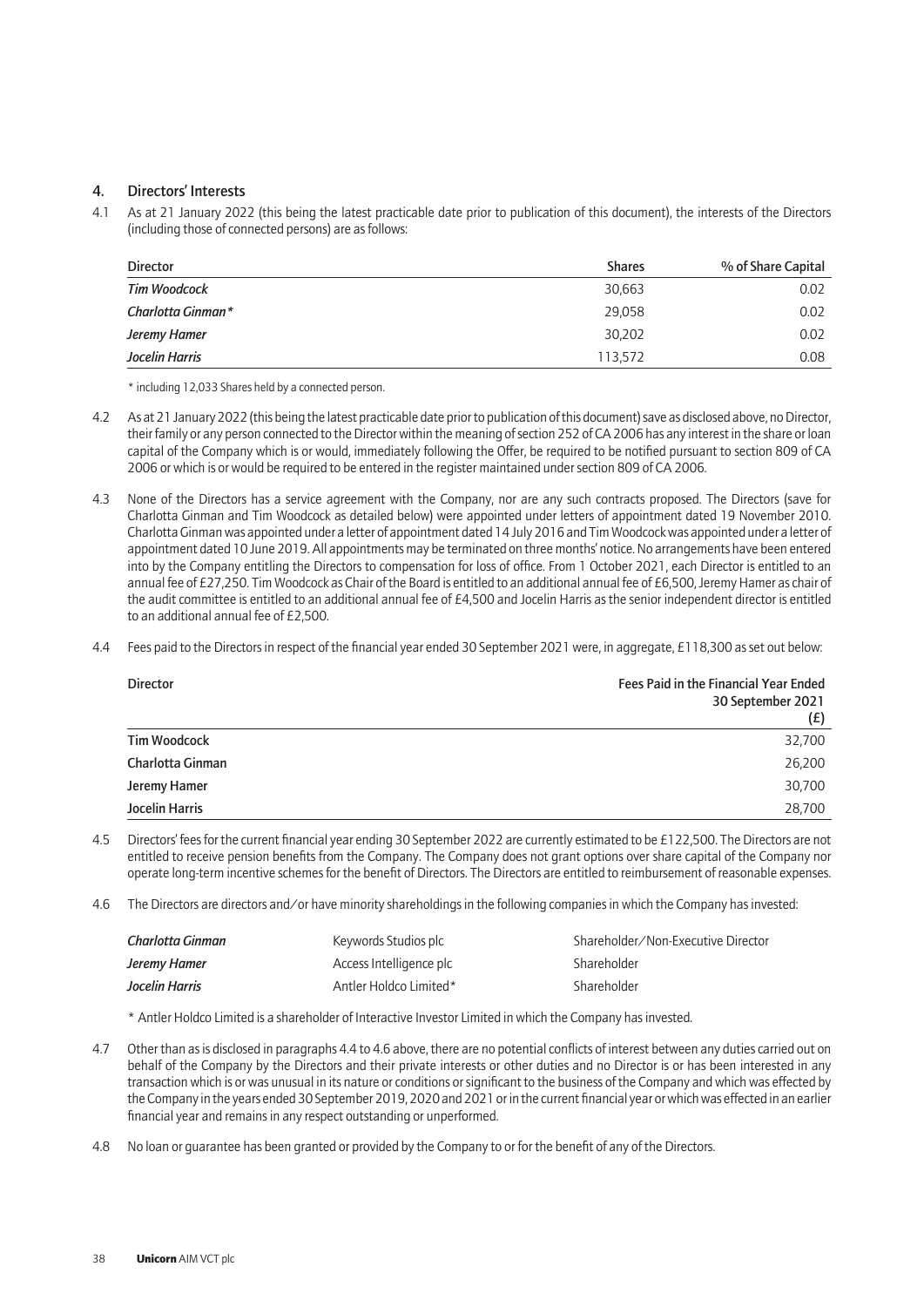## 4. Directors' Interests

4.1 As at 21 January 2022 (this being the latest practicable date prior to publication of this document), the interests of the Directors (including those of connected persons) are as follows:

| Director | Shares | % of Share Capital |
|---|---:|---:|
| *Tim Woodcock* | 30,663 | 0.02 |
| *Charlotta Ginman** | 29,058 | 0.02 |
| *Jeremy Hamer* | 30,202 | 0.02 |
| *Jocelin Harris* | 113,572 | 0.08 |

\* including 12,033 Shares held by a connected person.

4.2 As at 21 January 2022 (this being the latest practicable date prior to publication of this document) save as disclosed above, no Director, their family or any person connected to the Director within the meaning of section 252 of CA 2006 has any interest in the share or loan capital of the Company which is or would, immediately following the Offer, be required to be notified pursuant to section 809 of CA 2006 or which is or would be required to be entered in the register maintained under section 809 of CA 2006.

4.3 None of the Directors has a service agreement with the Company, nor are any such contracts proposed. The Directors (save for Charlotta Ginman and Tim Woodcock as detailed below) were appointed under letters of appointment dated 19 November 2010. Charlotta Ginman was appointed under a letter of appointment dated 14 July 2016 and Tim Woodcock was appointed under a letter of appointment dated 10 June 2019. All appointments may be terminated on three months' notice. No arrangements have been entered into by the Company entitling the Directors to compensation for loss of office. From 1 October 2021, each Director is entitled to an annual fee of £27,250. Tim Woodcock as Chair of the Board is entitled to an additional annual fee of £6,500, Jeremy Hamer as chair of the audit committee is entitled to an additional annual fee of £4,500 and Jocelin Harris as the senior independent director is entitled to an additional annual fee of £2,500.

4.4 Fees paid to the Directors in respect of the financial year ended 30 September 2021 were, in aggregate, £118,300 as set out below:

| Director | Fees Paid in the Financial Year Ended 30 September 2021 (£) |
|---|---:|
| Tim Woodcock | 32,700 |
| Charlotta Ginman | 26,200 |
| Jeremy Hamer | 30,700 |
| Jocelin Harris | 28,700 |

4.5 Directors' fees for the current financial year ending 30 September 2022 are currently estimated to be £122,500. The Directors are not entitled to receive pension benefits from the Company. The Company does not grant options over share capital of the Company nor operate long-term incentive schemes for the benefit of Directors. The Directors are entitled to reimbursement of reasonable expenses.

4.6 The Directors are directors and/or have minority shareholdings in the following companies in which the Company has invested:

| | | |
|---|---|---|
| *Charlotta Ginman* | Keywords Studios plc | Shareholder/Non-Executive Director |
| *Jeremy Hamer* | Access Intelligence plc | Shareholder |
| *Jocelin Harris* | Antler Holdco Limited* | Shareholder |

\* Antler Holdco Limited is a shareholder of Interactive Investor Limited in which the Company has invested.

4.7 Other than as is disclosed in paragraphs 4.4 to 4.6 above, there are no potential conflicts of interest between any duties carried out on behalf of the Company by the Directors and their private interests or other duties and no Director is or has been interested in any transaction which is or was unusual in its nature or conditions or significant to the business of the Company and which was effected by the Company in the years ended 30 September 2019, 2020 and 2021 or in the current financial year or which was effected in an earlier financial year and remains in any respect outstanding or unperformed.

4.8 No loan or guarantee has been granted or provided by the Company to or for the benefit of any of the Directors.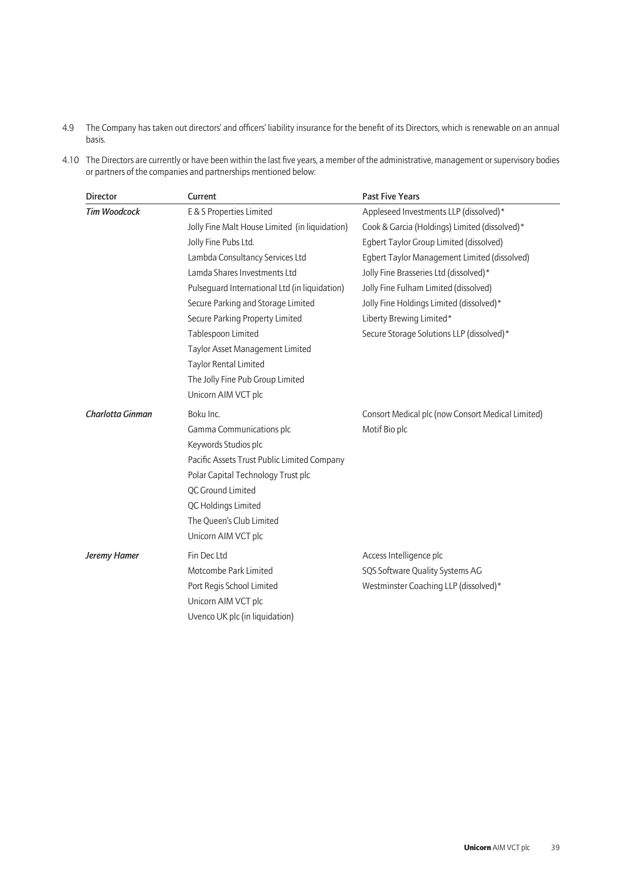4.9 The Company has taken out directors' and officers' liability insurance for the benefit of its Directors, which is renewable on an annual basis.

4.10 The Directors are currently or have been within the last five years, a member of the administrative, management or supervisory bodies or partners of the companies and partnerships mentioned below:

| Director | Current | Past Five Years |
|---|---|---|
| *Tim Woodcock* | E & S Properties Limited | Appleseed Investments LLP (dissolved)* |
| | Jolly Fine Malt House Limited (in liquidation) | Cook & Garcia (Holdings) Limited (dissolved)* |
| | Jolly Fine Pubs Ltd. | Egbert Taylor Group Limited (dissolved) |
| | Lambda Consultancy Services Ltd | Egbert Taylor Management Limited (dissolved) |
| | Lamda Shares Investments Ltd | Jolly Fine Brasseries Ltd (dissolved)* |
| | Pulseguard International Ltd (in liquidation) | Jolly Fine Fulham Limited (dissolved) |
| | Secure Parking and Storage Limited | Jolly Fine Holdings Limited (dissolved)* |
| | Secure Parking Property Limited | Liberty Brewing Limited* |
| | Tablespoon Limited | Secure Storage Solutions LLP (dissolved)* |
| | Taylor Asset Management Limited | |
| | Taylor Rental Limited | |
| | The Jolly Fine Pub Group Limited | |
| | Unicorn AIM VCT plc | |
| *Charlotta Ginman* | Boku Inc. | Consort Medical plc (now Consort Medical Limited) |
| | Gamma Communications plc | Motif Bio plc |
| | Keywords Studios plc | |
| | Pacific Assets Trust Public Limited Company | |
| | Polar Capital Technology Trust plc | |
| | QC Ground Limited | |
| | QC Holdings Limited | |
| | The Queen's Club Limited | |
| | Unicorn AIM VCT plc | |
| *Jeremy Hamer* | Fin Dec Ltd | Access Intelligence plc |
| | Motcombe Park Limited | SQS Software Quality Systems AG |
| | Port Regis School Limited | Westminster Coaching LLP (dissolved)* |
| | Unicorn AIM VCT plc | |
| | Uvenco UK plc (in liquidation) | |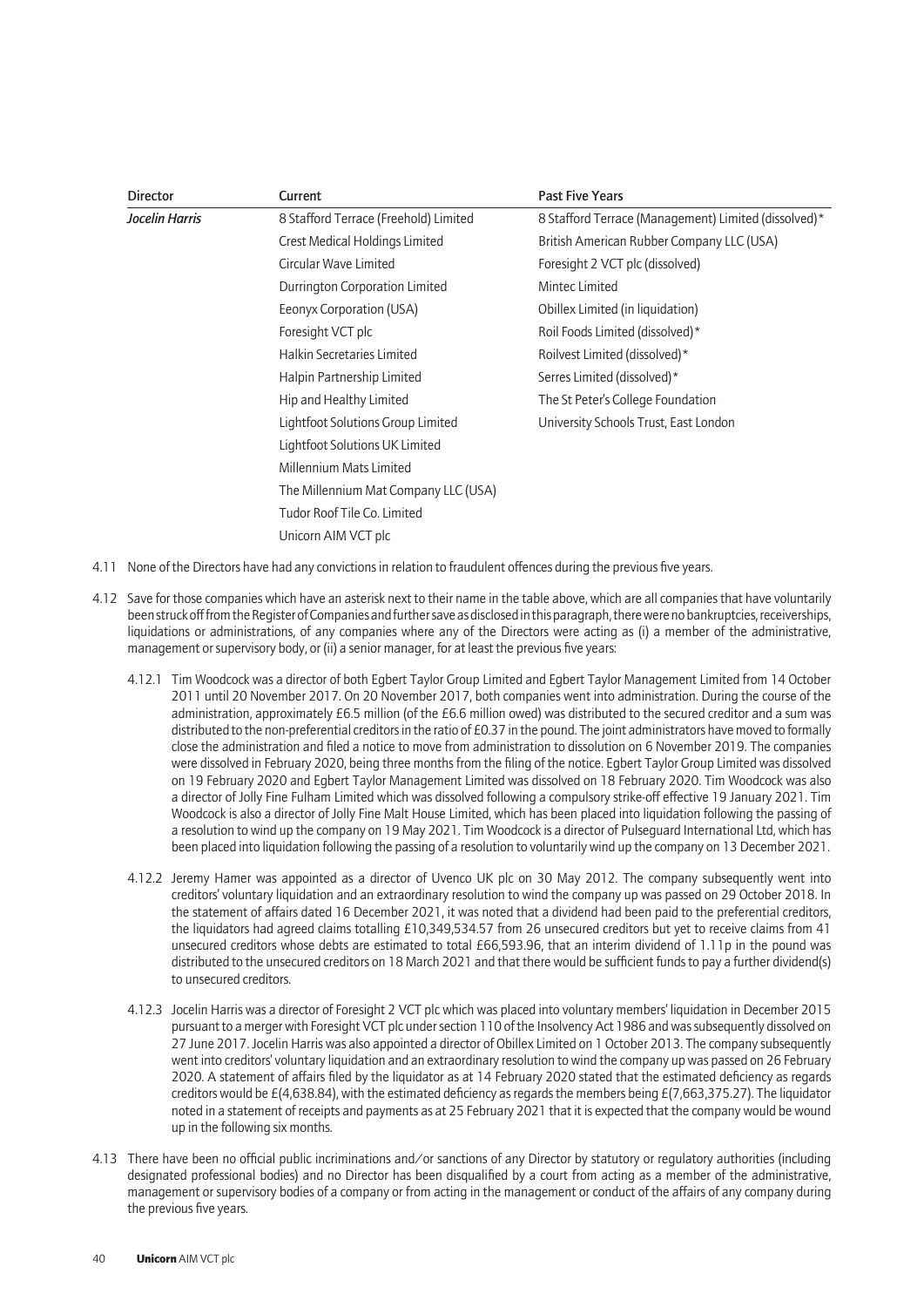| Director | Current | Past Five Years |
|---|---|---|
| *Jocelin Harris* | 8 Stafford Terrace (Freehold) Limited | 8 Stafford Terrace (Management) Limited (dissolved)* |
| | Crest Medical Holdings Limited | British American Rubber Company LLC (USA) |
| | Circular Wave Limited | Foresight 2 VCT plc (dissolved) |
| | Durrington Corporation Limited | Mintec Limited |
| | Eeonyx Corporation (USA) | Obillex Limited (in liquidation) |
| | Foresight VCT plc | Roil Foods Limited (dissolved)* |
| | Halkin Secretaries Limited | Roilvest Limited (dissolved)* |
| | Halpin Partnership Limited | Serres Limited (dissolved)* |
| | Hip and Healthy Limited | The St Peter's College Foundation |
| | Lightfoot Solutions Group Limited | University Schools Trust, East London |
| | Lightfoot Solutions UK Limited | |
| | Millennium Mats Limited | |
| | The Millennium Mat Company LLC (USA) | |
| | Tudor Roof Tile Co. Limited | |
| | Unicorn AIM VCT plc | |

4.11 None of the Directors have had any convictions in relation to fraudulent offences during the previous five years.

4.12 Save for those companies which have an asterisk next to their name in the table above, which are all companies that have voluntarily been struck off from the Register of Companies and further save as disclosed in this paragraph, there were no bankruptcies, receiverships, liquidations or administrations, of any companies where any of the Directors were acting as (i) a member of the administrative, management or supervisory body, or (ii) a senior manager, for at least the previous five years:

4.12.1 Tim Woodcock was a director of both Egbert Taylor Group Limited and Egbert Taylor Management Limited from 14 October 2011 until 20 November 2017. On 20 November 2017, both companies went into administration. During the course of the administration, approximately £6.5 million (of the £6.6 million owed) was distributed to the secured creditor and a sum was distributed to the non-preferential creditors in the ratio of £0.37 in the pound. The joint administrators have moved to formally close the administration and filed a notice to move from administration to dissolution on 6 November 2019. The companies were dissolved in February 2020, being three months from the filing of the notice. Egbert Taylor Group Limited was dissolved on 19 February 2020 and Egbert Taylor Management Limited was dissolved on 18 February 2020. Tim Woodcock was also a director of Jolly Fine Fulham Limited which was dissolved following a compulsory strike-off effective 19 January 2021. Tim Woodcock is also a director of Jolly Fine Malt House Limited, which has been placed into liquidation following the passing of a resolution to wind up the company on 19 May 2021. Tim Woodcock is a director of Pulseguard International Ltd, which has been placed into liquidation following the passing of a resolution to voluntarily wind up the company on 13 December 2021.

4.12.2 Jeremy Hamer was appointed as a director of Uvenco UK plc on 30 May 2012. The company subsequently went into creditors' voluntary liquidation and an extraordinary resolution to wind the company up was passed on 29 October 2018. In the statement of affairs dated 16 December 2021, it was noted that a dividend had been paid to the preferential creditors, the liquidators had agreed claims totalling £10,349,534.57 from 26 unsecured creditors but yet to receive claims from 41 unsecured creditors whose debts are estimated to total £66,593.96, that an interim dividend of 1.11p in the pound was distributed to the unsecured creditors on 18 March 2021 and that there would be sufficient funds to pay a further dividend(s) to unsecured creditors.

4.12.3 Jocelin Harris was a director of Foresight 2 VCT plc which was placed into voluntary members' liquidation in December 2015 pursuant to a merger with Foresight VCT plc under section 110 of the Insolvency Act 1986 and was subsequently dissolved on 27 June 2017. Jocelin Harris was also appointed a director of Obillex Limited on 1 October 2013. The company subsequently went into creditors' voluntary liquidation and an extraordinary resolution to wind the company up was passed on 26 February 2020. A statement of affairs filed by the liquidator as at 14 February 2020 stated that the estimated deficiency as regards creditors would be £(4,638.84), with the estimated deficiency as regards the members being £(7,663,375.27). The liquidator noted in a statement of receipts and payments as at 25 February 2021 that it is expected that the company would be wound up in the following six months.

4.13 There have been no official public incriminations and/or sanctions of any Director by statutory or regulatory authorities (including designated professional bodies) and no Director has been disqualified by a court from acting as a member of the administrative, management or supervisory bodies of a company or from acting in the management or conduct of the affairs of any company during the previous five years.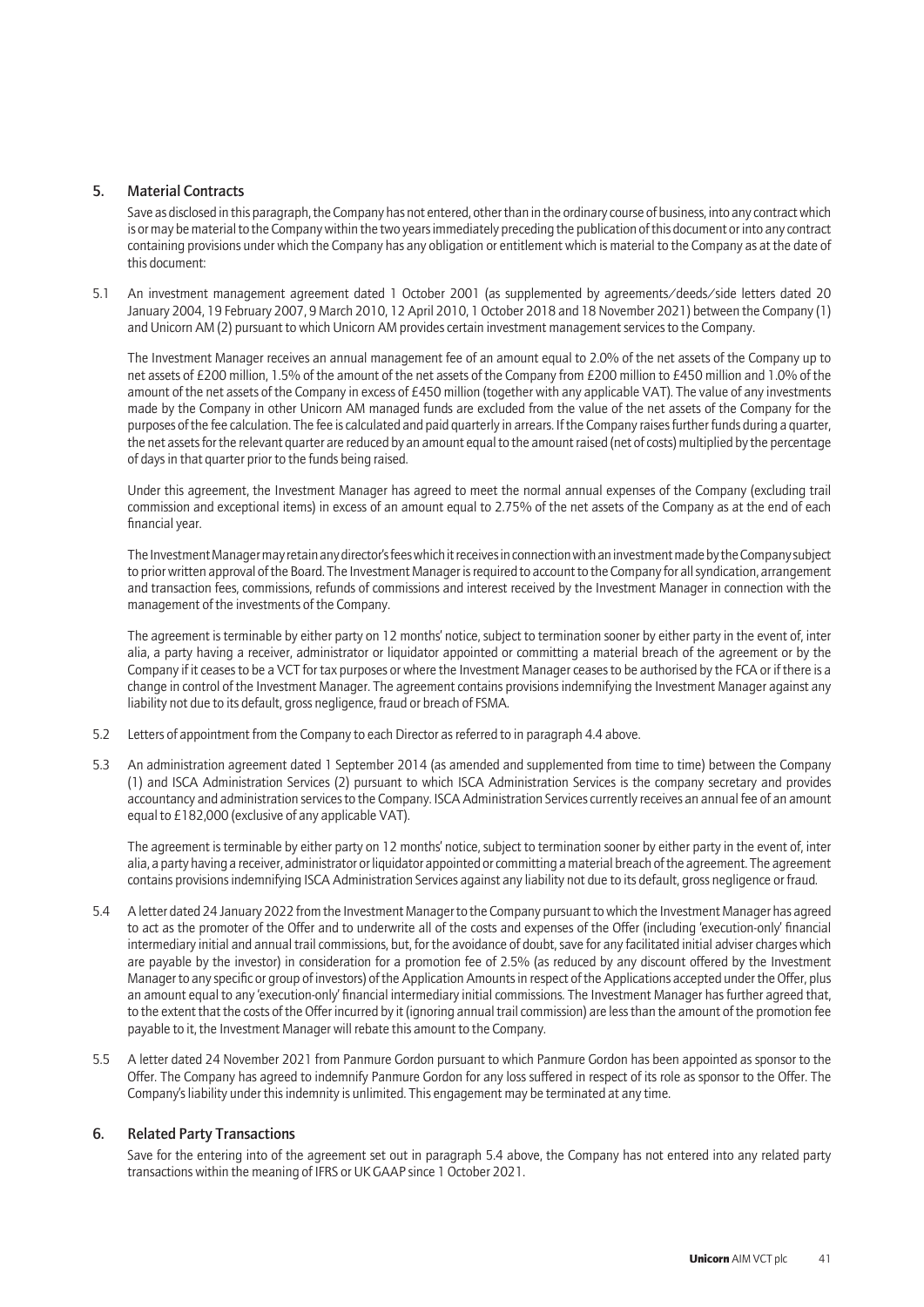## 5. Material Contracts

Save as disclosed in this paragraph, the Company has not entered, other than in the ordinary course of business, into any contract which is or may be material to the Company within the two years immediately preceding the publication of this document or into any contract containing provisions under which the Company has any obligation or entitlement which is material to the Company as at the date of this document:

5.1 An investment management agreement dated 1 October 2001 (as supplemented by agreements/deeds/side letters dated 20 January 2004, 19 February 2007, 9 March 2010, 12 April 2010, 1 October 2018 and 18 November 2021) between the Company (1) and Unicorn AM (2) pursuant to which Unicorn AM provides certain investment management services to the Company.

The Investment Manager receives an annual management fee of an amount equal to 2.0% of the net assets of the Company up to net assets of £200 million, 1.5% of the amount of the net assets of the Company from £200 million to £450 million and 1.0% of the amount of the net assets of the Company in excess of £450 million (together with any applicable VAT). The value of any investments made by the Company in other Unicorn AM managed funds are excluded from the value of the net assets of the Company for the purposes of the fee calculation. The fee is calculated and paid quarterly in arrears. If the Company raises further funds during a quarter, the net assets for the relevant quarter are reduced by an amount equal to the amount raised (net of costs) multiplied by the percentage of days in that quarter prior to the funds being raised.

Under this agreement, the Investment Manager has agreed to meet the normal annual expenses of the Company (excluding trail commission and exceptional items) in excess of an amount equal to 2.75% of the net assets of the Company as at the end of each financial year.

The Investment Manager may retain any director's fees which it receives in connection with an investment made by the Company subject to prior written approval of the Board. The Investment Manager is required to account to the Company for all syndication, arrangement and transaction fees, commissions, refunds of commissions and interest received by the Investment Manager in connection with the management of the investments of the Company.

The agreement is terminable by either party on 12 months' notice, subject to termination sooner by either party in the event of, inter alia, a party having a receiver, administrator or liquidator appointed or committing a material breach of the agreement or by the Company if it ceases to be a VCT for tax purposes or where the Investment Manager ceases to be authorised by the FCA or if there is a change in control of the Investment Manager. The agreement contains provisions indemnifying the Investment Manager against any liability not due to its default, gross negligence, fraud or breach of FSMA.

5.2 Letters of appointment from the Company to each Director as referred to in paragraph 4.4 above.

5.3 An administration agreement dated 1 September 2014 (as amended and supplemented from time to time) between the Company (1) and ISCA Administration Services (2) pursuant to which ISCA Administration Services is the company secretary and provides accountancy and administration services to the Company. ISCA Administration Services currently receives an annual fee of an amount equal to £182,000 (exclusive of any applicable VAT).

The agreement is terminable by either party on 12 months' notice, subject to termination sooner by either party in the event of, inter alia, a party having a receiver, administrator or liquidator appointed or committing a material breach of the agreement. The agreement contains provisions indemnifying ISCA Administration Services against any liability not due to its default, gross negligence or fraud.

5.4 A letter dated 24 January 2022 from the Investment Manager to the Company pursuant to which the Investment Manager has agreed to act as the promoter of the Offer and to underwrite all of the costs and expenses of the Offer (including 'execution-only' financial intermediary initial and annual trail commissions, but, for the avoidance of doubt, save for any facilitated initial adviser charges which are payable by the investor) in consideration for a promotion fee of 2.5% (as reduced by any discount offered by the Investment Manager to any specific or group of investors) of the Application Amounts in respect of the Applications accepted under the Offer, plus an amount equal to any 'execution-only' financial intermediary initial commissions. The Investment Manager has further agreed that, to the extent that the costs of the Offer incurred by it (ignoring annual trail commission) are less than the amount of the promotion fee payable to it, the Investment Manager will rebate this amount to the Company.

5.5 A letter dated 24 November 2021 from Panmure Gordon pursuant to which Panmure Gordon has been appointed as sponsor to the Offer. The Company has agreed to indemnify Panmure Gordon for any loss suffered in respect of its role as sponsor to the Offer. The Company's liability under this indemnity is unlimited. This engagement may be terminated at any time.

## 6. Related Party Transactions

Save for the entering into of the agreement set out in paragraph 5.4 above, the Company has not entered into any related party transactions within the meaning of IFRS or UK GAAP since 1 October 2021.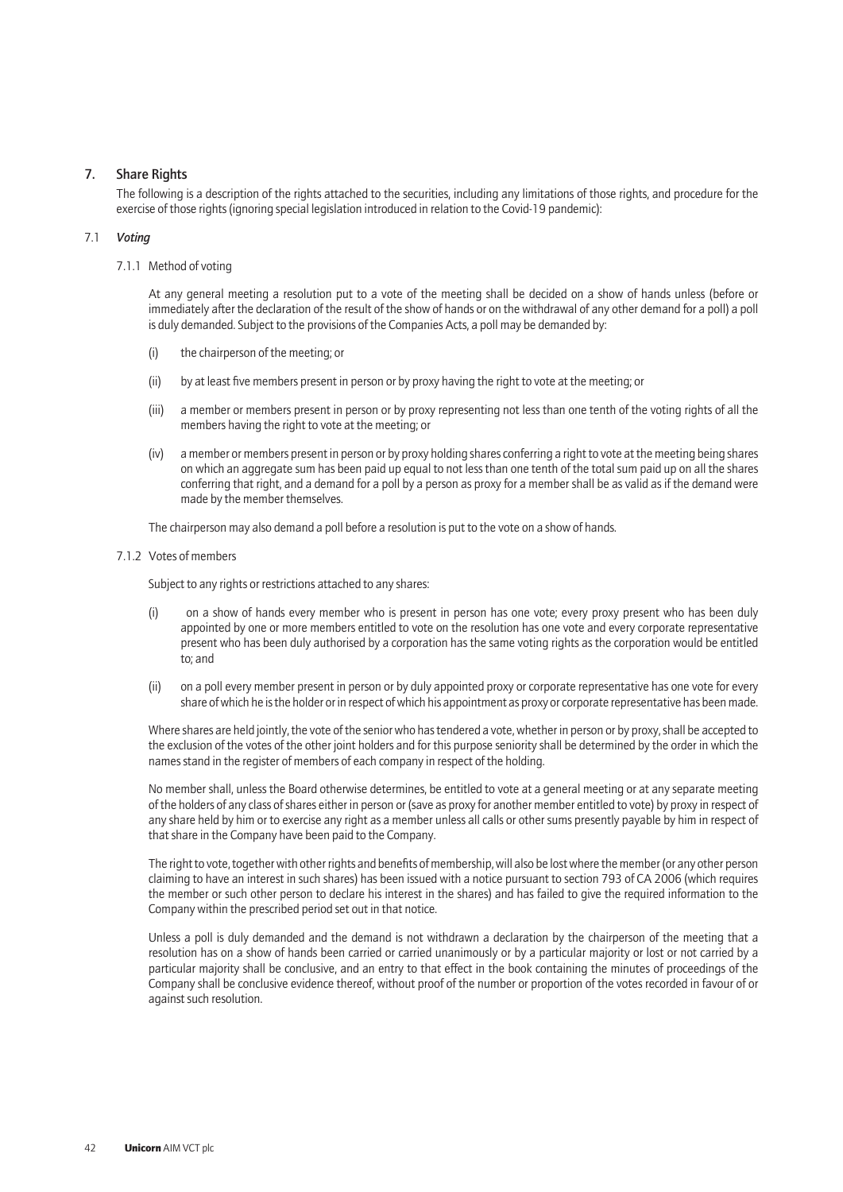## 7. Share Rights

The following is a description of the rights attached to the securities, including any limitations of those rights, and procedure for the exercise of those rights (ignoring special legislation introduced in relation to the Covid-19 pandemic):

### 7.1 *Voting*

#### 7.1.1 Method of voting

At any general meeting a resolution put to a vote of the meeting shall be decided on a show of hands unless (before or immediately after the declaration of the result of the show of hands or on the withdrawal of any other demand for a poll) a poll is duly demanded. Subject to the provisions of the Companies Acts, a poll may be demanded by:

(i) the chairperson of the meeting; or

(ii) by at least five members present in person or by proxy having the right to vote at the meeting; or

(iii) a member or members present in person or by proxy representing not less than one tenth of the voting rights of all the members having the right to vote at the meeting; or

(iv) a member or members present in person or by proxy holding shares conferring a right to vote at the meeting being shares on which an aggregate sum has been paid up equal to not less than one tenth of the total sum paid up on all the shares conferring that right, and a demand for a poll by a person as proxy for a member shall be as valid as if the demand were made by the member themselves.

The chairperson may also demand a poll before a resolution is put to the vote on a show of hands.

#### 7.1.2 Votes of members

Subject to any rights or restrictions attached to any shares:

(i) on a show of hands every member who is present in person has one vote; every proxy present who has been duly appointed by one or more members entitled to vote on the resolution has one vote and every corporate representative present who has been duly authorised by a corporation has the same voting rights as the corporation would be entitled to; and

(ii) on a poll every member present in person or by duly appointed proxy or corporate representative has one vote for every share of which he is the holder or in respect of which his appointment as proxy or corporate representative has been made.

Where shares are held jointly, the vote of the senior who has tendered a vote, whether in person or by proxy, shall be accepted to the exclusion of the votes of the other joint holders and for this purpose seniority shall be determined by the order in which the names stand in the register of members of each company in respect of the holding.

No member shall, unless the Board otherwise determines, be entitled to vote at a general meeting or at any separate meeting of the holders of any class of shares either in person or (save as proxy for another member entitled to vote) by proxy in respect of any share held by him or to exercise any right as a member unless all calls or other sums presently payable by him in respect of that share in the Company have been paid to the Company.

The right to vote, together with other rights and benefits of membership, will also be lost where the member (or any other person claiming to have an interest in such shares) has been issued with a notice pursuant to section 793 of CA 2006 (which requires the member or such other person to declare his interest in the shares) and has failed to give the required information to the Company within the prescribed period set out in that notice.

Unless a poll is duly demanded and the demand is not withdrawn a declaration by the chairperson of the meeting that a resolution has on a show of hands been carried or carried unanimously or by a particular majority or lost or not carried by a particular majority shall be conclusive, and an entry to that effect in the book containing the minutes of proceedings of the Company shall be conclusive evidence thereof, without proof of the number or proportion of the votes recorded in favour of or against such resolution.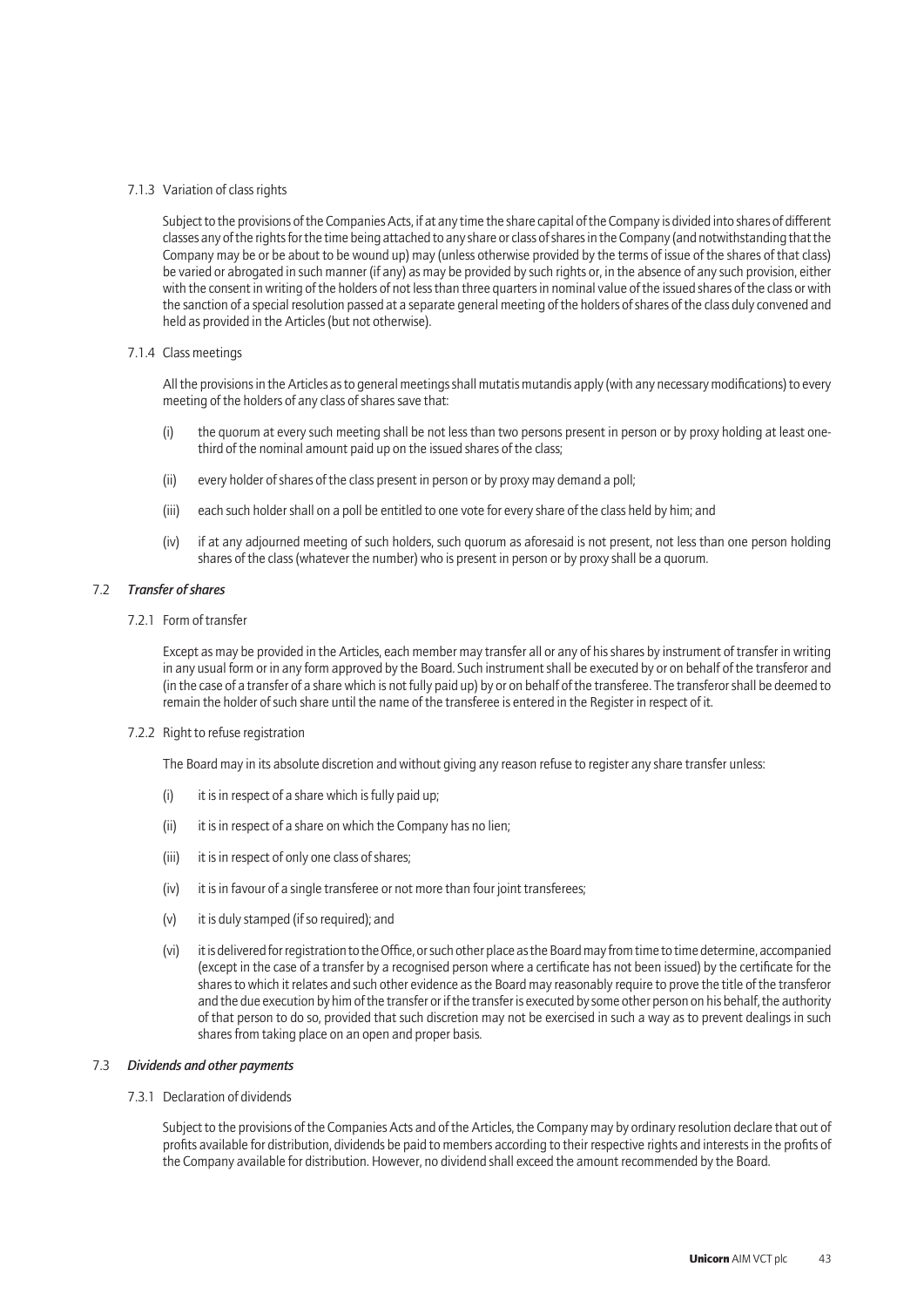7.1.3 Variation of class rights

Subject to the provisions of the Companies Acts, if at any time the share capital of the Company is divided into shares of different classes any of the rights for the time being attached to any share or class of shares in the Company (and notwithstanding that the Company may be or be about to be wound up) may (unless otherwise provided by the terms of issue of the shares of that class) be varied or abrogated in such manner (if any) as may be provided by such rights or, in the absence of any such provision, either with the consent in writing of the holders of not less than three quarters in nominal value of the issued shares of the class or with the sanction of a special resolution passed at a separate general meeting of the holders of shares of the class duly convened and held as provided in the Articles (but not otherwise).

7.1.4 Class meetings

All the provisions in the Articles as to general meetings shall mutatis mutandis apply (with any necessary modifications) to every meeting of the holders of any class of shares save that:

(i) the quorum at every such meeting shall be not less than two persons present in person or by proxy holding at least one-third of the nominal amount paid up on the issued shares of the class;

(ii) every holder of shares of the class present in person or by proxy may demand a poll;

(iii) each such holder shall on a poll be entitled to one vote for every share of the class held by him; and

(iv) if at any adjourned meeting of such holders, such quorum as aforesaid is not present, not less than one person holding shares of the class (whatever the number) who is present in person or by proxy shall be a quorum.

### 7.2 *Transfer of shares*

7.2.1 Form of transfer

Except as may be provided in the Articles, each member may transfer all or any of his shares by instrument of transfer in writing in any usual form or in any form approved by the Board. Such instrument shall be executed by or on behalf of the transferor and (in the case of a transfer of a share which is not fully paid up) by or on behalf of the transferee. The transferor shall be deemed to remain the holder of such share until the name of the transferee is entered in the Register in respect of it.

7.2.2 Right to refuse registration

The Board may in its absolute discretion and without giving any reason refuse to register any share transfer unless:

(i) it is in respect of a share which is fully paid up;

(ii) it is in respect of a share on which the Company has no lien;

(iii) it is in respect of only one class of shares;

(iv) it is in favour of a single transferee or not more than four joint transferees;

(v) it is duly stamped (if so required); and

(vi) it is delivered for registration to the Office, or such other place as the Board may from time to time determine, accompanied (except in the case of a transfer by a recognised person where a certificate has not been issued) by the certificate for the shares to which it relates and such other evidence as the Board may reasonably require to prove the title of the transferor and the due execution by him of the transfer or if the transfer is executed by some other person on his behalf, the authority of that person to do so, provided that such discretion may not be exercised in such a way as to prevent dealings in such shares from taking place on an open and proper basis.

### 7.3 *Dividends and other payments*

7.3.1 Declaration of dividends

Subject to the provisions of the Companies Acts and of the Articles, the Company may by ordinary resolution declare that out of profits available for distribution, dividends be paid to members according to their respective rights and interests in the profits of the Company available for distribution. However, no dividend shall exceed the amount recommended by the Board.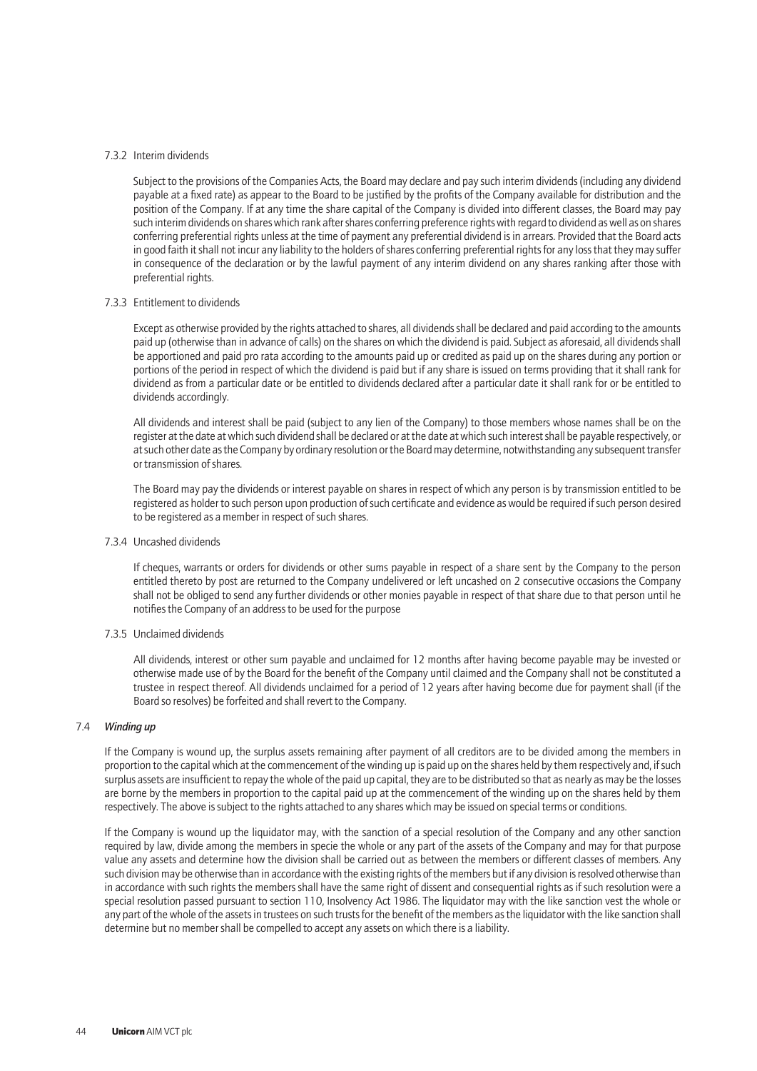7.3.2 Interim dividends

Subject to the provisions of the Companies Acts, the Board may declare and pay such interim dividends (including any dividend payable at a fixed rate) as appear to the Board to be justified by the profits of the Company available for distribution and the position of the Company. If at any time the share capital of the Company is divided into different classes, the Board may pay such interim dividends on shares which rank after shares conferring preference rights with regard to dividend as well as on shares conferring preferential rights unless at the time of payment any preferential dividend is in arrears. Provided that the Board acts in good faith it shall not incur any liability to the holders of shares conferring preferential rights for any loss that they may suffer in consequence of the declaration or by the lawful payment of any interim dividend on any shares ranking after those with preferential rights.

7.3.3 Entitlement to dividends

Except as otherwise provided by the rights attached to shares, all dividends shall be declared and paid according to the amounts paid up (otherwise than in advance of calls) on the shares on which the dividend is paid. Subject as aforesaid, all dividends shall be apportioned and paid pro rata according to the amounts paid up or credited as paid up on the shares during any portion or portions of the period in respect of which the dividend is paid but if any share is issued on terms providing that it shall rank for dividend as from a particular date or be entitled to dividends declared after a particular date it shall rank for or be entitled to dividends accordingly.

All dividends and interest shall be paid (subject to any lien of the Company) to those members whose names shall be on the register at the date at which such dividend shall be declared or at the date at which such interest shall be payable respectively, or at such other date as the Company by ordinary resolution or the Board may determine, notwithstanding any subsequent transfer or transmission of shares.

The Board may pay the dividends or interest payable on shares in respect of which any person is by transmission entitled to be registered as holder to such person upon production of such certificate and evidence as would be required if such person desired to be registered as a member in respect of such shares.

7.3.4 Uncashed dividends

If cheques, warrants or orders for dividends or other sums payable in respect of a share sent by the Company to the person entitled thereto by post are returned to the Company undelivered or left uncashed on 2 consecutive occasions the Company shall not be obliged to send any further dividends or other monies payable in respect of that share due to that person until he notifies the Company of an address to be used for the purpose

7.3.5 Unclaimed dividends

All dividends, interest or other sum payable and unclaimed for 12 months after having become payable may be invested or otherwise made use of by the Board for the benefit of the Company until claimed and the Company shall not be constituted a trustee in respect thereof. All dividends unclaimed for a period of 12 years after having become due for payment shall (if the Board so resolves) be forfeited and shall revert to the Company.

7.4 ***Winding up***

If the Company is wound up, the surplus assets remaining after payment of all creditors are to be divided among the members in proportion to the capital which at the commencement of the winding up is paid up on the shares held by them respectively and, if such surplus assets are insufficient to repay the whole of the paid up capital, they are to be distributed so that as nearly as may be the losses are borne by the members in proportion to the capital paid up at the commencement of the winding up on the shares held by them respectively. The above is subject to the rights attached to any shares which may be issued on special terms or conditions.

If the Company is wound up the liquidator may, with the sanction of a special resolution of the Company and any other sanction required by law, divide among the members in specie the whole or any part of the assets of the Company and may for that purpose value any assets and determine how the division shall be carried out as between the members or different classes of members. Any such division may be otherwise than in accordance with the existing rights of the members but if any division is resolved otherwise than in accordance with such rights the members shall have the same right of dissent and consequential rights as if such resolution were a special resolution passed pursuant to section 110, Insolvency Act 1986. The liquidator may with the like sanction vest the whole or any part of the whole of the assets in trustees on such trusts for the benefit of the members as the liquidator with the like sanction shall determine but no member shall be compelled to accept any assets on which there is a liability.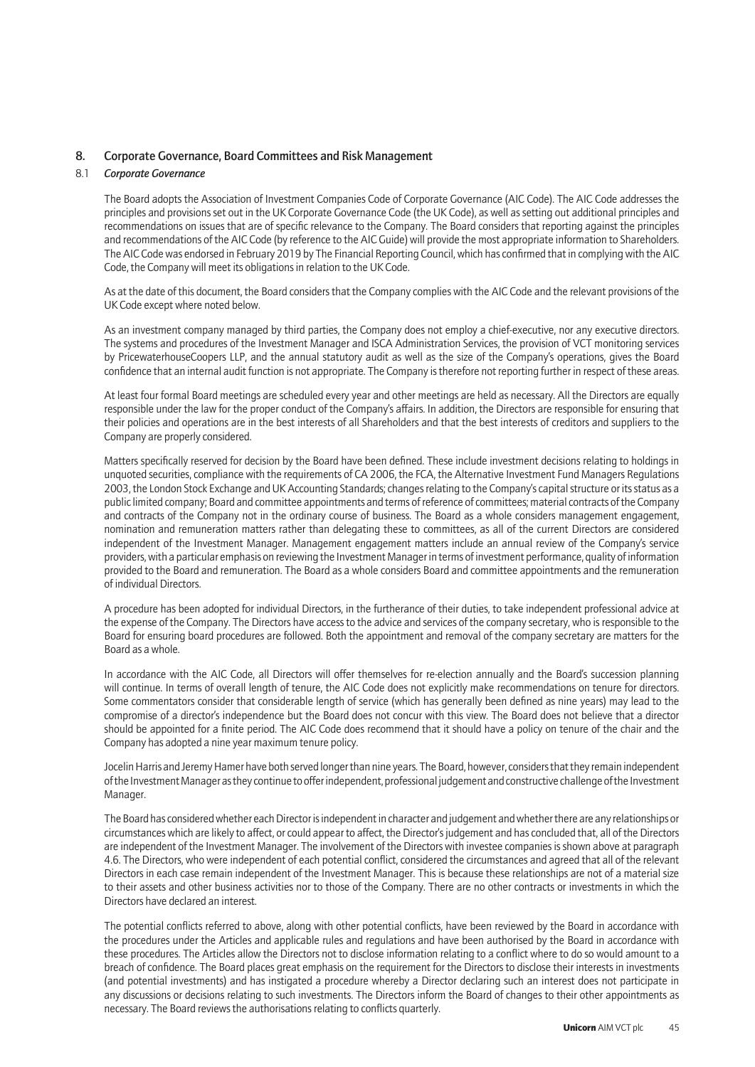## 8. Corporate Governance, Board Committees and Risk Management

### 8.1 *Corporate Governance*

The Board adopts the Association of Investment Companies Code of Corporate Governance (AIC Code). The AIC Code addresses the principles and provisions set out in the UK Corporate Governance Code (the UK Code), as well as setting out additional principles and recommendations on issues that are of specific relevance to the Company. The Board considers that reporting against the principles and recommendations of the AIC Code (by reference to the AIC Guide) will provide the most appropriate information to Shareholders. The AIC Code was endorsed in February 2019 by The Financial Reporting Council, which has confirmed that in complying with the AIC Code, the Company will meet its obligations in relation to the UK Code.

As at the date of this document, the Board considers that the Company complies with the AIC Code and the relevant provisions of the UK Code except where noted below.

As an investment company managed by third parties, the Company does not employ a chief-executive, nor any executive directors. The systems and procedures of the Investment Manager and ISCA Administration Services, the provision of VCT monitoring services by PricewaterhouseCoopers LLP, and the annual statutory audit as well as the size of the Company's operations, gives the Board confidence that an internal audit function is not appropriate. The Company is therefore not reporting further in respect of these areas.

At least four formal Board meetings are scheduled every year and other meetings are held as necessary. All the Directors are equally responsible under the law for the proper conduct of the Company's affairs. In addition, the Directors are responsible for ensuring that their policies and operations are in the best interests of all Shareholders and that the best interests of creditors and suppliers to the Company are properly considered.

Matters specifically reserved for decision by the Board have been defined. These include investment decisions relating to holdings in unquoted securities, compliance with the requirements of CA 2006, the FCA, the Alternative Investment Fund Managers Regulations 2003, the London Stock Exchange and UK Accounting Standards; changes relating to the Company's capital structure or its status as a public limited company; Board and committee appointments and terms of reference of committees; material contracts of the Company and contracts of the Company not in the ordinary course of business. The Board as a whole considers management engagement, nomination and remuneration matters rather than delegating these to committees, as all of the current Directors are considered independent of the Investment Manager. Management engagement matters include an annual review of the Company's service providers, with a particular emphasis on reviewing the Investment Manager in terms of investment performance, quality of information provided to the Board and remuneration. The Board as a whole considers Board and committee appointments and the remuneration of individual Directors.

A procedure has been adopted for individual Directors, in the furtherance of their duties, to take independent professional advice at the expense of the Company. The Directors have access to the advice and services of the company secretary, who is responsible to the Board for ensuring board procedures are followed. Both the appointment and removal of the company secretary are matters for the Board as a whole.

In accordance with the AIC Code, all Directors will offer themselves for re-election annually and the Board's succession planning will continue. In terms of overall length of tenure, the AIC Code does not explicitly make recommendations on tenure for directors. Some commentators consider that considerable length of service (which has generally been defined as nine years) may lead to the compromise of a director's independence but the Board does not concur with this view. The Board does not believe that a director should be appointed for a finite period. The AIC Code does recommend that it should have a policy on tenure of the chair and the Company has adopted a nine year maximum tenure policy.

Jocelin Harris and Jeremy Hamer have both served longer than nine years. The Board, however, considers that they remain independent of the Investment Manager as they continue to offer independent, professional judgement and constructive challenge of the Investment Manager.

The Board has considered whether each Director is independent in character and judgement and whether there are any relationships or circumstances which are likely to affect, or could appear to affect, the Director's judgement and has concluded that, all of the Directors are independent of the Investment Manager. The involvement of the Directors with investee companies is shown above at paragraph 4.6. The Directors, who were independent of each potential conflict, considered the circumstances and agreed that all of the relevant Directors in each case remain independent of the Investment Manager. This is because these relationships are not of a material size to their assets and other business activities nor to those of the Company. There are no other contracts or investments in which the Directors have declared an interest.

The potential conflicts referred to above, along with other potential conflicts, have been reviewed by the Board in accordance with the procedures under the Articles and applicable rules and regulations and have been authorised by the Board in accordance with these procedures. The Articles allow the Directors not to disclose information relating to a conflict where to do so would amount to a breach of confidence. The Board places great emphasis on the requirement for the Directors to disclose their interests in investments (and potential investments) and has instigated a procedure whereby a Director declaring such an interest does not participate in any discussions or decisions relating to such investments. The Directors inform the Board of changes to their other appointments as necessary. The Board reviews the authorisations relating to conflicts quarterly.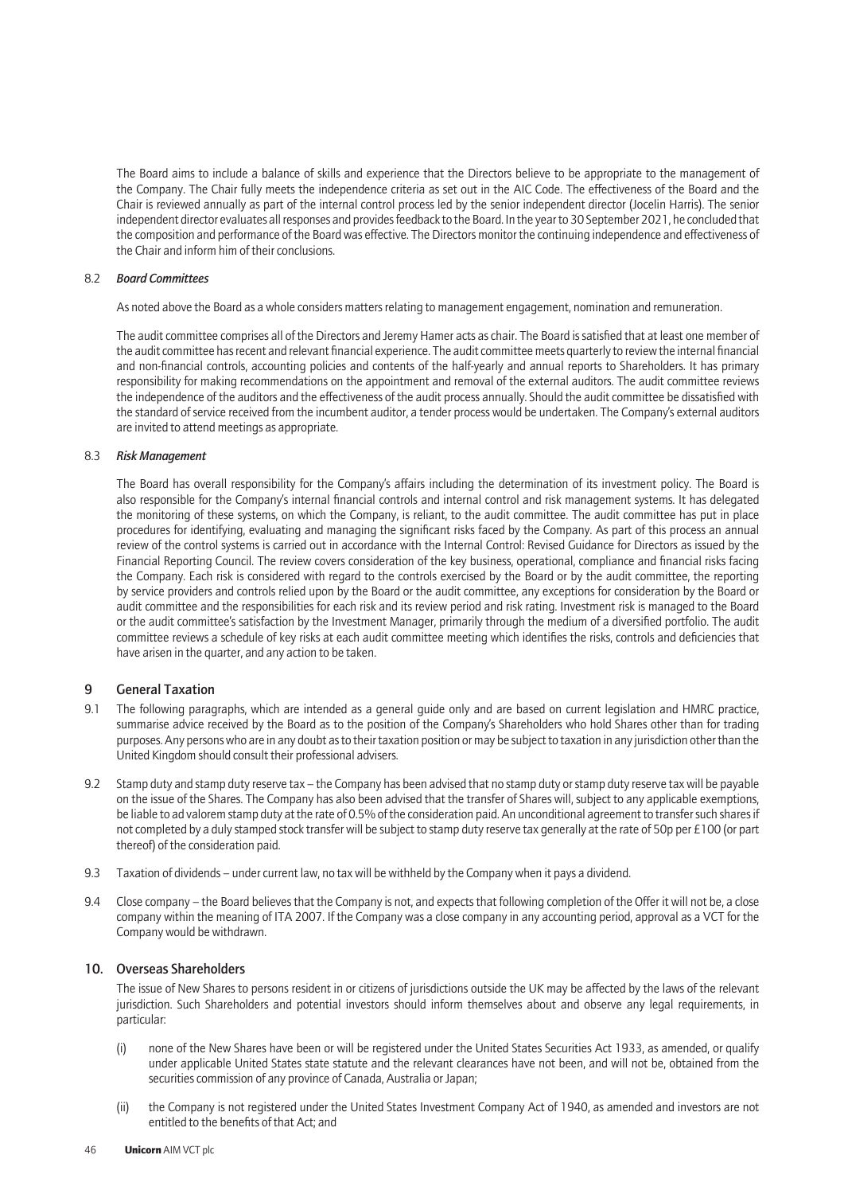The Board aims to include a balance of skills and experience that the Directors believe to be appropriate to the management of the Company. The Chair fully meets the independence criteria as set out in the AIC Code. The effectiveness of the Board and the Chair is reviewed annually as part of the internal control process led by the senior independent director (Jocelin Harris). The senior independent director evaluates all responses and provides feedback to the Board. In the year to 30 September 2021, he concluded that the composition and performance of the Board was effective. The Directors monitor the continuing independence and effectiveness of the Chair and inform him of their conclusions.

8.2 ***Board Committees***

As noted above the Board as a whole considers matters relating to management engagement, nomination and remuneration.

The audit committee comprises all of the Directors and Jeremy Hamer acts as chair. The Board is satisfied that at least one member of the audit committee has recent and relevant financial experience. The audit committee meets quarterly to review the internal financial and non-financial controls, accounting policies and contents of the half-yearly and annual reports to Shareholders. It has primary responsibility for making recommendations on the appointment and removal of the external auditors. The audit committee reviews the independence of the auditors and the effectiveness of the audit process annually. Should the audit committee be dissatisfied with the standard of service received from the incumbent auditor, a tender process would be undertaken. The Company's external auditors are invited to attend meetings as appropriate.

8.3 ***Risk Management***

The Board has overall responsibility for the Company's affairs including the determination of its investment policy. The Board is also responsible for the Company's internal financial controls and internal control and risk management systems. It has delegated the monitoring of these systems, on which the Company, is reliant, to the audit committee. The audit committee has put in place procedures for identifying, evaluating and managing the significant risks faced by the Company. As part of this process an annual review of the control systems is carried out in accordance with the Internal Control: Revised Guidance for Directors as issued by the Financial Reporting Council. The review covers consideration of the key business, operational, compliance and financial risks facing the Company. Each risk is considered with regard to the controls exercised by the Board or by the audit committee, the reporting by service providers and controls relied upon by the Board or the audit committee, any exceptions for consideration by the Board or audit committee and the responsibilities for each risk and its review period and risk rating. Investment risk is managed to the Board or the audit committee's satisfaction by the Investment Manager, primarily through the medium of a diversified portfolio. The audit committee reviews a schedule of key risks at each audit committee meeting which identifies the risks, controls and deficiencies that have arisen in the quarter, and any action to be taken.

## 9 General Taxation

9.1 The following paragraphs, which are intended as a general guide only and are based on current legislation and HMRC practice, summarise advice received by the Board as to the position of the Company's Shareholders who hold Shares other than for trading purposes. Any persons who are in any doubt as to their taxation position or may be subject to taxation in any jurisdiction other than the United Kingdom should consult their professional advisers.

9.2 Stamp duty and stamp duty reserve tax – the Company has been advised that no stamp duty or stamp duty reserve tax will be payable on the issue of the Shares. The Company has also been advised that the transfer of Shares will, subject to any applicable exemptions, be liable to ad valorem stamp duty at the rate of 0.5% of the consideration paid. An unconditional agreement to transfer such shares if not completed by a duly stamped stock transfer will be subject to stamp duty reserve tax generally at the rate of 50p per £100 (or part thereof) of the consideration paid.

9.3 Taxation of dividends – under current law, no tax will be withheld by the Company when it pays a dividend.

9.4 Close company – the Board believes that the Company is not, and expects that following completion of the Offer it will not be, a close company within the meaning of ITA 2007. If the Company was a close company in any accounting period, approval as a VCT for the Company would be withdrawn.

## 10. Overseas Shareholders

The issue of New Shares to persons resident in or citizens of jurisdictions outside the UK may be affected by the laws of the relevant jurisdiction. Such Shareholders and potential investors should inform themselves about and observe any legal requirements, in particular:

(i) none of the New Shares have been or will be registered under the United States Securities Act 1933, as amended, or qualify under applicable United States state statute and the relevant clearances have not been, and will not be, obtained from the securities commission of any province of Canada, Australia or Japan;

(ii) the Company is not registered under the United States Investment Company Act of 1940, as amended and investors are not entitled to the benefits of that Act; and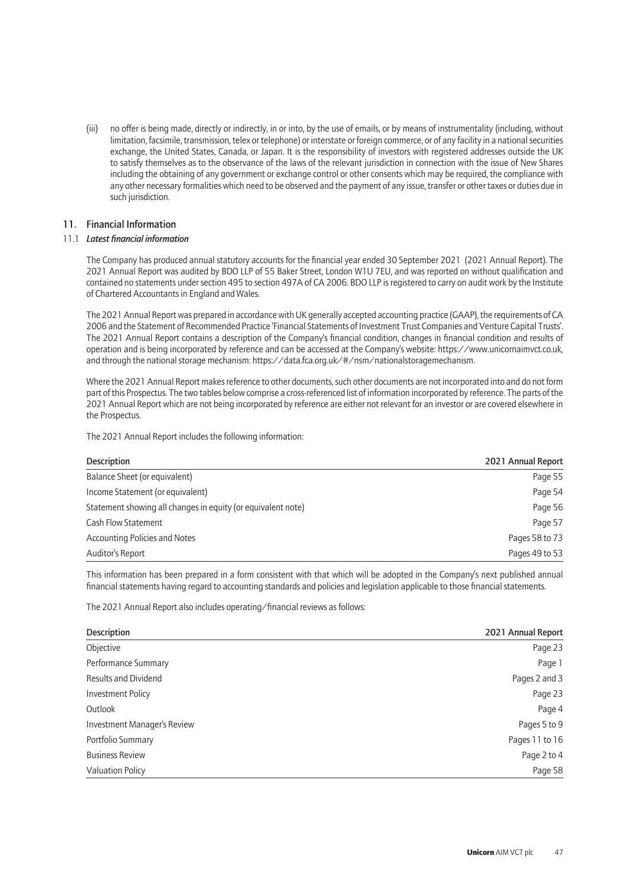(iii) no offer is being made, directly or indirectly, in or into, by the use of emails, or by means of instrumentality (including, without limitation, facsimile, transmission, telex or telephone) or interstate or foreign commerce, or of any facility in a national securities exchange, the United States, Canada, or Japan. It is the responsibility of investors with registered addresses outside the UK to satisfy themselves as to the observance of the laws of the relevant jurisdiction in connection with the issue of New Shares including the obtaining of any government or exchange control or other consents which may be required, the compliance with any other necessary formalities which need to be observed and the payment of any issue, transfer or other taxes or duties due in such jurisdiction.

## 11. Financial Information

### 11.1 *Latest financial information*

The Company has produced annual statutory accounts for the financial year ended 30 September 2021 (2021 Annual Report). The 2021 Annual Report was audited by BDO LLP of 55 Baker Street, London W1U 7EU, and was reported on without qualification and contained no statements under section 495 to section 497A of CA 2006. BDO LLP is registered to carry on audit work by the Institute of Chartered Accountants in England and Wales.

The 2021 Annual Report was prepared in accordance with UK generally accepted accounting practice (GAAP), the requirements of CA 2006 and the Statement of Recommended Practice 'Financial Statements of Investment Trust Companies and Venture Capital Trusts'. The 2021 Annual Report contains a description of the Company's financial condition, changes in financial condition and results of operation and is being incorporated by reference and can be accessed at the Company's website: https://www.unicornaimvct.co.uk, and through the national storage mechanism: https://data.fca.org.uk/#/nsm/nationalstoragemechanism.

Where the 2021 Annual Report makes reference to other documents, such other documents are not incorporated into and do not form part of this Prospectus. The two tables below comprise a cross-referenced list of information incorporated by reference. The parts of the 2021 Annual Report which are not being incorporated by reference are either not relevant for an investor or are covered elsewhere in the Prospectus.

The 2021 Annual Report includes the following information:

| Description | 2021 Annual Report |
|---|---|
| Balance Sheet (or equivalent) | Page 55 |
| Income Statement (or equivalent) | Page 54 |
| Statement showing all changes in equity (or equivalent note) | Page 56 |
| Cash Flow Statement | Page 57 |
| Accounting Policies and Notes | Pages 58 to 73 |
| Auditor's Report | Pages 49 to 53 |

This information has been prepared in a form consistent with that which will be adopted in the Company's next published annual financial statements having regard to accounting standards and policies and legislation applicable to those financial statements.

The 2021 Annual Report also includes operating/financial reviews as follows:

| Description | 2021 Annual Report |
|---|---|
| Objective | Page 23 |
| Performance Summary | Page 1 |
| Results and Dividend | Pages 2 and 3 |
| Investment Policy | Page 23 |
| Outlook | Page 4 |
| Investment Manager's Review | Pages 5 to 9 |
| Portfolio Summary | Pages 11 to 16 |
| Business Review | Page 2 to 4 |
| Valuation Policy | Page 58 |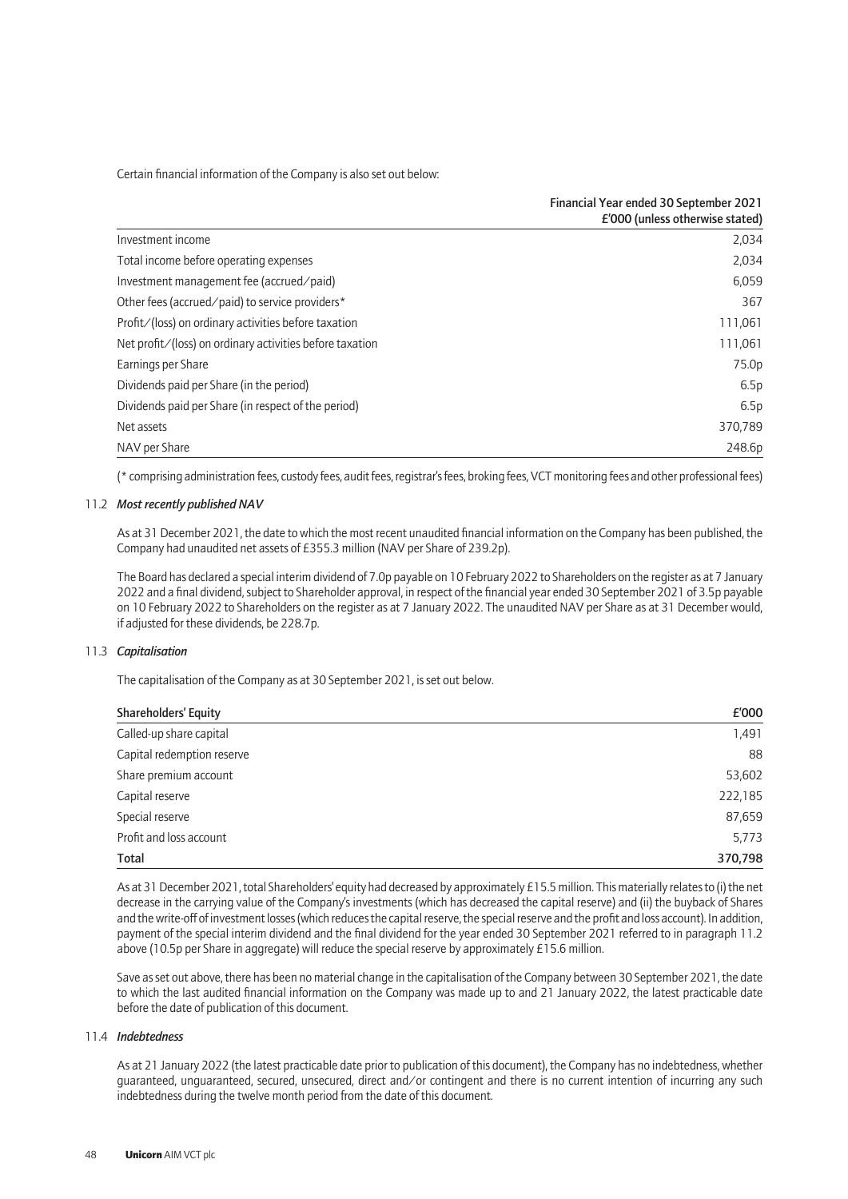Certain financial information of the Company is also set out below:

| | Financial Year ended 30 September 2021 £'000 (unless otherwise stated) |
|---|---|
| Investment income | 2,034 |
| Total income before operating expenses | 2,034 |
| Investment management fee (accrued/paid) | 6,059 |
| Other fees (accrued/paid) to service providers* | 367 |
| Profit/(loss) on ordinary activities before taxation | 111,061 |
| Net profit/(loss) on ordinary activities before taxation | 111,061 |
| Earnings per Share | 75.0p |
| Dividends paid per Share (in the period) | 6.5p |
| Dividends paid per Share (in respect of the period) | 6.5p |
| Net assets | 370,789 |
| NAV per Share | 248.6p |

(* comprising administration fees, custody fees, audit fees, registrar's fees, broking fees, VCT monitoring fees and other professional fees)

11.2 ***Most recently published NAV***

As at 31 December 2021, the date to which the most recent unaudited financial information on the Company has been published, the Company had unaudited net assets of £355.3 million (NAV per Share of 239.2p).

The Board has declared a special interim dividend of 7.0p payable on 10 February 2022 to Shareholders on the register as at 7 January 2022 and a final dividend, subject to Shareholder approval, in respect of the financial year ended 30 September 2021 of 3.5p payable on 10 February 2022 to Shareholders on the register as at 7 January 2022. The unaudited NAV per Share as at 31 December would, if adjusted for these dividends, be 228.7p.

11.3 ***Capitalisation***

The capitalisation of the Company as at 30 September 2021, is set out below.

| **Shareholders' Equity** | **£'000** |
|---|---|
| Called-up share capital | 1,491 |
| Capital redemption reserve | 88 |
| Share premium account | 53,602 |
| Capital reserve | 222,185 |
| Special reserve | 87,659 |
| Profit and loss account | 5,773 |
| **Total** | **370,798** |

As at 31 December 2021, total Shareholders' equity had decreased by approximately £15.5 million. This materially relates to (i) the net decrease in the carrying value of the Company's investments (which has decreased the capital reserve) and (ii) the buyback of Shares and the write-off of investment losses (which reduces the capital reserve, the special reserve and the profit and loss account). In addition, payment of the special interim dividend and the final dividend for the year ended 30 September 2021 referred to in paragraph 11.2 above (10.5p per Share in aggregate) will reduce the special reserve by approximately £15.6 million.

Save as set out above, there has been no material change in the capitalisation of the Company between 30 September 2021, the date to which the last audited financial information on the Company was made up to and 21 January 2022, the latest practicable date before the date of publication of this document.

11.4 ***Indebtedness***

As at 21 January 2022 (the latest practicable date prior to publication of this document), the Company has no indebtedness, whether guaranteed, unguaranteed, secured, unsecured, direct and/or contingent and there is no current intention of incurring any such indebtedness during the twelve month period from the date of this document.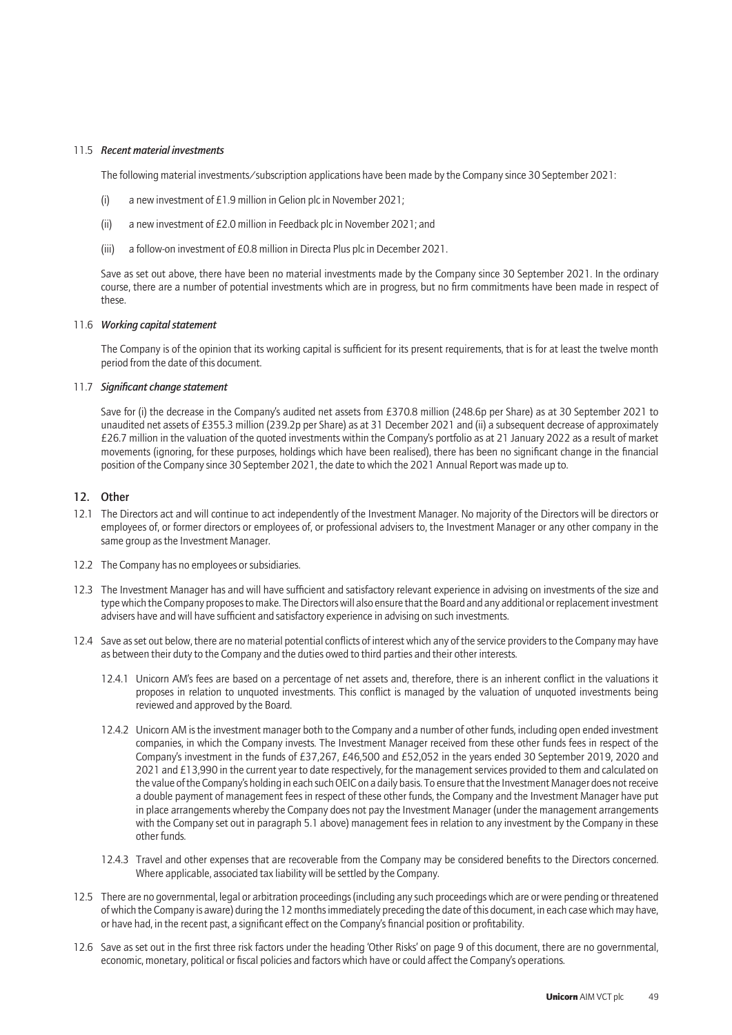11.5 ***Recent material investments***

The following material investments/subscription applications have been made by the Company since 30 September 2021:

(i) a new investment of £1.9 million in Gelion plc in November 2021;

(ii) a new investment of £2.0 million in Feedback plc in November 2021; and

(iii) a follow-on investment of £0.8 million in Directa Plus plc in December 2021.

Save as set out above, there have been no material investments made by the Company since 30 September 2021. In the ordinary course, there are a number of potential investments which are in progress, but no firm commitments have been made in respect of these.

11.6 ***Working capital statement***

The Company is of the opinion that its working capital is sufficient for its present requirements, that is for at least the twelve month period from the date of this document.

11.7 ***Significant change statement***

Save for (i) the decrease in the Company's audited net assets from £370.8 million (248.6p per Share) as at 30 September 2021 to unaudited net assets of £355.3 million (239.2p per Share) as at 31 December 2021 and (ii) a subsequent decrease of approximately £26.7 million in the valuation of the quoted investments within the Company's portfolio as at 21 January 2022 as a result of market movements (ignoring, for these purposes, holdings which have been realised), there has been no significant change in the financial position of the Company since 30 September 2021, the date to which the 2021 Annual Report was made up to.

## 12. Other

12.1 The Directors act and will continue to act independently of the Investment Manager. No majority of the Directors will be directors or employees of, or former directors or employees of, or professional advisers to, the Investment Manager or any other company in the same group as the Investment Manager.

12.2 The Company has no employees or subsidiaries.

12.3 The Investment Manager has and will have sufficient and satisfactory relevant experience in advising on investments of the size and type which the Company proposes to make. The Directors will also ensure that the Board and any additional or replacement investment advisers have and will have sufficient and satisfactory experience in advising on such investments.

12.4 Save as set out below, there are no material potential conflicts of interest which any of the service providers to the Company may have as between their duty to the Company and the duties owed to third parties and their other interests.

12.4.1 Unicorn AM's fees are based on a percentage of net assets and, therefore, there is an inherent conflict in the valuations it proposes in relation to unquoted investments. This conflict is managed by the valuation of unquoted investments being reviewed and approved by the Board.

12.4.2 Unicorn AM is the investment manager both to the Company and a number of other funds, including open ended investment companies, in which the Company invests. The Investment Manager received from these other funds fees in respect of the Company's investment in the funds of £37,267, £46,500 and £52,052 in the years ended 30 September 2019, 2020 and 2021 and £13,990 in the current year to date respectively, for the management services provided to them and calculated on the value of the Company's holding in each such OEIC on a daily basis. To ensure that the Investment Manager does not receive a double payment of management fees in respect of these other funds, the Company and the Investment Manager have put in place arrangements whereby the Company does not pay the Investment Manager (under the management arrangements with the Company set out in paragraph 5.1 above) management fees in relation to any investment by the Company in these other funds.

12.4.3 Travel and other expenses that are recoverable from the Company may be considered benefits to the Directors concerned. Where applicable, associated tax liability will be settled by the Company.

12.5 There are no governmental, legal or arbitration proceedings (including any such proceedings which are or were pending or threatened of which the Company is aware) during the 12 months immediately preceding the date of this document, in each case which may have, or have had, in the recent past, a significant effect on the Company's financial position or profitability.

12.6 Save as set out in the first three risk factors under the heading 'Other Risks' on page 9 of this document, there are no governmental, economic, monetary, political or fiscal policies and factors which have or could affect the Company's operations.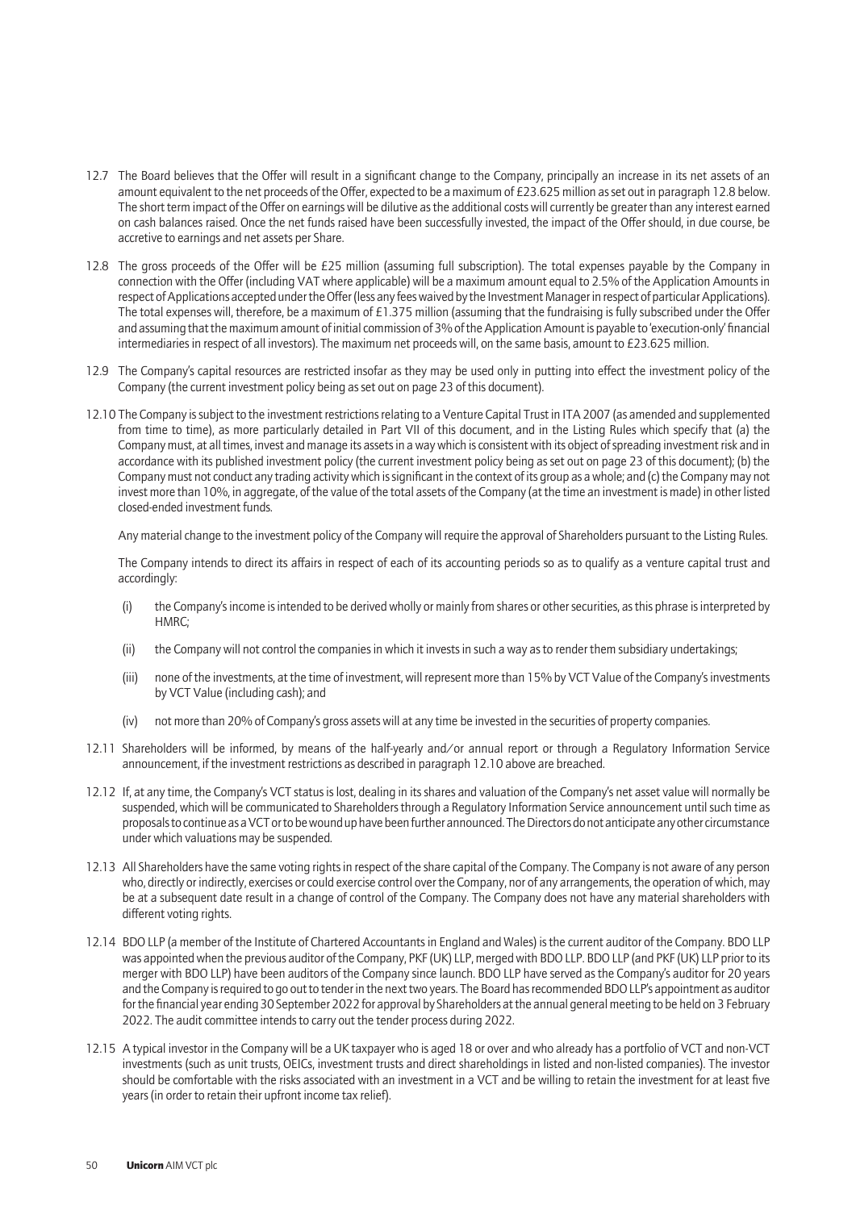12.7 The Board believes that the Offer will result in a significant change to the Company, principally an increase in its net assets of an amount equivalent to the net proceeds of the Offer, expected to be a maximum of £23.625 million as set out in paragraph 12.8 below. The short term impact of the Offer on earnings will be dilutive as the additional costs will currently be greater than any interest earned on cash balances raised. Once the net funds raised have been successfully invested, the impact of the Offer should, in due course, be accretive to earnings and net assets per Share.

12.8 The gross proceeds of the Offer will be £25 million (assuming full subscription). The total expenses payable by the Company in connection with the Offer (including VAT where applicable) will be a maximum amount equal to 2.5% of the Application Amounts in respect of Applications accepted under the Offer (less any fees waived by the Investment Manager in respect of particular Applications). The total expenses will, therefore, be a maximum of £1.375 million (assuming that the fundraising is fully subscribed under the Offer and assuming that the maximum amount of initial commission of 3% of the Application Amount is payable to 'execution-only' financial intermediaries in respect of all investors). The maximum net proceeds will, on the same basis, amount to £23.625 million.

12.9 The Company's capital resources are restricted insofar as they may be used only in putting into effect the investment policy of the Company (the current investment policy being as set out on page 23 of this document).

12.10 The Company is subject to the investment restrictions relating to a Venture Capital Trust in ITA 2007 (as amended and supplemented from time to time), as more particularly detailed in Part VII of this document, and in the Listing Rules which specify that (a) the Company must, at all times, invest and manage its assets in a way which is consistent with its object of spreading investment risk and in accordance with its published investment policy (the current investment policy being as set out on page 23 of this document); (b) the Company must not conduct any trading activity which is significant in the context of its group as a whole; and (c) the Company may not invest more than 10%, in aggregate, of the value of the total assets of the Company (at the time an investment is made) in other listed closed-ended investment funds.

Any material change to the investment policy of the Company will require the approval of Shareholders pursuant to the Listing Rules.

The Company intends to direct its affairs in respect of each of its accounting periods so as to qualify as a venture capital trust and accordingly:

(i) the Company's income is intended to be derived wholly or mainly from shares or other securities, as this phrase is interpreted by HMRC;

(ii) the Company will not control the companies in which it invests in such a way as to render them subsidiary undertakings;

(iii) none of the investments, at the time of investment, will represent more than 15% by VCT Value of the Company's investments by VCT Value (including cash); and

(iv) not more than 20% of Company's gross assets will at any time be invested in the securities of property companies.

12.11 Shareholders will be informed, by means of the half-yearly and/or annual report or through a Regulatory Information Service announcement, if the investment restrictions as described in paragraph 12.10 above are breached.

12.12 If, at any time, the Company's VCT status is lost, dealing in its shares and valuation of the Company's net asset value will normally be suspended, which will be communicated to Shareholders through a Regulatory Information Service announcement until such time as proposals to continue as a VCT or to be wound up have been further announced. The Directors do not anticipate any other circumstance under which valuations may be suspended.

12.13 All Shareholders have the same voting rights in respect of the share capital of the Company. The Company is not aware of any person who, directly or indirectly, exercises or could exercise control over the Company, nor of any arrangements, the operation of which, may be at a subsequent date result in a change of control of the Company. The Company does not have any material shareholders with different voting rights.

12.14 BDO LLP (a member of the Institute of Chartered Accountants in England and Wales) is the current auditor of the Company. BDO LLP was appointed when the previous auditor of the Company, PKF (UK) LLP, merged with BDO LLP. BDO LLP (and PKF (UK) LLP prior to its merger with BDO LLP) have been auditors of the Company since launch. BDO LLP have served as the Company's auditor for 20 years and the Company is required to go out to tender in the next two years. The Board has recommended BDO LLP's appointment as auditor for the financial year ending 30 September 2022 for approval by Shareholders at the annual general meeting to be held on 3 February 2022. The audit committee intends to carry out the tender process during 2022.

12.15 A typical investor in the Company will be a UK taxpayer who is aged 18 or over and who already has a portfolio of VCT and non-VCT investments (such as unit trusts, OEICs, investment trusts and direct shareholdings in listed and non-listed companies). The investor should be comfortable with the risks associated with an investment in a VCT and be willing to retain the investment for at least five years (in order to retain their upfront income tax relief).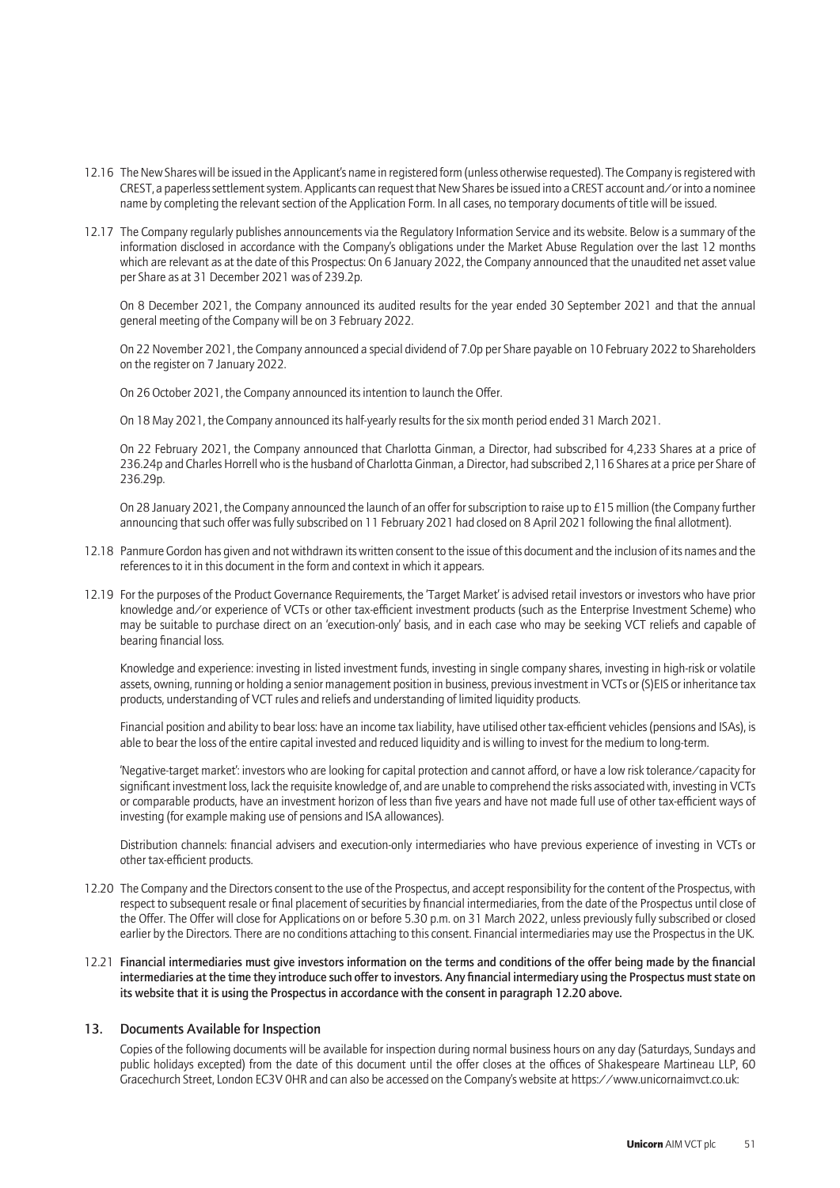12.16 The New Shares will be issued in the Applicant's name in registered form (unless otherwise requested). The Company is registered with CREST, a paperless settlement system. Applicants can request that New Shares be issued into a CREST account and/or into a nominee name by completing the relevant section of the Application Form. In all cases, no temporary documents of title will be issued.

12.17 The Company regularly publishes announcements via the Regulatory Information Service and its website. Below is a summary of the information disclosed in accordance with the Company's obligations under the Market Abuse Regulation over the last 12 months which are relevant as at the date of this Prospectus: On 6 January 2022, the Company announced that the unaudited net asset value per Share as at 31 December 2021 was of 239.2p.

On 8 December 2021, the Company announced its audited results for the year ended 30 September 2021 and that the annual general meeting of the Company will be on 3 February 2022.

On 22 November 2021, the Company announced a special dividend of 7.0p per Share payable on 10 February 2022 to Shareholders on the register on 7 January 2022.

On 26 October 2021, the Company announced its intention to launch the Offer.

On 18 May 2021, the Company announced its half-yearly results for the six month period ended 31 March 2021.

On 22 February 2021, the Company announced that Charlotta Ginman, a Director, had subscribed for 4,233 Shares at a price of 236.24p and Charles Horrell who is the husband of Charlotta Ginman, a Director, had subscribed 2,116 Shares at a price per Share of 236.29p.

On 28 January 2021, the Company announced the launch of an offer for subscription to raise up to £15 million (the Company further announcing that such offer was fully subscribed on 11 February 2021 had closed on 8 April 2021 following the final allotment).

12.18 Panmure Gordon has given and not withdrawn its written consent to the issue of this document and the inclusion of its names and the references to it in this document in the form and context in which it appears.

12.19 For the purposes of the Product Governance Requirements, the 'Target Market' is advised retail investors or investors who have prior knowledge and/or experience of VCTs or other tax-efficient investment products (such as the Enterprise Investment Scheme) who may be suitable to purchase direct on an 'execution-only' basis, and in each case who may be seeking VCT reliefs and capable of bearing financial loss.

Knowledge and experience: investing in listed investment funds, investing in single company shares, investing in high-risk or volatile assets, owning, running or holding a senior management position in business, previous investment in VCTs or (S)EIS or inheritance tax products, understanding of VCT rules and reliefs and understanding of limited liquidity products.

Financial position and ability to bear loss: have an income tax liability, have utilised other tax-efficient vehicles (pensions and ISAs), is able to bear the loss of the entire capital invested and reduced liquidity and is willing to invest for the medium to long-term.

'Negative-target market': investors who are looking for capital protection and cannot afford, or have a low risk tolerance/capacity for significant investment loss, lack the requisite knowledge of, and are unable to comprehend the risks associated with, investing in VCTs or comparable products, have an investment horizon of less than five years and have not made full use of other tax-efficient ways of investing (for example making use of pensions and ISA allowances).

Distribution channels: financial advisers and execution-only intermediaries who have previous experience of investing in VCTs or other tax-efficient products.

12.20 The Company and the Directors consent to the use of the Prospectus, and accept responsibility for the content of the Prospectus, with respect to subsequent resale or final placement of securities by financial intermediaries, from the date of the Prospectus until close of the Offer. The Offer will close for Applications on or before 5.30 p.m. on 31 March 2022, unless previously fully subscribed or closed earlier by the Directors. There are no conditions attaching to this consent. Financial intermediaries may use the Prospectus in the UK.

12.21 **Financial intermediaries must give investors information on the terms and conditions of the offer being made by the financial intermediaries at the time they introduce such offer to investors. Any financial intermediary using the Prospectus must state on its website that it is using the Prospectus in accordance with the consent in paragraph 12.20 above.**

## 13. Documents Available for Inspection

Copies of the following documents will be available for inspection during normal business hours on any day (Saturdays, Sundays and public holidays excepted) from the date of this document until the offer closes at the offices of Shakespeare Martineau LLP, 60 Gracechurch Street, London EC3V 0HR and can also be accessed on the Company's website at https://www.unicornaimvct.co.uk: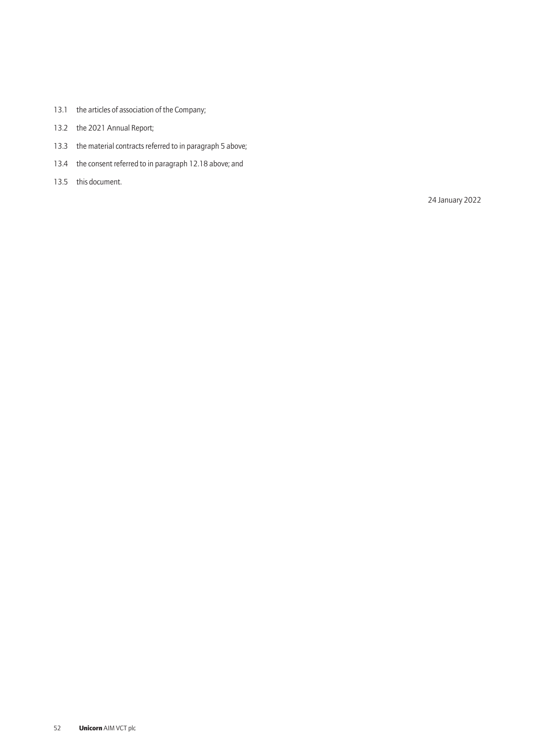13.1 the articles of association of the Company;

13.2 the 2021 Annual Report;

13.3 the material contracts referred to in paragraph 5 above;

13.4 the consent referred to in paragraph 12.18 above; and

13.5 this document.

24 January 2022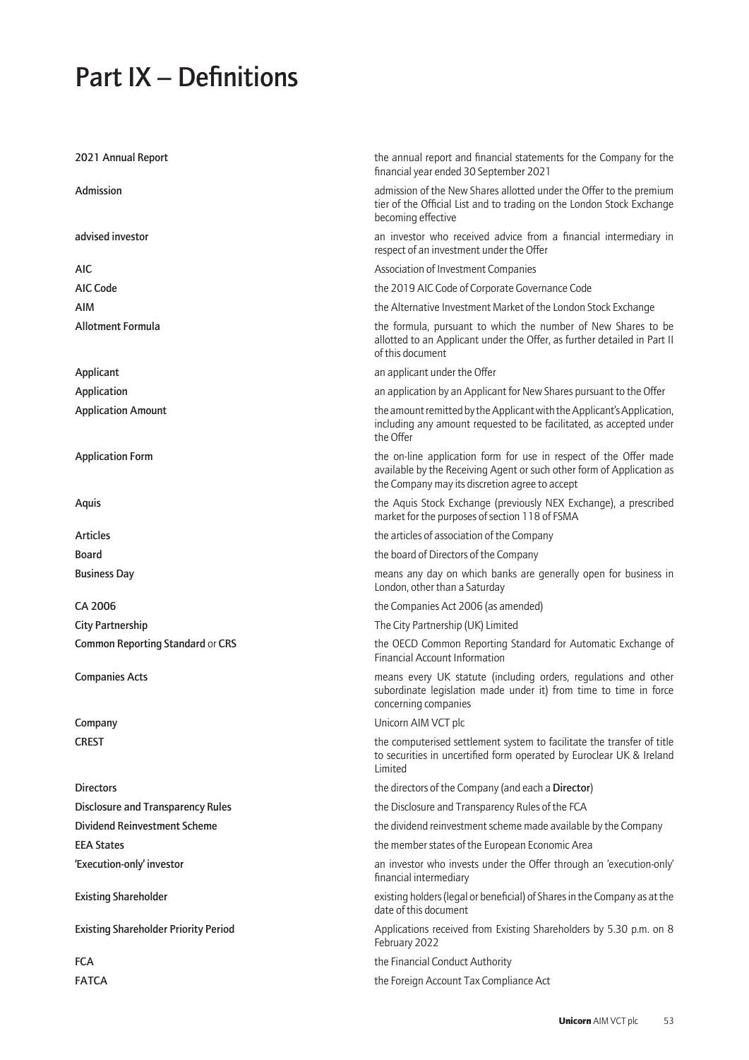# Part IX – Definitions

| | |
|---|---|
| **2021 Annual Report** | the annual report and financial statements for the Company for the financial year ended 30 September 2021 |
| **Admission** | admission of the New Shares allotted under the Offer to the premium tier of the Official List and to trading on the London Stock Exchange becoming effective |
| **advised investor** | an investor who received advice from a financial intermediary in respect of an investment under the Offer |
| **AIC** | Association of Investment Companies |
| **AIC Code** | the 2019 AIC Code of Corporate Governance Code |
| **AIM** | the Alternative Investment Market of the London Stock Exchange |
| **Allotment Formula** | the formula, pursuant to which the number of New Shares to be allotted to an Applicant under the Offer, as further detailed in Part II of this document |
| **Applicant** | an applicant under the Offer |
| **Application** | an application by an Applicant for New Shares pursuant to the Offer |
| **Application Amount** | the amount remitted by the Applicant with the Applicant's Application, including any amount requested to be facilitated, as accepted under the Offer |
| **Application Form** | the on-line application form for use in respect of the Offer made available by the Receiving Agent or such other form of Application as the Company may its discretion agree to accept |
| **Aquis** | the Aquis Stock Exchange (previously NEX Exchange), a prescribed market for the purposes of section 118 of FSMA |
| **Articles** | the articles of association of the Company |
| **Board** | the board of Directors of the Company |
| **Business Day** | means any day on which banks are generally open for business in London, other than a Saturday |
| **CA 2006** | the Companies Act 2006 (as amended) |
| **City Partnership** | The City Partnership (UK) Limited |
| **Common Reporting Standard** or **CRS** | the OECD Common Reporting Standard for Automatic Exchange of Financial Account Information |
| **Companies Acts** | means every UK statute (including orders, regulations and other subordinate legislation made under it) from time to time in force concerning companies |
| **Company** | Unicorn AIM VCT plc |
| **CREST** | the computerised settlement system to facilitate the transfer of title to securities in uncertified form operated by Euroclear UK & Ireland Limited |
| **Directors** | the directors of the Company (and each a **Director**) |
| **Disclosure and Transparency Rules** | the Disclosure and Transparency Rules of the FCA |
| **Dividend Reinvestment Scheme** | the dividend reinvestment scheme made available by the Company |
| **EEA States** | the member states of the European Economic Area |
| **'Execution-only' investor** | an investor who invests under the Offer through an 'execution-only' financial intermediary |
| **Existing Shareholder** | existing holders (legal or beneficial) of Shares in the Company as at the date of this document |
| **Existing Shareholder Priority Period** | Applications received from Existing Shareholders by 5.30 p.m. on 8 February 2022 |
| **FCA** | the Financial Conduct Authority |
| **FATCA** | the Foreign Account Tax Compliance Act |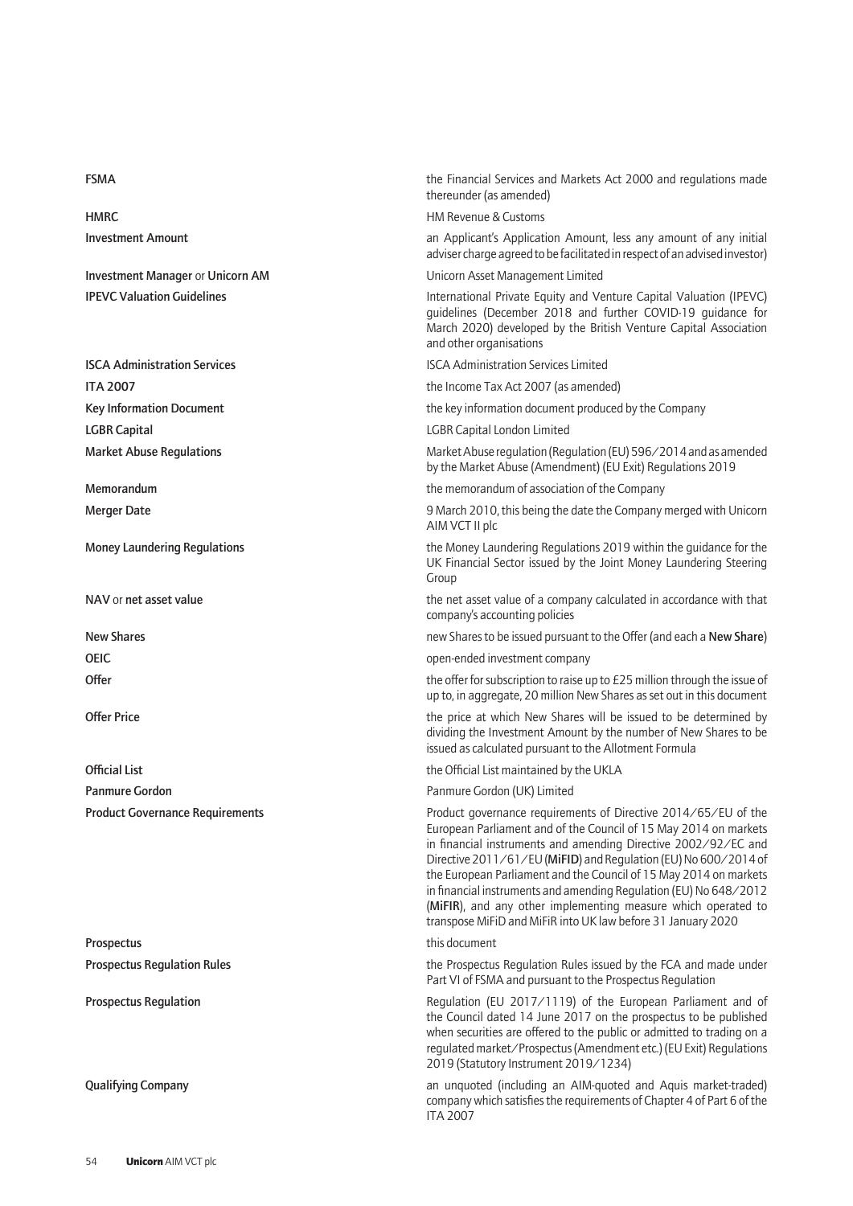| | |
|---|---|
| **FSMA** | the Financial Services and Markets Act 2000 and regulations made thereunder (as amended) |
| **HMRC** | HM Revenue & Customs |
| **Investment Amount** | an Applicant's Application Amount, less any amount of any initial adviser charge agreed to be facilitated in respect of an advised investor) |
| **Investment Manager** or **Unicorn AM** | Unicorn Asset Management Limited |
| **IPEVC Valuation Guidelines** | International Private Equity and Venture Capital Valuation (IPEVC) guidelines (December 2018 and further COVID-19 guidance for March 2020) developed by the British Venture Capital Association and other organisations |
| **ISCA Administration Services** | ISCA Administration Services Limited |
| **ITA 2007** | the Income Tax Act 2007 (as amended) |
| **Key Information Document** | the key information document produced by the Company |
| **LGBR Capital** | LGBR Capital London Limited |
| **Market Abuse Regulations** | Market Abuse regulation (Regulation (EU) 596/2014 and as amended by the Market Abuse (Amendment) (EU Exit) Regulations 2019 |
| **Memorandum** | the memorandum of association of the Company |
| **Merger Date** | 9 March 2010, this being the date the Company merged with Unicorn AIM VCT II plc |
| **Money Laundering Regulations** | the Money Laundering Regulations 2019 within the guidance for the UK Financial Sector issued by the Joint Money Laundering Steering Group |
| **NAV** or **net asset value** | the net asset value of a company calculated in accordance with that company's accounting policies |
| **New Shares** | new Shares to be issued pursuant to the Offer (and each a **New Share**) |
| **OEIC** | open-ended investment company |
| **Offer** | the offer for subscription to raise up to £25 million through the issue of up to, in aggregate, 20 million New Shares as set out in this document |
| **Offer Price** | the price at which New Shares will be issued to be determined by dividing the Investment Amount by the number of New Shares to be issued as calculated pursuant to the Allotment Formula |
| **Official List** | the Official List maintained by the UKLA |
| **Panmure Gordon** | Panmure Gordon (UK) Limited |
| **Product Governance Requirements** | Product governance requirements of Directive 2014/65/EU of the European Parliament and of the Council of 15 May 2014 on markets in financial instruments and amending Directive 2002/92/EC and Directive 2011/61/EU (**MiFID**) and Regulation (EU) No 600/2014 of the European Parliament and the Council of 15 May 2014 on markets in financial instruments and amending Regulation (EU) No 648/2012 (**MiFIR**), and any other implementing measure which operated to transpose MiFiD and MiFiR into UK law before 31 January 2020 |
| **Prospectus** | this document |
| **Prospectus Regulation Rules** | the Prospectus Regulation Rules issued by the FCA and made under Part VI of FSMA and pursuant to the Prospectus Regulation |
| **Prospectus Regulation** | Regulation (EU 2017/1119) of the European Parliament and of the Council dated 14 June 2017 on the prospectus to be published when securities are offered to the public or admitted to trading on a regulated market/Prospectus (Amendment etc.) (EU Exit) Regulations 2019 (Statutory Instrument 2019/1234) |
| **Qualifying Company** | an unquoted (including an AIM-quoted and Aquis market-traded) company which satisfies the requirements of Chapter 4 of Part 6 of the ITA 2007 |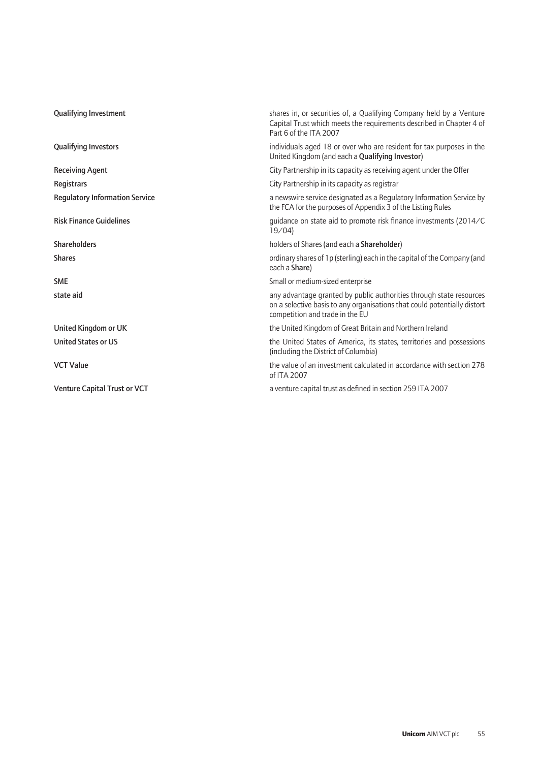| | |
|---|---|
| **Qualifying Investment** | shares in, or securities of, a Qualifying Company held by a Venture Capital Trust which meets the requirements described in Chapter 4 of Part 6 of the ITA 2007 |
| **Qualifying Investors** | individuals aged 18 or over who are resident for tax purposes in the United Kingdom (and each a **Qualifying Investor**) |
| **Receiving Agent** | City Partnership in its capacity as receiving agent under the Offer |
| **Registrars** | City Partnership in its capacity as registrar |
| **Regulatory Information Service** | a newswire service designated as a Regulatory Information Service by the FCA for the purposes of Appendix 3 of the Listing Rules |
| **Risk Finance Guidelines** | guidance on state aid to promote risk finance investments (2014/C 19/04) |
| **Shareholders** | holders of Shares (and each a **Shareholder**) |
| **Shares** | ordinary shares of 1p (sterling) each in the capital of the Company (and each a **Share**) |
| **SME** | Small or medium-sized enterprise |
| **state aid** | any advantage granted by public authorities through state resources on a selective basis to any organisations that could potentially distort competition and trade in the EU |
| **United Kingdom or UK** | the United Kingdom of Great Britain and Northern Ireland |
| **United States or US** | the United States of America, its states, territories and possessions (including the District of Columbia) |
| **VCT Value** | the value of an investment calculated in accordance with section 278 of ITA 2007 |
| **Venture Capital Trust or VCT** | a venture capital trust as defined in section 259 ITA 2007 |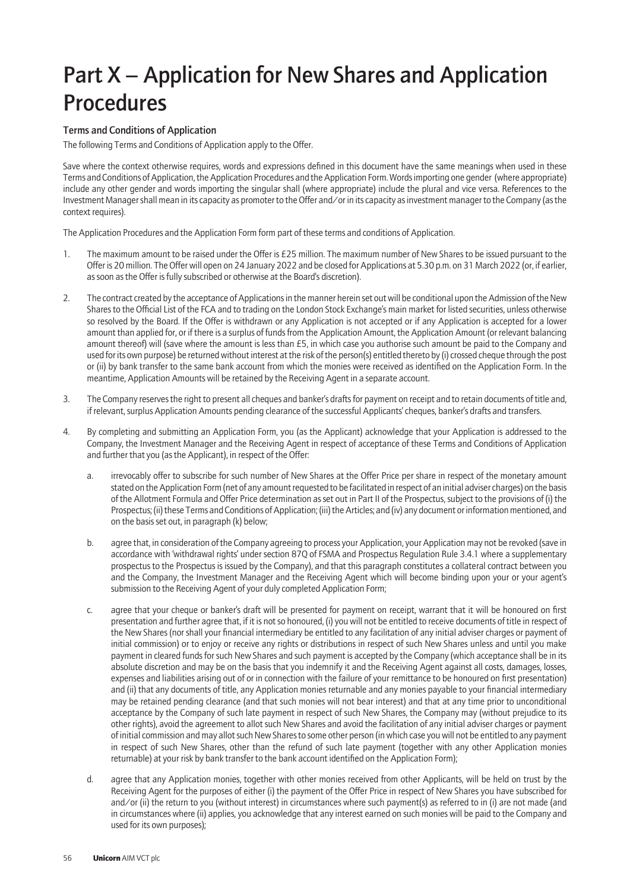# Part X – Application for New Shares and Application Procedures

### Terms and Conditions of Application

The following Terms and Conditions of Application apply to the Offer.

Save where the context otherwise requires, words and expressions defined in this document have the same meanings when used in these Terms and Conditions of Application, the Application Procedures and the Application Form. Words importing one gender (where appropriate) include any other gender and words importing the singular shall (where appropriate) include the plural and vice versa. References to the Investment Manager shall mean in its capacity as promoter to the Offer and/or in its capacity as investment manager to the Company (as the context requires).

The Application Procedures and the Application Form form part of these terms and conditions of Application.

1. The maximum amount to be raised under the Offer is £25 million. The maximum number of New Shares to be issued pursuant to the Offer is 20 million. The Offer will open on 24 January 2022 and be closed for Applications at 5.30 p.m. on 31 March 2022 (or, if earlier, as soon as the Offer is fully subscribed or otherwise at the Board's discretion).

2. The contract created by the acceptance of Applications in the manner herein set out will be conditional upon the Admission of the New Shares to the Official List of the FCA and to trading on the London Stock Exchange's main market for listed securities, unless otherwise so resolved by the Board. If the Offer is withdrawn or any Application is not accepted or if any Application is accepted for a lower amount than applied for, or if there is a surplus of funds from the Application Amount, the Application Amount (or relevant balancing amount thereof) will (save where the amount is less than £5, in which case you authorise such amount be paid to the Company and used for its own purpose) be returned without interest at the risk of the person(s) entitled thereto by (i) crossed cheque through the post or (ii) by bank transfer to the same bank account from which the monies were received as identified on the Application Form. In the meantime, Application Amounts will be retained by the Receiving Agent in a separate account.

3. The Company reserves the right to present all cheques and banker's drafts for payment on receipt and to retain documents of title and, if relevant, surplus Application Amounts pending clearance of the successful Applicants' cheques, banker's drafts and transfers.

4. By completing and submitting an Application Form, you (as the Applicant) acknowledge that your Application is addressed to the Company, the Investment Manager and the Receiving Agent in respect of acceptance of these Terms and Conditions of Application and further that you (as the Applicant), in respect of the Offer:

   a. irrevocably offer to subscribe for such number of New Shares at the Offer Price per share in respect of the monetary amount stated on the Application Form (net of any amount requested to be facilitated in respect of an initial adviser charges) on the basis of the Allotment Formula and Offer Price determination as set out in Part II of the Prospectus, subject to the provisions of (i) the Prospectus; (ii) these Terms and Conditions of Application; (iii) the Articles; and (iv) any document or information mentioned, and on the basis set out, in paragraph (k) below;

   b. agree that, in consideration of the Company agreeing to process your Application, your Application may not be revoked (save in accordance with 'withdrawal rights' under section 87Q of FSMA and Prospectus Regulation Rule 3.4.1 where a supplementary prospectus to the Prospectus is issued by the Company), and that this paragraph constitutes a collateral contract between you and the Company, the Investment Manager and the Receiving Agent which will become binding upon your or your agent's submission to the Receiving Agent of your duly completed Application Form;

   c. agree that your cheque or banker's draft will be presented for payment on receipt, warrant that it will be honoured on first presentation and further agree that, if it is not so honoured, (i) you will not be entitled to receive documents of title in respect of the New Shares (nor shall your financial intermediary be entitled to any facilitation of any initial adviser charges or payment of initial commission) or to enjoy or receive any rights or distributions in respect of such New Shares unless and until you make payment in cleared funds for such New Shares and such payment is accepted by the Company (which acceptance shall be in its absolute discretion and may be on the basis that you indemnify it and the Receiving Agent against all costs, damages, losses, expenses and liabilities arising out of or in connection with the failure of your remittance to be honoured on first presentation) and (ii) that any documents of title, any Application monies returnable and any monies payable to your financial intermediary may be retained pending clearance (and that such monies will not bear interest) and that at any time prior to unconditional acceptance by the Company of such late payment in respect of such New Shares, the Company may (without prejudice to its other rights), avoid the agreement to allot such New Shares and avoid the facilitation of any initial adviser charges or payment of initial commission and may allot such New Shares to some other person (in which case you will not be entitled to any payment in respect of such New Shares, other than the refund of such late payment (together with any other Application monies returnable) at your risk by bank transfer to the bank account identified on the Application Form);

   d. agree that any Application monies, together with other monies received from other Applicants, will be held on trust by the Receiving Agent for the purposes of either (i) the payment of the Offer Price in respect of New Shares you have subscribed for and/or (ii) the return to you (without interest) in circumstances where such payment(s) as referred to in (i) are not made (and in circumstances where (ii) applies, you acknowledge that any interest earned on such monies will be paid to the Company and used for its own purposes);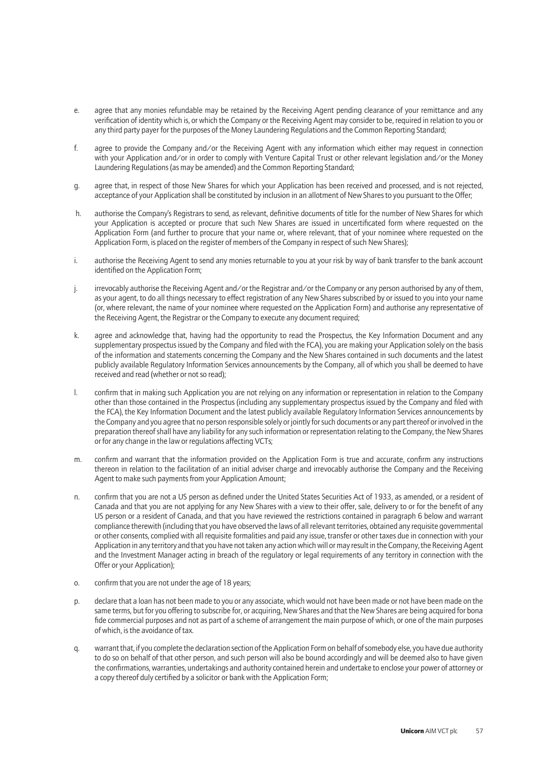e. agree that any monies refundable may be retained by the Receiving Agent pending clearance of your remittance and any verification of identity which is, or which the Company or the Receiving Agent may consider to be, required in relation to you or any third party payer for the purposes of the Money Laundering Regulations and the Common Reporting Standard;

f. agree to provide the Company and/or the Receiving Agent with any information which either may request in connection with your Application and/or in order to comply with Venture Capital Trust or other relevant legislation and/or the Money Laundering Regulations (as may be amended) and the Common Reporting Standard;

g. agree that, in respect of those New Shares for which your Application has been received and processed, and is not rejected, acceptance of your Application shall be constituted by inclusion in an allotment of New Shares to you pursuant to the Offer;

h. authorise the Company's Registrars to send, as relevant, definitive documents of title for the number of New Shares for which your Application is accepted or procure that such New Shares are issued in uncertificated form where requested on the Application Form (and further to procure that your name or, where relevant, that of your nominee where requested on the Application Form, is placed on the register of members of the Company in respect of such New Shares);

i. authorise the Receiving Agent to send any monies returnable to you at your risk by way of bank transfer to the bank account identified on the Application Form;

j. irrevocably authorise the Receiving Agent and/or the Registrar and/or the Company or any person authorised by any of them, as your agent, to do all things necessary to effect registration of any New Shares subscribed by or issued to you into your name (or, where relevant, the name of your nominee where requested on the Application Form) and authorise any representative of the Receiving Agent, the Registrar or the Company to execute any document required;

k. agree and acknowledge that, having had the opportunity to read the Prospectus, the Key Information Document and any supplementary prospectus issued by the Company and filed with the FCA), you are making your Application solely on the basis of the information and statements concerning the Company and the New Shares contained in such documents and the latest publicly available Regulatory Information Services announcements by the Company, all of which you shall be deemed to have received and read (whether or not so read);

l. confirm that in making such Application you are not relying on any information or representation in relation to the Company other than those contained in the Prospectus (including any supplementary prospectus issued by the Company and filed with the FCA), the Key Information Document and the latest publicly available Regulatory Information Services announcements by the Company and you agree that no person responsible solely or jointly for such documents or any part thereof or involved in the preparation thereof shall have any liability for any such information or representation relating to the Company, the New Shares or for any change in the law or regulations affecting VCTs;

m. confirm and warrant that the information provided on the Application Form is true and accurate, confirm any instructions thereon in relation to the facilitation of an initial adviser charge and irrevocably authorise the Company and the Receiving Agent to make such payments from your Application Amount;

n. confirm that you are not a US person as defined under the United States Securities Act of 1933, as amended, or a resident of Canada and that you are not applying for any New Shares with a view to their offer, sale, delivery to or for the benefit of any US person or a resident of Canada, and that you have reviewed the restrictions contained in paragraph 6 below and warrant compliance therewith (including that you have observed the laws of all relevant territories, obtained any requisite governmental or other consents, complied with all requisite formalities and paid any issue, transfer or other taxes due in connection with your Application in any territory and that you have not taken any action which will or may result in the Company, the Receiving Agent and the Investment Manager acting in breach of the regulatory or legal requirements of any territory in connection with the Offer or your Application);

o. confirm that you are not under the age of 18 years;

p. declare that a loan has not been made to you or any associate, which would not have been made or not have been made on the same terms, but for you offering to subscribe for, or acquiring, New Shares and that the New Shares are being acquired for bona fide commercial purposes and not as part of a scheme of arrangement the main purpose of which, or one of the main purposes of which, is the avoidance of tax.

q. warrant that, if you complete the declaration section of the Application Form on behalf of somebody else, you have due authority to do so on behalf of that other person, and such person will also be bound accordingly and will be deemed also to have given the confirmations, warranties, undertakings and authority contained herein and undertake to enclose your power of attorney or a copy thereof duly certified by a solicitor or bank with the Application Form;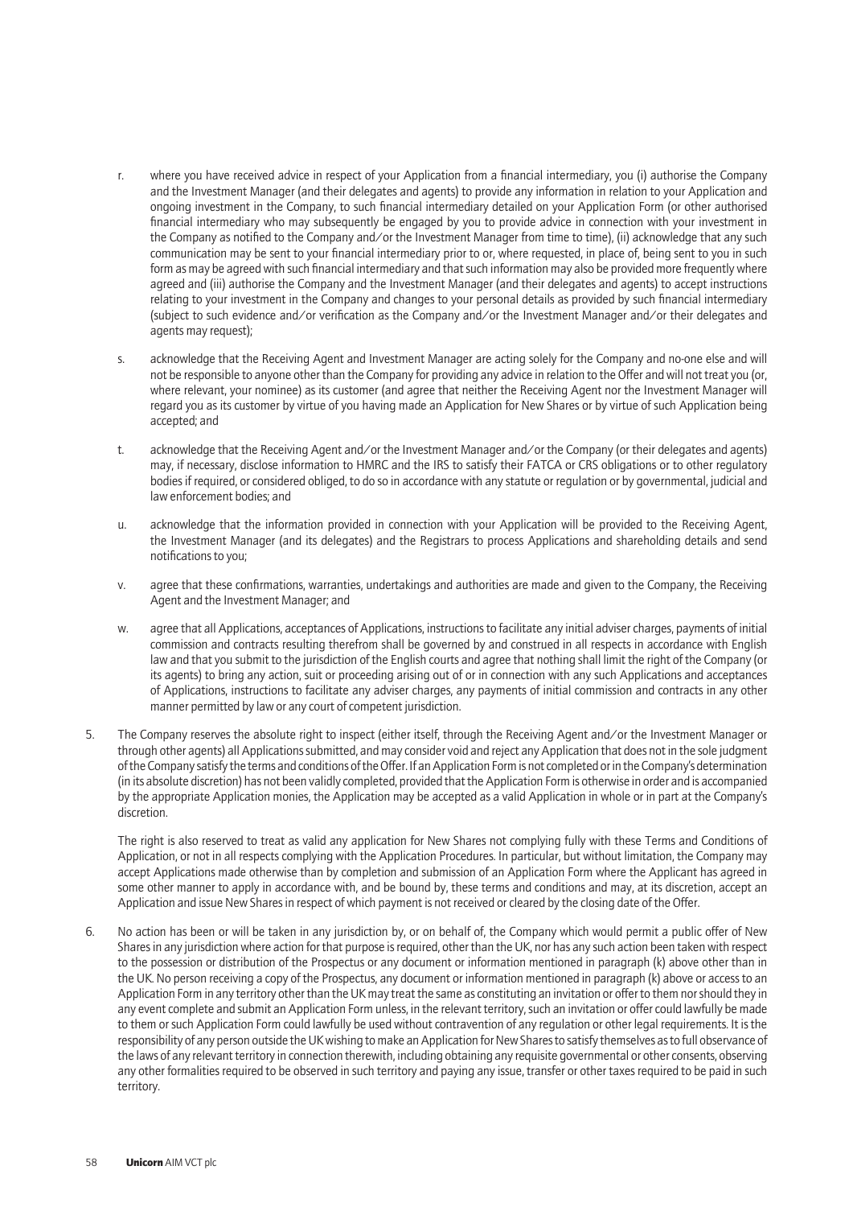r. where you have received advice in respect of your Application from a financial intermediary, you (i) authorise the Company and the Investment Manager (and their delegates and agents) to provide any information in relation to your Application and ongoing investment in the Company, to such financial intermediary detailed on your Application Form (or other authorised financial intermediary who may subsequently be engaged by you to provide advice in connection with your investment in the Company as notified to the Company and/or the Investment Manager from time to time), (ii) acknowledge that any such communication may be sent to your financial intermediary prior to or, where requested, in place of, being sent to you in such form as may be agreed with such financial intermediary and that such information may also be provided more frequently where agreed and (iii) authorise the Company and the Investment Manager (and their delegates and agents) to accept instructions relating to your investment in the Company and changes to your personal details as provided by such financial intermediary (subject to such evidence and/or verification as the Company and/or the Investment Manager and/or their delegates and agents may request);

s. acknowledge that the Receiving Agent and Investment Manager are acting solely for the Company and no-one else and will not be responsible to anyone other than the Company for providing any advice in relation to the Offer and will not treat you (or, where relevant, your nominee) as its customer (and agree that neither the Receiving Agent nor the Investment Manager will regard you as its customer by virtue of you having made an Application for New Shares or by virtue of such Application being accepted; and

t. acknowledge that the Receiving Agent and/or the Investment Manager and/or the Company (or their delegates and agents) may, if necessary, disclose information to HMRC and the IRS to satisfy their FATCA or CRS obligations or to other regulatory bodies if required, or considered obliged, to do so in accordance with any statute or regulation or by governmental, judicial and law enforcement bodies; and

u. acknowledge that the information provided in connection with your Application will be provided to the Receiving Agent, the Investment Manager (and its delegates) and the Registrars to process Applications and shareholding details and send notifications to you;

v. agree that these confirmations, warranties, undertakings and authorities are made and given to the Company, the Receiving Agent and the Investment Manager; and

w. agree that all Applications, acceptances of Applications, instructions to facilitate any initial adviser charges, payments of initial commission and contracts resulting therefrom shall be governed by and construed in all respects in accordance with English law and that you submit to the jurisdiction of the English courts and agree that nothing shall limit the right of the Company (or its agents) to bring any action, suit or proceeding arising out of or in connection with any such Applications and acceptances of Applications, instructions to facilitate any adviser charges, any payments of initial commission and contracts in any other manner permitted by law or any court of competent jurisdiction.

5. The Company reserves the absolute right to inspect (either itself, through the Receiving Agent and/or the Investment Manager or through other agents) all Applications submitted, and may consider void and reject any Application that does not in the sole judgment of the Company satisfy the terms and conditions of the Offer. If an Application Form is not completed or in the Company's determination (in its absolute discretion) has not been validly completed, provided that the Application Form is otherwise in order and is accompanied by the appropriate Application monies, the Application may be accepted as a valid Application in whole or in part at the Company's discretion.

   The right is also reserved to treat as valid any application for New Shares not complying fully with these Terms and Conditions of Application, or not in all respects complying with the Application Procedures. In particular, but without limitation, the Company may accept Applications made otherwise than by completion and submission of an Application Form where the Applicant has agreed in some other manner to apply in accordance with, and be bound by, these terms and conditions and may, at its discretion, accept an Application and issue New Shares in respect of which payment is not received or cleared by the closing date of the Offer.

6. No action has been or will be taken in any jurisdiction by, or on behalf of, the Company which would permit a public offer of New Shares in any jurisdiction where action for that purpose is required, other than the UK, nor has any such action been taken with respect to the possession or distribution of the Prospectus or any document or information mentioned in paragraph (k) above other than in the UK. No person receiving a copy of the Prospectus, any document or information mentioned in paragraph (k) above or access to an Application Form in any territory other than the UK may treat the same as constituting an invitation or offer to them nor should they in any event complete and submit an Application Form unless, in the relevant territory, such an invitation or offer could lawfully be made to them or such Application Form could lawfully be used without contravention of any regulation or other legal requirements. It is the responsibility of any person outside the UK wishing to make an Application for New Shares to satisfy themselves as to full observance of the laws of any relevant territory in connection therewith, including obtaining any requisite governmental or other consents, observing any other formalities required to be observed in such territory and paying any issue, transfer or other taxes required to be paid in such territory.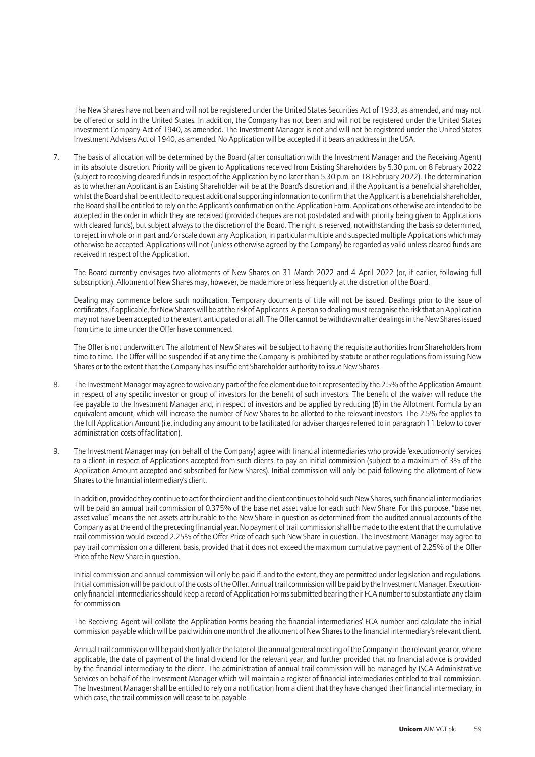The New Shares have not been and will not be registered under the United States Securities Act of 1933, as amended, and may not be offered or sold in the United States. In addition, the Company has not been and will not be registered under the United States Investment Company Act of 1940, as amended. The Investment Manager is not and will not be registered under the United States Investment Advisers Act of 1940, as amended. No Application will be accepted if it bears an address in the USA.

7. The basis of allocation will be determined by the Board (after consultation with the Investment Manager and the Receiving Agent) in its absolute discretion. Priority will be given to Applications received from Existing Shareholders by 5.30 p.m. on 8 February 2022 (subject to receiving cleared funds in respect of the Application by no later than 5.30 p.m. on 18 February 2022). The determination as to whether an Applicant is an Existing Shareholder will be at the Board's discretion and, if the Applicant is a beneficial shareholder, whilst the Board shall be entitled to request additional supporting information to confirm that the Applicant is a beneficial shareholder, the Board shall be entitled to rely on the Applicant's confirmation on the Application Form. Applications otherwise are intended to be accepted in the order in which they are received (provided cheques are not post-dated and with priority being given to Applications with cleared funds), but subject always to the discretion of the Board. The right is reserved, notwithstanding the basis so determined, to reject in whole or in part and/or scale down any Application, in particular multiple and suspected multiple Applications which may otherwise be accepted. Applications will not (unless otherwise agreed by the Company) be regarded as valid unless cleared funds are received in respect of the Application.

   The Board currently envisages two allotments of New Shares on 31 March 2022 and 4 April 2022 (or, if earlier, following full subscription). Allotment of New Shares may, however, be made more or less frequently at the discretion of the Board.

   Dealing may commence before such notification. Temporary documents of title will not be issued. Dealings prior to the issue of certificates, if applicable, for New Shares will be at the risk of Applicants. A person so dealing must recognise the risk that an Application may not have been accepted to the extent anticipated or at all. The Offer cannot be withdrawn after dealings in the New Shares issued from time to time under the Offer have commenced.

   The Offer is not underwritten. The allotment of New Shares will be subject to having the requisite authorities from Shareholders from time to time. The Offer will be suspended if at any time the Company is prohibited by statute or other regulations from issuing New Shares or to the extent that the Company has insufficient Shareholder authority to issue New Shares.

8. The Investment Manager may agree to waive any part of the fee element due to it represented by the 2.5% of the Application Amount in respect of any specific investor or group of investors for the benefit of such investors. The benefit of the waiver will reduce the fee payable to the Investment Manager and, in respect of investors and be applied by reducing (B) in the Allotment Formula by an equivalent amount, which will increase the number of New Shares to be allotted to the relevant investors. The 2.5% fee applies to the full Application Amount (i.e. including any amount to be facilitated for adviser charges referred to in paragraph 11 below to cover administration costs of facilitation).

9. The Investment Manager may (on behalf of the Company) agree with financial intermediaries who provide 'execution-only' services to a client, in respect of Applications accepted from such clients, to pay an initial commission (subject to a maximum of 3% of the Application Amount accepted and subscribed for New Shares). Initial commission will only be paid following the allotment of New Shares to the financial intermediary's client.

   In addition, provided they continue to act for their client and the client continues to hold such New Shares, such financial intermediaries will be paid an annual trail commission of 0.375% of the base net asset value for each such New Share. For this purpose, "base net asset value" means the net assets attributable to the New Share in question as determined from the audited annual accounts of the Company as at the end of the preceding financial year. No payment of trail commission shall be made to the extent that the cumulative trail commission would exceed 2.25% of the Offer Price of each such New Share in question. The Investment Manager may agree to pay trail commission on a different basis, provided that it does not exceed the maximum cumulative payment of 2.25% of the Offer Price of the New Share in question.

   Initial commission and annual commission will only be paid if, and to the extent, they are permitted under legislation and regulations. Initial commission will be paid out of the costs of the Offer. Annual trail commission will be paid by the Investment Manager. Execution-only financial intermediaries should keep a record of Application Forms submitted bearing their FCA number to substantiate any claim for commission.

   The Receiving Agent will collate the Application Forms bearing the financial intermediaries' FCA number and calculate the initial commission payable which will be paid within one month of the allotment of New Shares to the financial intermediary's relevant client.

   Annual trail commission will be paid shortly after the later of the annual general meeting of the Company in the relevant year or, where applicable, the date of payment of the final dividend for the relevant year, and further provided that no financial advice is provided by the financial intermediary to the client. The administration of annual trail commission will be managed by ISCA Administrative Services on behalf of the Investment Manager which will maintain a register of financial intermediaries entitled to trail commission. The Investment Manager shall be entitled to rely on a notification from a client that they have changed their financial intermediary, in which case, the trail commission will cease to be payable.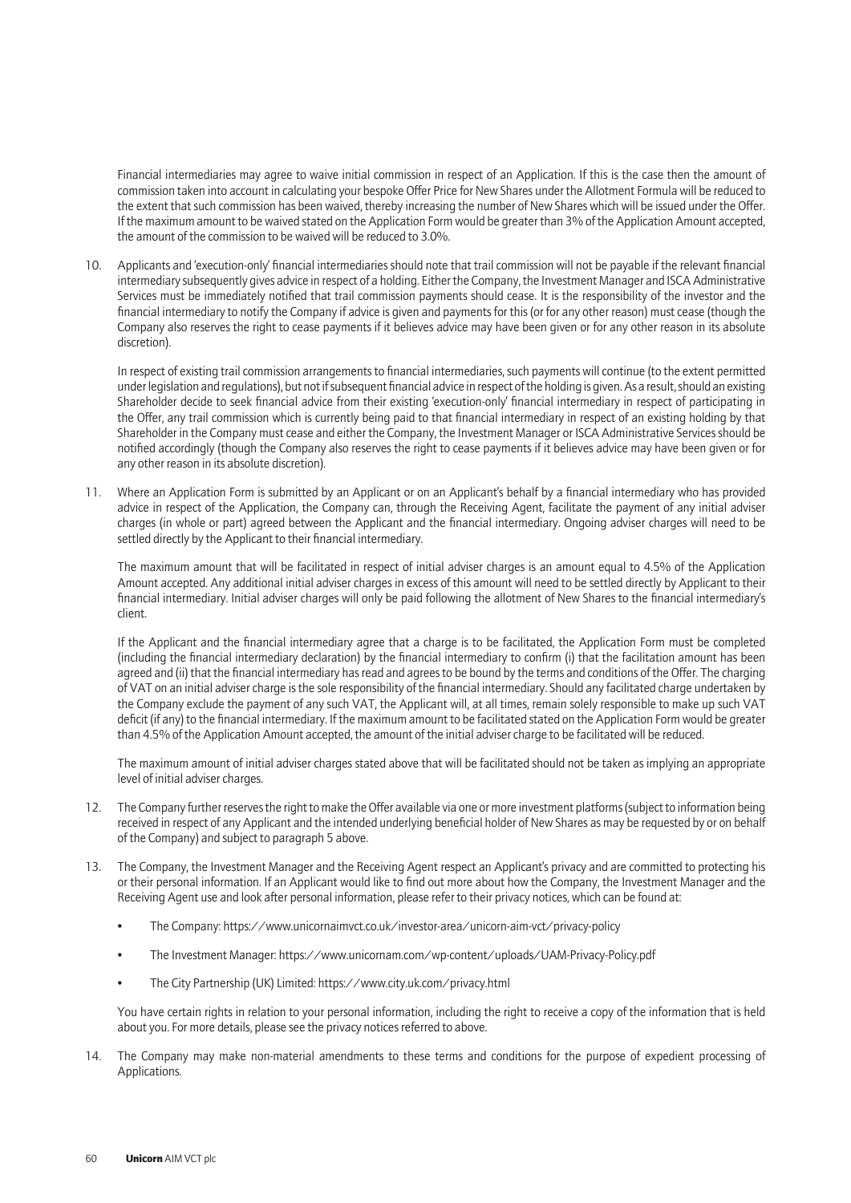Financial intermediaries may agree to waive initial commission in respect of an Application. If this is the case then the amount of commission taken into account in calculating your bespoke Offer Price for New Shares under the Allotment Formula will be reduced to the extent that such commission has been waived, thereby increasing the number of New Shares which will be issued under the Offer. If the maximum amount to be waived stated on the Application Form would be greater than 3% of the Application Amount accepted, the amount of the commission to be waived will be reduced to 3.0%.

10. Applicants and 'execution-only' financial intermediaries should note that trail commission will not be payable if the relevant financial intermediary subsequently gives advice in respect of a holding. Either the Company, the Investment Manager and ISCA Administrative Services must be immediately notified that trail commission payments should cease. It is the responsibility of the investor and the financial intermediary to notify the Company if advice is given and payments for this (or for any other reason) must cease (though the Company also reserves the right to cease payments if it believes advice may have been given or for any other reason in its absolute discretion).

    In respect of existing trail commission arrangements to financial intermediaries, such payments will continue (to the extent permitted under legislation and regulations), but not if subsequent financial advice in respect of the holding is given. As a result, should an existing Shareholder decide to seek financial advice from their existing 'execution-only' financial intermediary in respect of participating in the Offer, any trail commission which is currently being paid to that financial intermediary in respect of an existing holding by that Shareholder in the Company must cease and either the Company, the Investment Manager or ISCA Administrative Services should be notified accordingly (though the Company also reserves the right to cease payments if it believes advice may have been given or for any other reason in its absolute discretion).

11. Where an Application Form is submitted by an Applicant or on an Applicant's behalf by a financial intermediary who has provided advice in respect of the Application, the Company can, through the Receiving Agent, facilitate the payment of any initial adviser charges (in whole or part) agreed between the Applicant and the financial intermediary. Ongoing adviser charges will need to be settled directly by the Applicant to their financial intermediary.

    The maximum amount that will be facilitated in respect of initial adviser charges is an amount equal to 4.5% of the Application Amount accepted. Any additional initial adviser charges in excess of this amount will need to be settled directly by Applicant to their financial intermediary. Initial adviser charges will only be paid following the allotment of New Shares to the financial intermediary's client.

    If the Applicant and the financial intermediary agree that a charge is to be facilitated, the Application Form must be completed (including the financial intermediary declaration) by the financial intermediary to confirm (i) that the facilitation amount has been agreed and (ii) that the financial intermediary has read and agrees to be bound by the terms and conditions of the Offer. The charging of VAT on an initial adviser charge is the sole responsibility of the financial intermediary. Should any facilitated charge undertaken by the Company exclude the payment of any such VAT, the Applicant will, at all times, remain solely responsible to make up such VAT deficit (if any) to the financial intermediary. If the maximum amount to be facilitated stated on the Application Form would be greater than 4.5% of the Application Amount accepted, the amount of the initial adviser charge to be facilitated will be reduced.

    The maximum amount of initial adviser charges stated above that will be facilitated should not be taken as implying an appropriate level of initial adviser charges.

12. The Company further reserves the right to make the Offer available via one or more investment platforms (subject to information being received in respect of any Applicant and the intended underlying beneficial holder of New Shares as may be requested by or on behalf of the Company) and subject to paragraph 5 above.

13. The Company, the Investment Manager and the Receiving Agent respect an Applicant's privacy and are committed to protecting his or their personal information. If an Applicant would like to find out more about how the Company, the Investment Manager and the Receiving Agent use and look after personal information, please refer to their privacy notices, which can be found at:

    - The Company: https://www.unicornaimvct.co.uk/investor-area/unicorn-aim-vct/privacy-policy
    - The Investment Manager: https://www.unicornam.com/wp-content/uploads/UAM-Privacy-Policy.pdf
    - The City Partnership (UK) Limited: https://www.city.uk.com/privacy.html

    You have certain rights in relation to your personal information, including the right to receive a copy of the information that is held about you. For more details, please see the privacy notices referred to above.

14. The Company may make non-material amendments to these terms and conditions for the purpose of expedient processing of Applications.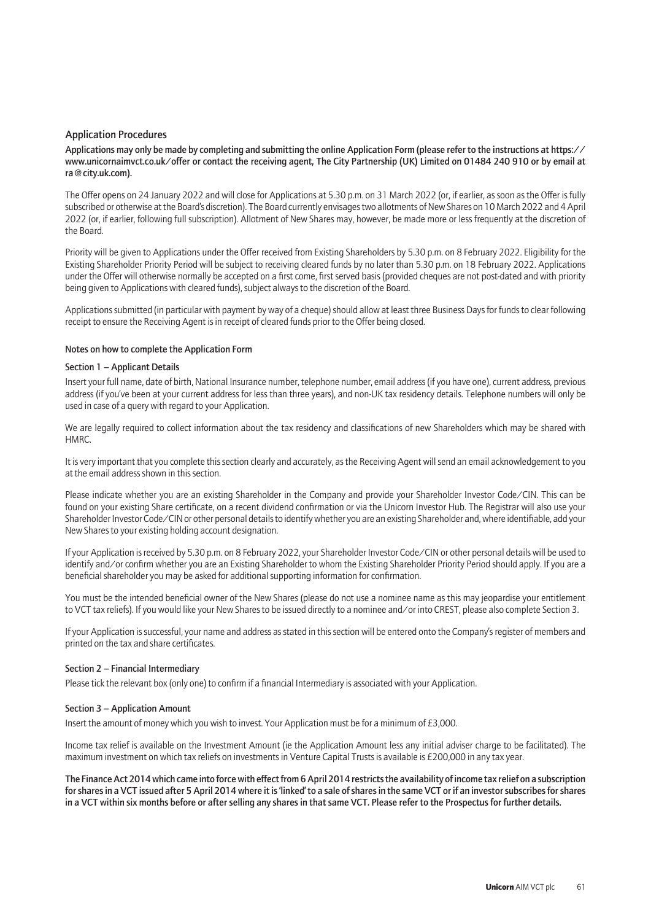## Application Procedures

**Applications may only be made by completing and submitting the online Application Form (please refer to the instructions at https://www.unicornaimvct.co.uk/offer or contact the receiving agent, The City Partnership (UK) Limited on 01484 240 910 or by email at ra@city.uk.com).**

The Offer opens on 24 January 2022 and will close for Applications at 5.30 p.m. on 31 March 2022 (or, if earlier, as soon as the Offer is fully subscribed or otherwise at the Board's discretion). The Board currently envisages two allotments of New Shares on 10 March 2022 and 4 April 2022 (or, if earlier, following full subscription). Allotment of New Shares may, however, be made more or less frequently at the discretion of the Board.

Priority will be given to Applications under the Offer received from Existing Shareholders by 5.30 p.m. on 8 February 2022. Eligibility for the Existing Shareholder Priority Period will be subject to receiving cleared funds by no later than 5.30 p.m. on 18 February 2022. Applications under the Offer will otherwise normally be accepted on a first come, first served basis (provided cheques are not post-dated and with priority being given to Applications with cleared funds), subject always to the discretion of the Board.

Applications submitted (in particular with payment by way of a cheque) should allow at least three Business Days for funds to clear following receipt to ensure the Receiving Agent is in receipt of cleared funds prior to the Offer being closed.

### Notes on how to complete the Application Form

#### Section 1 – Applicant Details

Insert your full name, date of birth, National Insurance number, telephone number, email address (if you have one), current address, previous address (if you've been at your current address for less than three years), and non-UK tax residency details. Telephone numbers will only be used in case of a query with regard to your Application.

We are legally required to collect information about the tax residency and classifications of new Shareholders which may be shared with HMRC.

It is very important that you complete this section clearly and accurately, as the Receiving Agent will send an email acknowledgement to you at the email address shown in this section.

Please indicate whether you are an existing Shareholder in the Company and provide your Shareholder Investor Code/CIN. This can be found on your existing Share certificate, on a recent dividend confirmation or via the Unicorn Investor Hub. The Registrar will also use your Shareholder Investor Code/CIN or other personal details to identify whether you are an existing Shareholder and, where identifiable, add your New Shares to your existing holding account designation.

If your Application is received by 5.30 p.m. on 8 February 2022, your Shareholder Investor Code/CIN or other personal details will be used to identify and/or confirm whether you are an Existing Shareholder to whom the Existing Shareholder Priority Period should apply. If you are a beneficial shareholder you may be asked for additional supporting information for confirmation.

You must be the intended beneficial owner of the New Shares (please do not use a nominee name as this may jeopardise your entitlement to VCT tax reliefs). If you would like your New Shares to be issued directly to a nominee and/or into CREST, please also complete Section 3.

If your Application is successful, your name and address as stated in this section will be entered onto the Company's register of members and printed on the tax and share certificates.

#### Section 2 – Financial Intermediary

Please tick the relevant box (only one) to confirm if a financial Intermediary is associated with your Application.

#### Section 3 – Application Amount

Insert the amount of money which you wish to invest. Your Application must be for a minimum of £3,000.

Income tax relief is available on the Investment Amount (ie the Application Amount less any initial adviser charge to be facilitated). The maximum investment on which tax reliefs on investments in Venture Capital Trusts is available is £200,000 in any tax year.

**The Finance Act 2014 which came into force with effect from 6 April 2014 restricts the availability of income tax relief on a subscription for shares in a VCT issued after 5 April 2014 where it is 'linked' to a sale of shares in the same VCT or if an investor subscribes for shares in a VCT within six months before or after selling any shares in that same VCT. Please refer to the Prospectus for further details.**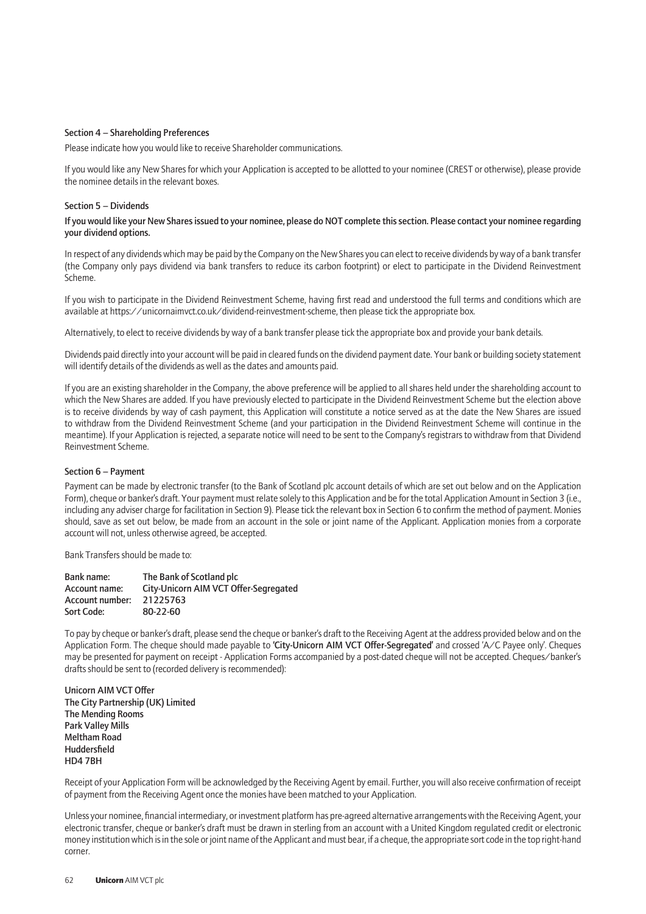### Section 4 – Shareholding Preferences

Please indicate how you would like to receive Shareholder communications.

If you would like any New Shares for which your Application is accepted to be allotted to your nominee (CREST or otherwise), please provide the nominee details in the relevant boxes.

### Section 5 – Dividends

**If you would like your New Shares issued to your nominee, please do NOT complete this section. Please contact your nominee regarding your dividend options.**

In respect of any dividends which may be paid by the Company on the New Shares you can elect to receive dividends by way of a bank transfer (the Company only pays dividend via bank transfers to reduce its carbon footprint) or elect to participate in the Dividend Reinvestment Scheme.

If you wish to participate in the Dividend Reinvestment Scheme, having first read and understood the full terms and conditions which are available at https://unicornaimvct.co.uk/dividend-reinvestment-scheme, then please tick the appropriate box.

Alternatively, to elect to receive dividends by way of a bank transfer please tick the appropriate box and provide your bank details.

Dividends paid directly into your account will be paid in cleared funds on the dividend payment date. Your bank or building society statement will identify details of the dividends as well as the dates and amounts paid.

If you are an existing shareholder in the Company, the above preference will be applied to all shares held under the shareholding account to which the New Shares are added. If you have previously elected to participate in the Dividend Reinvestment Scheme but the election above is to receive dividends by way of cash payment, this Application will constitute a notice served as at the date the New Shares are issued to withdraw from the Dividend Reinvestment Scheme (and your participation in the Dividend Reinvestment Scheme will continue in the meantime). If your Application is rejected, a separate notice will need to be sent to the Company's registrars to withdraw from that Dividend Reinvestment Scheme.

### Section 6 – Payment

Payment can be made by electronic transfer (to the Bank of Scotland plc account details of which are set out below and on the Application Form), cheque or banker's draft. Your payment must relate solely to this Application and be for the total Application Amount in Section 3 (i.e., including any adviser charge for facilitation in Section 9). Please tick the relevant box in Section 6 to confirm the method of payment. Monies should, save as set out below, be made from an account in the sole or joint name of the Applicant. Application monies from a corporate account will not, unless otherwise agreed, be accepted.

Bank Transfers should be made to:

**Bank name:** **The Bank of Scotland plc**
**Account name:** **City-Unicorn AIM VCT Offer-Segregated**
**Account number:** **21225763**
**Sort Code:** **80-22-60**

To pay by cheque or banker's draft, please send the cheque or banker's draft to the Receiving Agent at the address provided below and on the Application Form. The cheque should made payable to **'City-Unicorn AIM VCT Offer-Segregated'** and crossed 'A/C Payee only'. Cheques may be presented for payment on receipt - Application Forms accompanied by a post-dated cheque will not be accepted. Cheques/banker's drafts should be sent to (recorded delivery is recommended):

**Unicorn AIM VCT Offer**
**The City Partnership (UK) Limited**
**The Mending Rooms**
**Park Valley Mills**
**Meltham Road**
**Huddersfield**
**HD4 7BH**

Receipt of your Application Form will be acknowledged by the Receiving Agent by email. Further, you will also receive confirmation of receipt of payment from the Receiving Agent once the monies have been matched to your Application.

Unless your nominee, financial intermediary, or investment platform has pre-agreed alternative arrangements with the Receiving Agent, your electronic transfer, cheque or banker's draft must be drawn in sterling from an account with a United Kingdom regulated credit or electronic money institution which is in the sole or joint name of the Applicant and must bear, if a cheque, the appropriate sort code in the top right-hand corner.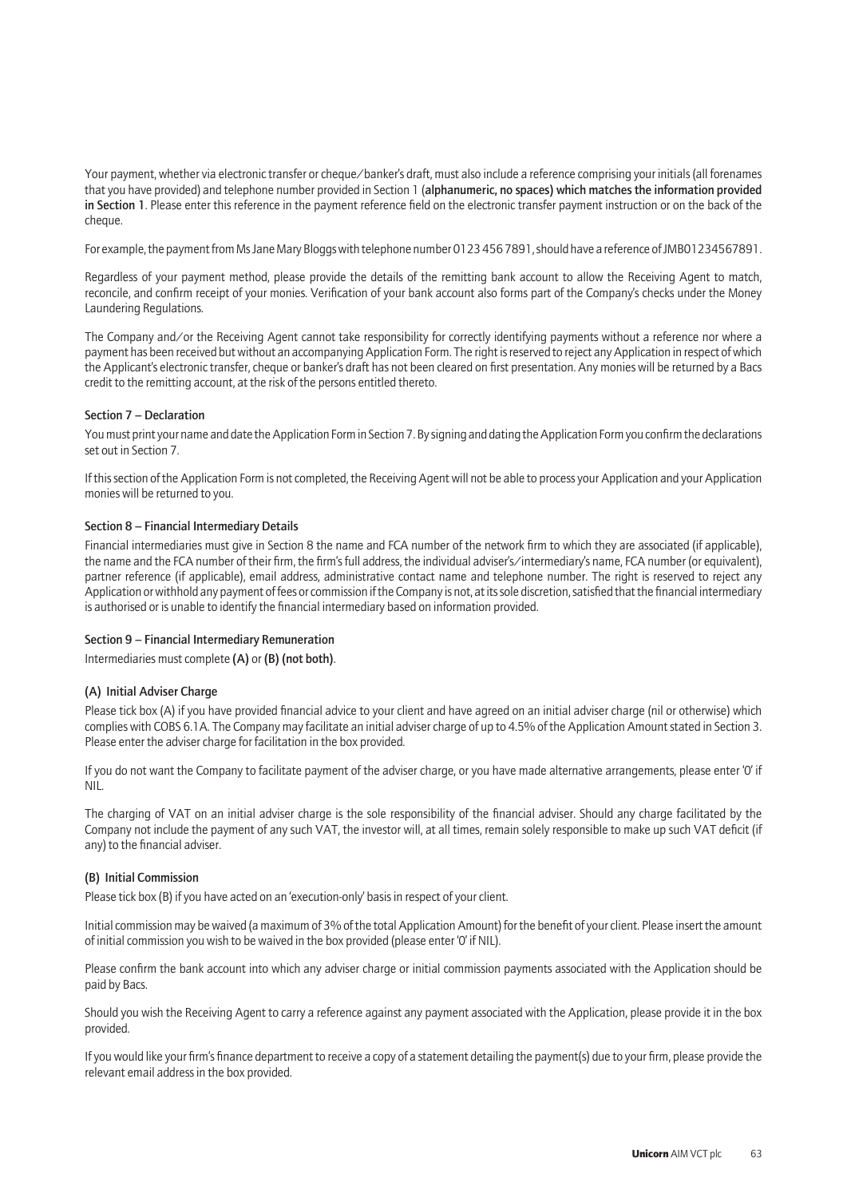Your payment, whether via electronic transfer or cheque/banker's draft, must also include a reference comprising your initials (all forenames that you have provided) and telephone number provided in Section 1 (**alphanumeric, no spaces) which matches the information provided in Section 1**. Please enter this reference in the payment reference field on the electronic transfer payment instruction or on the back of the cheque.

For example, the payment from Ms Jane Mary Bloggs with telephone number 0123 456 7891, should have a reference of JMB01234567891.

Regardless of your payment method, please provide the details of the remitting bank account to allow the Receiving Agent to match, reconcile, and confirm receipt of your monies. Verification of your bank account also forms part of the Company's checks under the Money Laundering Regulations.

The Company and/or the Receiving Agent cannot take responsibility for correctly identifying payments without a reference nor where a payment has been received but without an accompanying Application Form. The right is reserved to reject any Application in respect of which the Applicant's electronic transfer, cheque or banker's draft has not been cleared on first presentation. Any monies will be returned by a Bacs credit to the remitting account, at the risk of the persons entitled thereto.

### Section 7 – Declaration

You must print your name and date the Application Form in Section 7. By signing and dating the Application Form you confirm the declarations set out in Section 7.

If this section of the Application Form is not completed, the Receiving Agent will not be able to process your Application and your Application monies will be returned to you.

### Section 8 – Financial Intermediary Details

Financial intermediaries must give in Section 8 the name and FCA number of the network firm to which they are associated (if applicable), the name and the FCA number of their firm, the firm's full address, the individual adviser's/intermediary's name, FCA number (or equivalent), partner reference (if applicable), email address, administrative contact name and telephone number. The right is reserved to reject any Application or withhold any payment of fees or commission if the Company is not, at its sole discretion, satisfied that the financial intermediary is authorised or is unable to identify the financial intermediary based on information provided.

### Section 9 – Financial Intermediary Remuneration

Intermediaries must complete **(A)** or **(B) (not both)**.

#### (A) Initial Adviser Charge

Please tick box (A) if you have provided financial advice to your client and have agreed on an initial adviser charge (nil or otherwise) which complies with COBS 6.1A. The Company may facilitate an initial adviser charge of up to 4.5% of the Application Amount stated in Section 3. Please enter the adviser charge for facilitation in the box provided.

If you do not want the Company to facilitate payment of the adviser charge, or you have made alternative arrangements, please enter '0' if NIL.

The charging of VAT on an initial adviser charge is the sole responsibility of the financial adviser. Should any charge facilitated by the Company not include the payment of any such VAT, the investor will, at all times, remain solely responsible to make up such VAT deficit (if any) to the financial adviser.

#### (B) Initial Commission

Please tick box (B) if you have acted on an 'execution-only' basis in respect of your client.

Initial commission may be waived (a maximum of 3% of the total Application Amount) for the benefit of your client. Please insert the amount of initial commission you wish to be waived in the box provided (please enter '0' if NIL).

Please confirm the bank account into which any adviser charge or initial commission payments associated with the Application should be paid by Bacs.

Should you wish the Receiving Agent to carry a reference against any payment associated with the Application, please provide it in the box provided.

If you would like your firm's finance department to receive a copy of a statement detailing the payment(s) due to your firm, please provide the relevant email address in the box provided.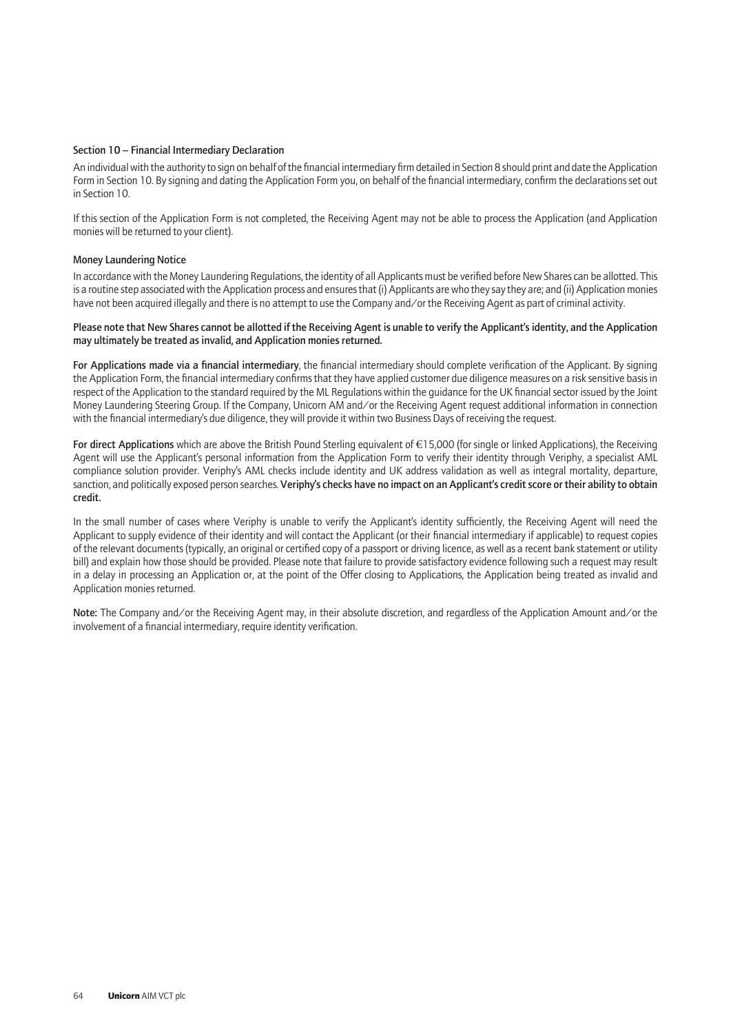### Section 10 – Financial Intermediary Declaration

An individual with the authority to sign on behalf of the financial intermediary firm detailed in Section 8 should print and date the Application Form in Section 10. By signing and dating the Application Form you, on behalf of the financial intermediary, confirm the declarations set out in Section 10.

If this section of the Application Form is not completed, the Receiving Agent may not be able to process the Application (and Application monies will be returned to your client).

### Money Laundering Notice

In accordance with the Money Laundering Regulations, the identity of all Applicants must be verified before New Shares can be allotted. This is a routine step associated with the Application process and ensures that (i) Applicants are who they say they are; and (ii) Application monies have not been acquired illegally and there is no attempt to use the Company and/or the Receiving Agent as part of criminal activity.

**Please note that New Shares cannot be allotted if the Receiving Agent is unable to verify the Applicant's identity, and the Application may ultimately be treated as invalid, and Application monies returned.**

**For Applications made via a financial intermediary**, the financial intermediary should complete verification of the Applicant. By signing the Application Form, the financial intermediary confirms that they have applied customer due diligence measures on a risk sensitive basis in respect of the Application to the standard required by the ML Regulations within the guidance for the UK financial sector issued by the Joint Money Laundering Steering Group. If the Company, Unicorn AM and/or the Receiving Agent request additional information in connection with the financial intermediary's due diligence, they will provide it within two Business Days of receiving the request.

**For direct Applications** which are above the British Pound Sterling equivalent of €15,000 (for single or linked Applications), the Receiving Agent will use the Applicant's personal information from the Application Form to verify their identity through Veriphy, a specialist AML compliance solution provider. Veriphy's AML checks include identity and UK address validation as well as integral mortality, departure, sanction, and politically exposed person searches. **Veriphy's checks have no impact on an Applicant's credit score or their ability to obtain credit.**

In the small number of cases where Veriphy is unable to verify the Applicant's identity sufficiently, the Receiving Agent will need the Applicant to supply evidence of their identity and will contact the Applicant (or their financial intermediary if applicable) to request copies of the relevant documents (typically, an original or certified copy of a passport or driving licence, as well as a recent bank statement or utility bill) and explain how those should be provided. Please note that failure to provide satisfactory evidence following such a request may result in a delay in processing an Application or, at the point of the Offer closing to Applications, the Application being treated as invalid and Application monies returned.

**Note:** The Company and/or the Receiving Agent may, in their absolute discretion, and regardless of the Application Amount and/or the involvement of a financial intermediary, require identity verification.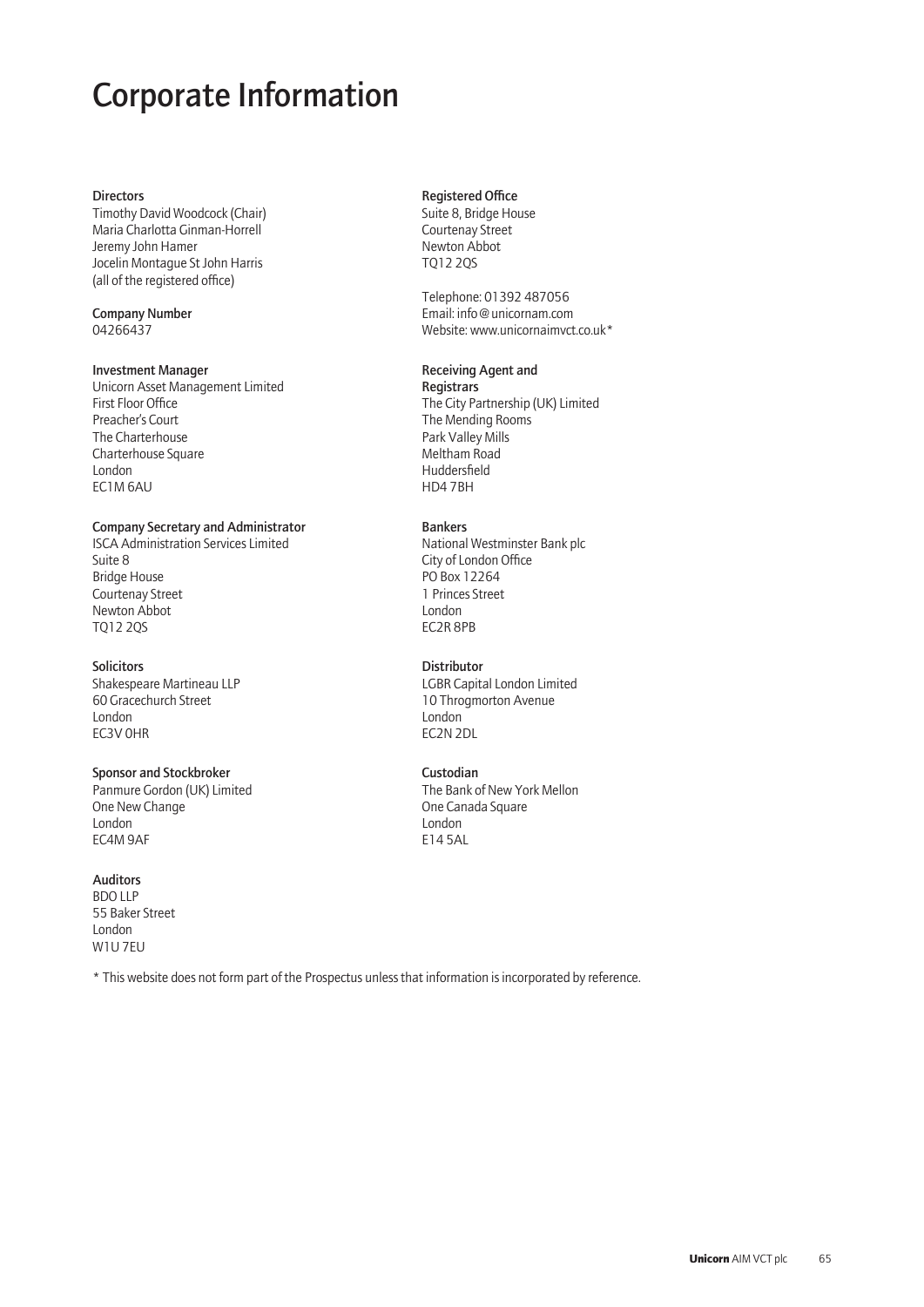# Corporate Information

**Directors**
Timothy David Woodcock (Chair)
Maria Charlotta Ginman-Horrell
Jeremy John Hamer
Jocelin Montague St John Harris
(all of the registered office)

**Company Number**
04266437

**Investment Manager**
Unicorn Asset Management Limited
First Floor Office
Preacher's Court
The Charterhouse
Charterhouse Square
London
EC1M 6AU

**Company Secretary and Administrator**
ISCA Administration Services Limited
Suite 8
Bridge House
Courtenay Street
Newton Abbot
TQ12 2QS

**Solicitors**
Shakespeare Martineau LLP
60 Gracechurch Street
London
EC3V 0HR

**Sponsor and Stockbroker**
Panmure Gordon (UK) Limited
One New Change
London
EC4M 9AF

**Auditors**
BDO LLP
55 Baker Street
London
W1U 7EU

**Registered Office**
Suite 8, Bridge House
Courtenay Street
Newton Abbot
TQ12 2QS

Telephone: 01392 487056
Email: info@unicornam.com
Website: www.unicornaimvct.co.uk*

**Receiving Agent and Registrars**
The City Partnership (UK) Limited
The Mending Rooms
Park Valley Mills
Meltham Road
Huddersfield
HD4 7BH

**Bankers**
National Westminster Bank plc
City of London Office
PO Box 12264
1 Princes Street
London
EC2R 8PB

**Distributor**
LGBR Capital London Limited
10 Throgmorton Avenue
London
EC2N 2DL

**Custodian**
The Bank of New York Mellon
One Canada Square
London
E14 5AL

* This website does not form part of the Prospectus unless that information is incorporated by reference.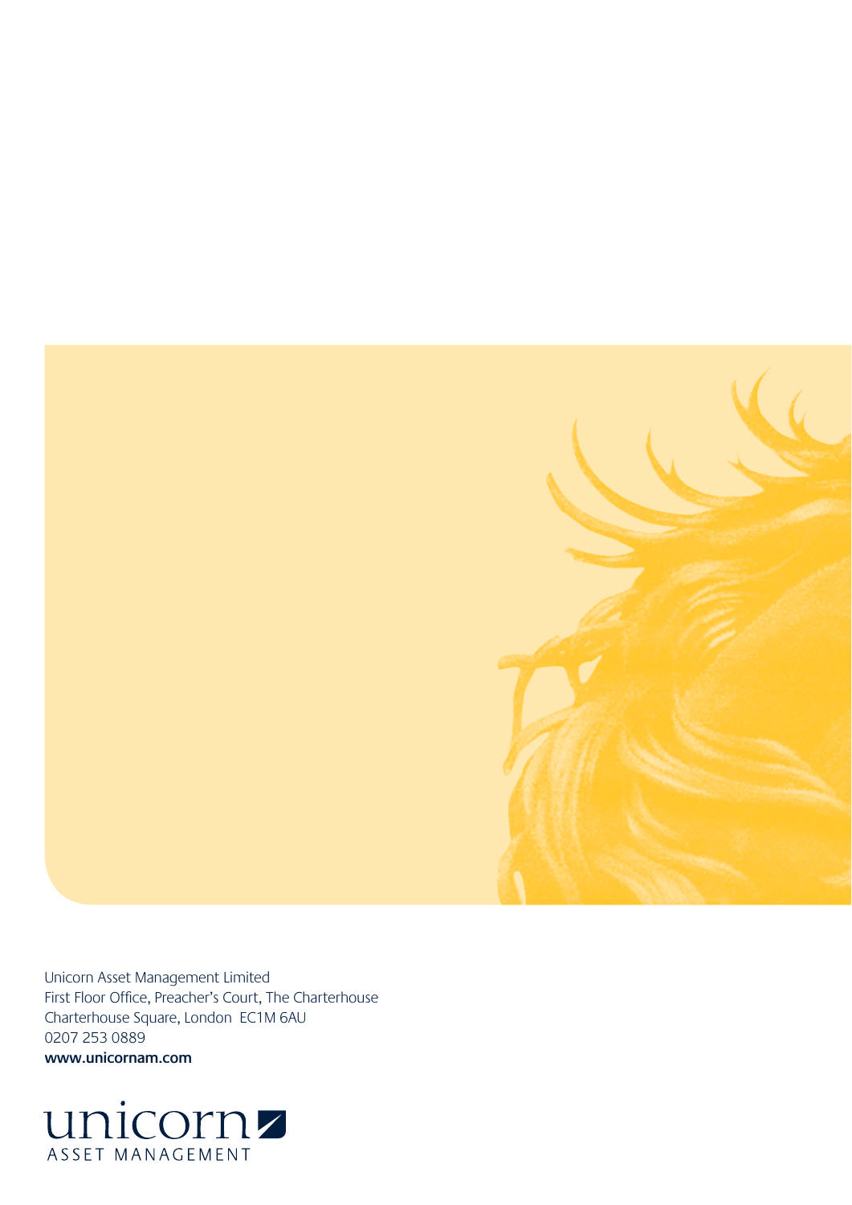Unicorn Asset Management Limited
First Floor Office, Preacher's Court, The Charterhouse
Charterhouse Square, London  EC1M 6AU
0207 253 0889
**www.unicornam.com**

unicorn
ASSET MANAGEMENT